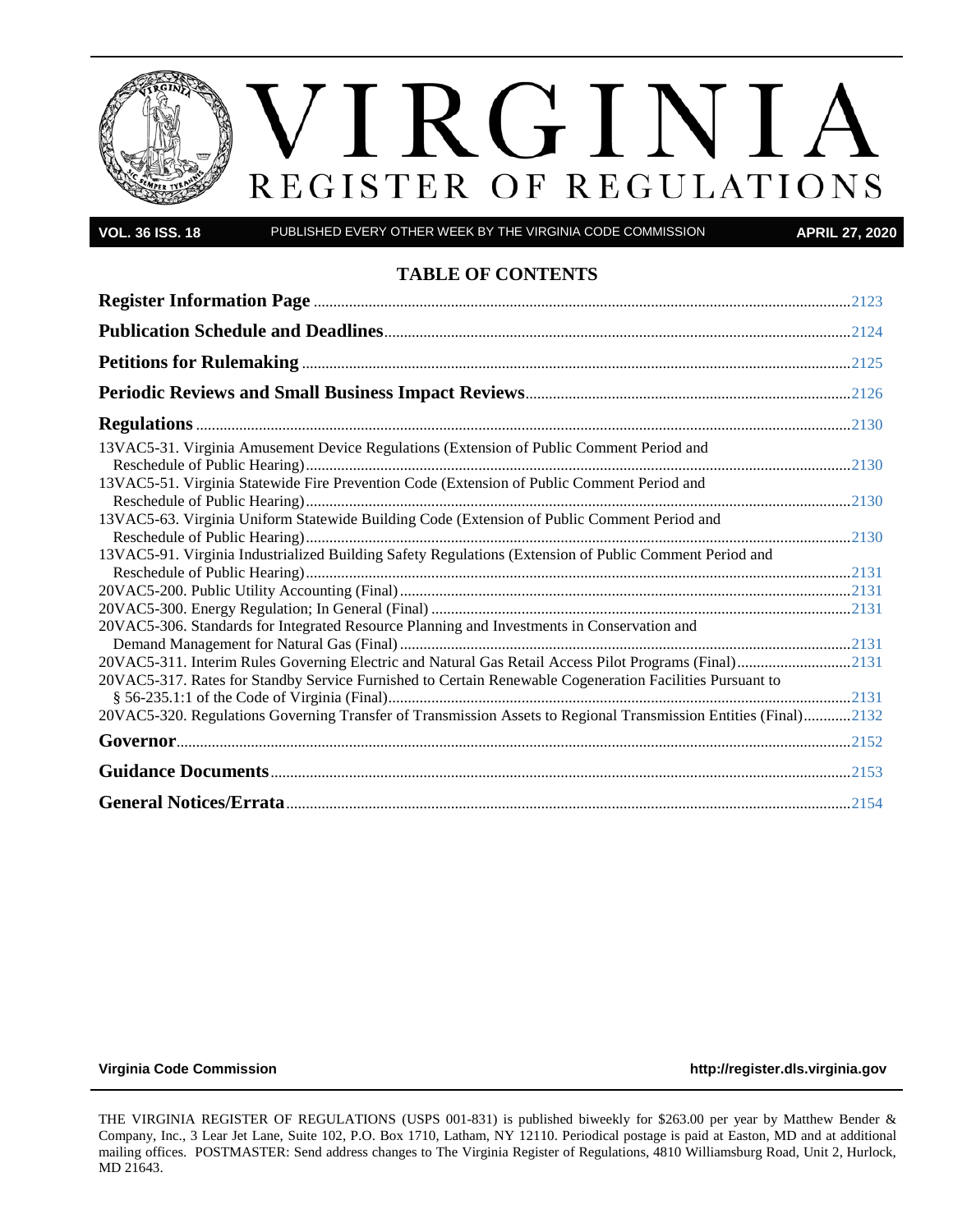# VIRGINIA REGISTER OF REGULATIONS

**VOL. 36 ISS. 18** PUBLISHED EVERY OTHER WEEK BY THE VIRGINIA CODE COMMISSION **APRIL 27, 2020**

## TABLE OF CONTENTS

**Register Information Page** ....... 2123

**Publication Schedule and Deadlines** ....... 2124

**Petitions for Rulemaking** ....... 2125

**Periodic Reviews and Small Business Impact Reviews** ....... 2126

**Regulations** ....... 2130

13VAC5-31. Virginia Amusement Device Regulations (Extension of Public Comment Period and Reschedule of Public Hearing) ....... 2130

13VAC5-51. Virginia Statewide Fire Prevention Code (Extension of Public Comment Period and Reschedule of Public Hearing) ....... 2130

13VAC5-63. Virginia Uniform Statewide Building Code (Extension of Public Comment Period and Reschedule of Public Hearing) ....... 2130

13VAC5-91. Virginia Industrialized Building Safety Regulations (Extension of Public Comment Period and Reschedule of Public Hearing) ....... 2131

20VAC5-200. Public Utility Accounting (Final) ....... 2131

20VAC5-300. Energy Regulation; In General (Final) ....... 2131

20VAC5-306. Standards for Integrated Resource Planning and Investments in Conservation and Demand Management for Natural Gas (Final) ....... 2131

20VAC5-311. Interim Rules Governing Electric and Natural Gas Retail Access Pilot Programs (Final) ....... 2131

20VAC5-317. Rates for Standby Service Furnished to Certain Renewable Cogeneration Facilities Pursuant to § 56-235.1:1 of the Code of Virginia (Final) ....... 2131

20VAC5-320. Regulations Governing Transfer of Transmission Assets to Regional Transmission Entities (Final) ....... 2132

**Governor** ....... 2152

**Guidance Documents** ....... 2153

**General Notices/Errata** ....... 2154

**Virginia Code Commission** **http://register.dls.virginia.gov**

THE VIRGINIA REGISTER OF REGULATIONS (USPS 001-831) is published biweekly for $263.00 per year by Matthew Bender & Company, Inc., 3 Lear Jet Lane, Suite 102, P.O. Box 1710, Latham, NY 12110. Periodical postage is paid at Easton, MD and at additional mailing offices. POSTMASTER: Send address changes to The Virginia Register of Regulations, 4810 Williamsburg Road, Unit 2, Hurlock, MD 21643.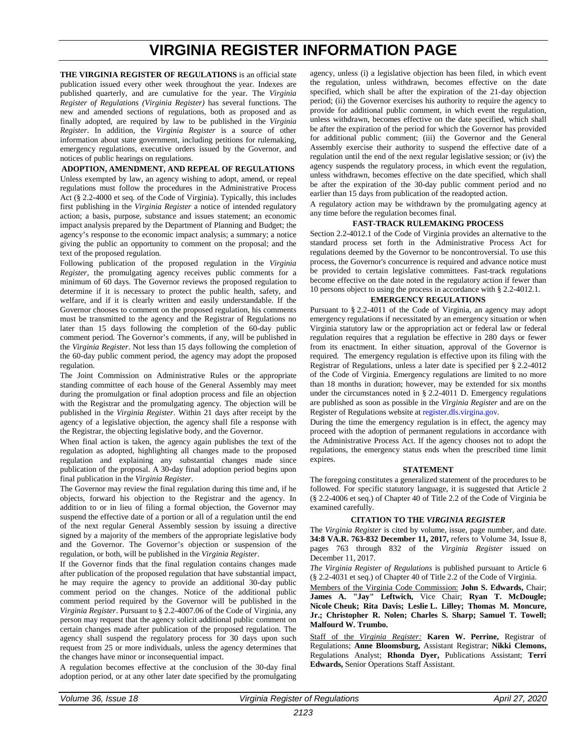# VIRGINIA REGISTER INFORMATION PAGE

**THE VIRGINIA REGISTER OF REGULATIONS** is an official state publication issued every other week throughout the year. Indexes are published quarterly, and are cumulative for the year. The *Virginia Register of Regulations (Virginia Register)* has several functions. The new and amended sections of regulations, both as proposed and as finally adopted, are required by law to be published in the *Virginia Register*. In addition, the *Virginia Register* is a source of other information about state government, including petitions for rulemaking, emergency regulations, executive orders issued by the Governor, and notices of public hearings on regulations.

**ADOPTION, AMENDMENT, AND REPEAL OF REGULATIONS**

Unless exempted by law, an agency wishing to adopt, amend, or repeal regulations must follow the procedures in the Administrative Process Act (§ 2.2-4000 et seq. of the Code of Virginia). Typically, this includes first publishing in the *Virginia Register* a notice of intended regulatory action; a basis, purpose, substance and issues statement; an economic impact analysis prepared by the Department of Planning and Budget; the agency's response to the economic impact analysis; a summary; a notice giving the public an opportunity to comment on the proposal; and the text of the proposed regulation.

Following publication of the proposed regulation in the *Virginia Register*, the promulgating agency receives public comments for a minimum of 60 days. The Governor reviews the proposed regulation to determine if it is necessary to protect the public health, safety, and welfare, and if it is clearly written and easily understandable. If the Governor chooses to comment on the proposed regulation, his comments must be transmitted to the agency and the Registrar of Regulations no later than 15 days following the completion of the 60-day public comment period. The Governor's comments, if any, will be published in the *Virginia Register*. Not less than 15 days following the completion of the 60-day public comment period, the agency may adopt the proposed regulation.

The Joint Commission on Administrative Rules or the appropriate standing committee of each house of the General Assembly may meet during the promulgation or final adoption process and file an objection with the Registrar and the promulgating agency. The objection will be published in the *Virginia Register*. Within 21 days after receipt by the agency of a legislative objection, the agency shall file a response with the Registrar, the objecting legislative body, and the Governor.

When final action is taken, the agency again publishes the text of the regulation as adopted, highlighting all changes made to the proposed regulation and explaining any substantial changes made since publication of the proposal. A 30-day final adoption period begins upon final publication in the *Virginia Register*.

The Governor may review the final regulation during this time and, if he objects, forward his objection to the Registrar and the agency. In addition to or in lieu of filing a formal objection, the Governor may suspend the effective date of a portion or all of a regulation until the end of the next regular General Assembly session by issuing a directive signed by a majority of the members of the appropriate legislative body and the Governor. The Governor's objection or suspension of the regulation, or both, will be published in the *Virginia Register*.

If the Governor finds that the final regulation contains changes made after publication of the proposed regulation that have substantial impact, he may require the agency to provide an additional 30-day public comment period on the changes. Notice of the additional public comment period required by the Governor will be published in the *Virginia Register*. Pursuant to § 2.2-4007.06 of the Code of Virginia, any person may request that the agency solicit additional public comment on certain changes made after publication of the proposed regulation. The agency shall suspend the regulatory process for 30 days upon such request from 25 or more individuals, unless the agency determines that the changes have minor or inconsequential impact.

A regulation becomes effective at the conclusion of the 30-day final adoption period, or at any other later date specified by the promulgating agency, unless (i) a legislative objection has been filed, in which event the regulation, unless withdrawn, becomes effective on the date specified, which shall be after the expiration of the 21-day objection period; (ii) the Governor exercises his authority to require the agency to provide for additional public comment, in which event the regulation, unless withdrawn, becomes effective on the date specified, which shall be after the expiration of the period for which the Governor has provided for additional public comment; (iii) the Governor and the General Assembly exercise their authority to suspend the effective date of a regulation until the end of the next regular legislative session; or (iv) the agency suspends the regulatory process, in which event the regulation, unless withdrawn, becomes effective on the date specified, which shall be after the expiration of the 30-day public comment period and no earlier than 15 days from publication of the readopted action.

A regulatory action may be withdrawn by the promulgating agency at any time before the regulation becomes final.

**FAST-TRACK RULEMAKING PROCESS**

Section 2.2-4012.1 of the Code of Virginia provides an alternative to the standard process set forth in the Administrative Process Act for regulations deemed by the Governor to be noncontroversial. To use this process, the Governor's concurrence is required and advance notice must be provided to certain legislative committees. Fast-track regulations become effective on the date noted in the regulatory action if fewer than 10 persons object to using the process in accordance with § 2.2-4012.1.

**EMERGENCY REGULATIONS**

Pursuant to § 2.2-4011 of the Code of Virginia, an agency may adopt emergency regulations if necessitated by an emergency situation or when Virginia statutory law or the appropriation act or federal law or federal regulation requires that a regulation be effective in 280 days or fewer from its enactment. In either situation, approval of the Governor is required. The emergency regulation is effective upon its filing with the Registrar of Regulations, unless a later date is specified per § 2.2-4012 of the Code of Virginia. Emergency regulations are limited to no more than 18 months in duration; however, may be extended for six months under the circumstances noted in § 2.2-4011 D. Emergency regulations are published as soon as possible in the *Virginia Register* and are on the Register of Regulations website at register.dls.virgina.gov.

During the time the emergency regulation is in effect, the agency may proceed with the adoption of permanent regulations in accordance with the Administrative Process Act. If the agency chooses not to adopt the regulations, the emergency status ends when the prescribed time limit expires.

**STATEMENT**

The foregoing constitutes a generalized statement of the procedures to be followed. For specific statutory language, it is suggested that Article 2 (§ 2.2-4006 et seq.) of Chapter 40 of Title 2.2 of the Code of Virginia be examined carefully.

**CITATION TO THE *VIRGINIA REGISTER***

The *Virginia Register* is cited by volume, issue, page number, and date. **34:8 VA.R. 763-832 December 11, 2017,** refers to Volume 34, Issue 8, pages 763 through 832 of the *Virginia Register* issued on December 11, 2017.

*The Virginia Register of Regulations* is published pursuant to Article 6 (§ 2.2-4031 et seq.) of Chapter 40 of Title 2.2 of the Code of Virginia.

Members of the Virginia Code Commission: **John S. Edwards,** Chair; **James A. "Jay" Leftwich,** Vice Chair; **Ryan T. McDougle; Nicole Cheuk; Rita Davis; Leslie L. Lilley; Thomas M. Moncure, Jr.; Christopher R. Nolen; Charles S. Sharp; Samuel T. Towell; Malfourd W. Trumbo.**

Staff of the *Virginia Register:* **Karen W. Perrine,** Registrar of Regulations; **Anne Bloomsburg,** Assistant Registrar; **Nikki Clemons,** Regulations Analyst; **Rhonda Dyer,** Publications Assistant; **Terri Edwards,** Senior Operations Staff Assistant.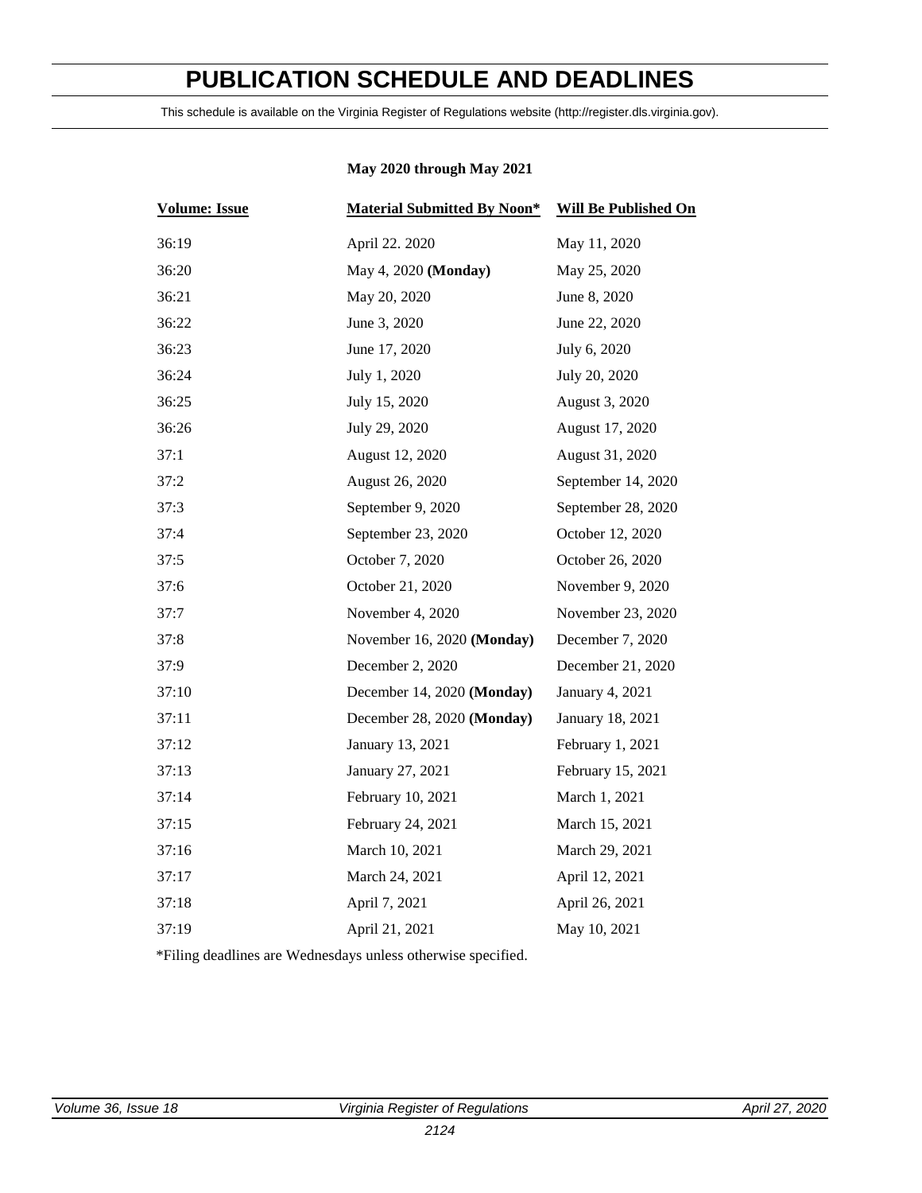# PUBLICATION SCHEDULE AND DEADLINES

This schedule is available on the Virginia Register of Regulations website (http://register.dls.virginia.gov).

**May 2020 through May 2021**

| Volume: Issue | Material Submitted By Noon* | Will Be Published On |
|---|---|---|
| 36:19 | April 22. 2020 | May 11, 2020 |
| 36:20 | May 4, 2020 **(Monday)** | May 25, 2020 |
| 36:21 | May 20, 2020 | June 8, 2020 |
| 36:22 | June 3, 2020 | June 22, 2020 |
| 36:23 | June 17, 2020 | July 6, 2020 |
| 36:24 | July 1, 2020 | July 20, 2020 |
| 36:25 | July 15, 2020 | August 3, 2020 |
| 36:26 | July 29, 2020 | August 17, 2020 |
| 37:1 | August 12, 2020 | August 31, 2020 |
| 37:2 | August 26, 2020 | September 14, 2020 |
| 37:3 | September 9, 2020 | September 28, 2020 |
| 37:4 | September 23, 2020 | October 12, 2020 |
| 37:5 | October 7, 2020 | October 26, 2020 |
| 37:6 | October 21, 2020 | November 9, 2020 |
| 37:7 | November 4, 2020 | November 23, 2020 |
| 37:8 | November 16, 2020 **(Monday)** | December 7, 2020 |
| 37:9 | December 2, 2020 | December 21, 2020 |
| 37:10 | December 14, 2020 **(Monday)** | January 4, 2021 |
| 37:11 | December 28, 2020 **(Monday)** | January 18, 2021 |
| 37:12 | January 13, 2021 | February 1, 2021 |
| 37:13 | January 27, 2021 | February 15, 2021 |
| 37:14 | February 10, 2021 | March 1, 2021 |
| 37:15 | February 24, 2021 | March 15, 2021 |
| 37:16 | March 10, 2021 | March 29, 2021 |
| 37:17 | March 24, 2021 | April 12, 2021 |
| 37:18 | April 7, 2021 | April 26, 2021 |
| 37:19 | April 21, 2021 | May 10, 2021 |

*Filing deadlines are Wednesdays unless otherwise specified.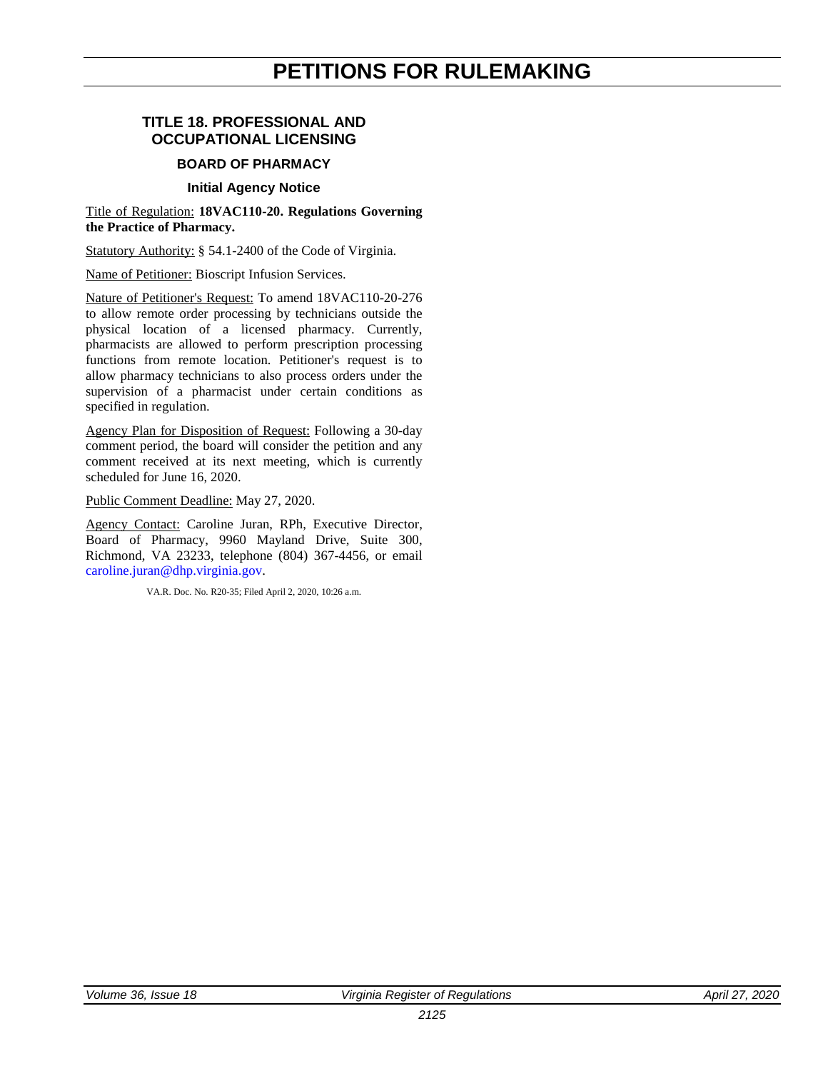# PETITIONS FOR RULEMAKING

## TITLE 18. PROFESSIONAL AND OCCUPATIONAL LICENSING

### BOARD OF PHARMACY

#### Initial Agency Notice

Title of Regulation: **18VAC110-20. Regulations Governing the Practice of Pharmacy.**

Statutory Authority: § 54.1-2400 of the Code of Virginia.

Name of Petitioner: Bioscript Infusion Services.

Nature of Petitioner's Request: To amend 18VAC110-20-276 to allow remote order processing by technicians outside the physical location of a licensed pharmacy. Currently, pharmacists are allowed to perform prescription processing functions from remote location. Petitioner's request is to allow pharmacy technicians to also process orders under the supervision of a pharmacist under certain conditions as specified in regulation.

Agency Plan for Disposition of Request: Following a 30-day comment period, the board will consider the petition and any comment received at its next meeting, which is currently scheduled for June 16, 2020.

Public Comment Deadline: May 27, 2020.

Agency Contact: Caroline Juran, RPh, Executive Director, Board of Pharmacy, 9960 Mayland Drive, Suite 300, Richmond, VA 23233, telephone (804) 367-4456, or email caroline.juran@dhp.virginia.gov.

VA.R. Doc. No. R20-35; Filed April 2, 2020, 10:26 a.m.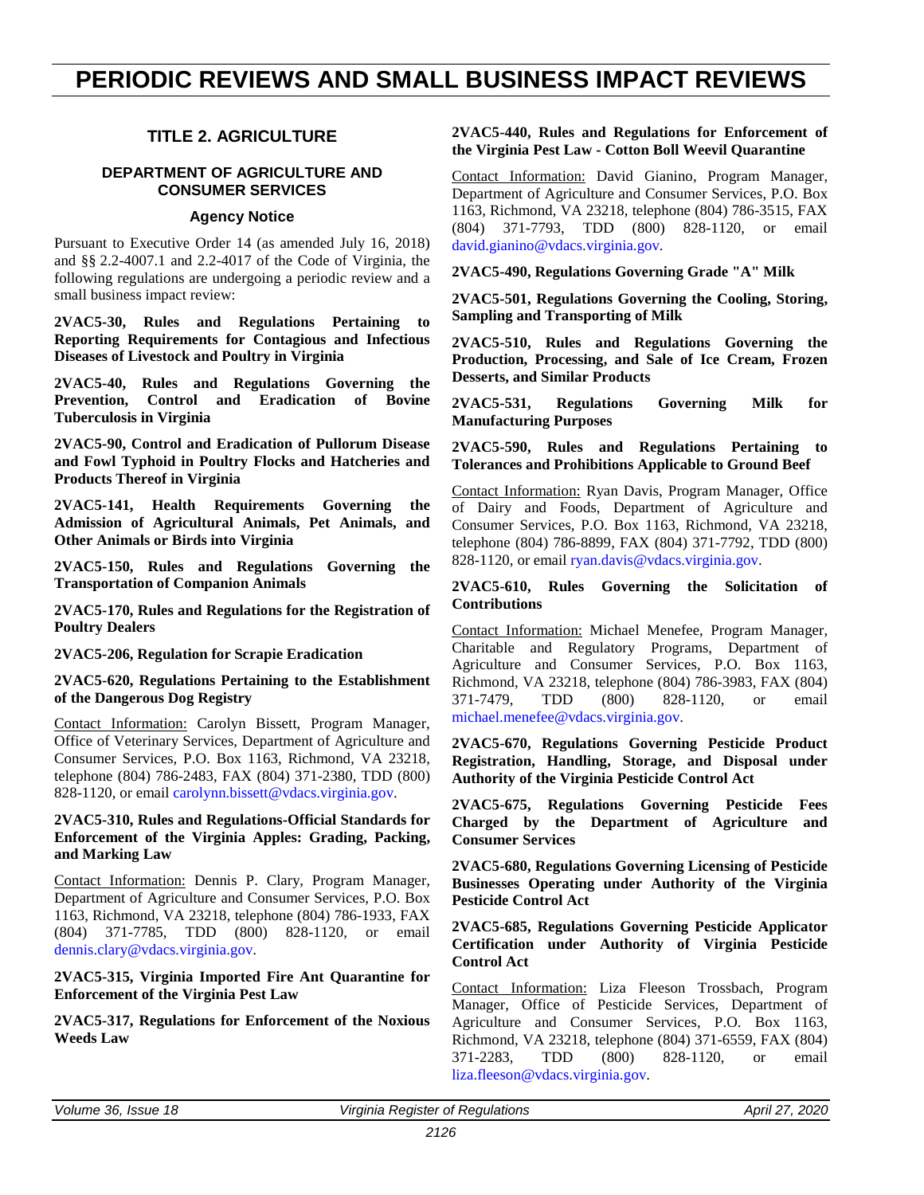# PERIODIC REVIEWS AND SMALL BUSINESS IMPACT REVIEWS

## TITLE 2. AGRICULTURE

### DEPARTMENT OF AGRICULTURE AND CONSUMER SERVICES

#### Agency Notice

Pursuant to Executive Order 14 (as amended July 16, 2018) and §§ 2.2-4007.1 and 2.2-4017 of the Code of Virginia, the following regulations are undergoing a periodic review and a small business impact review:

**2VAC5-30, Rules and Regulations Pertaining to Reporting Requirements for Contagious and Infectious Diseases of Livestock and Poultry in Virginia**

**2VAC5-40, Rules and Regulations Governing the Prevention, Control and Eradication of Bovine Tuberculosis in Virginia**

**2VAC5-90, Control and Eradication of Pullorum Disease and Fowl Typhoid in Poultry Flocks and Hatcheries and Products Thereof in Virginia**

**2VAC5-141, Health Requirements Governing the Admission of Agricultural Animals, Pet Animals, and Other Animals or Birds into Virginia**

**2VAC5-150, Rules and Regulations Governing the Transportation of Companion Animals**

**2VAC5-170, Rules and Regulations for the Registration of Poultry Dealers**

**2VAC5-206, Regulation for Scrapie Eradication**

**2VAC5-620, Regulations Pertaining to the Establishment of the Dangerous Dog Registry**

Contact Information: Carolyn Bissett, Program Manager, Office of Veterinary Services, Department of Agriculture and Consumer Services, P.O. Box 1163, Richmond, VA 23218, telephone (804) 786-2483, FAX (804) 371-2380, TDD (800) 828-1120, or email carolynn.bissett@vdacs.virginia.gov.

**2VAC5-310, Rules and Regulations-Official Standards for Enforcement of the Virginia Apples: Grading, Packing, and Marking Law**

Contact Information: Dennis P. Clary, Program Manager, Department of Agriculture and Consumer Services, P.O. Box 1163, Richmond, VA 23218, telephone (804) 786-1933, FAX (804) 371-7785, TDD (800) 828-1120, or email dennis.clary@vdacs.virginia.gov.

**2VAC5-315, Virginia Imported Fire Ant Quarantine for Enforcement of the Virginia Pest Law**

**2VAC5-317, Regulations for Enforcement of the Noxious Weeds Law**

**2VAC5-440, Rules and Regulations for Enforcement of the Virginia Pest Law - Cotton Boll Weevil Quarantine**

Contact Information: David Gianino, Program Manager, Department of Agriculture and Consumer Services, P.O. Box 1163, Richmond, VA 23218, telephone (804) 786-3515, FAX (804) 371-7793, TDD (800) 828-1120, or email david.gianino@vdacs.virginia.gov.

**2VAC5-490, Regulations Governing Grade "A" Milk**

**2VAC5-501, Regulations Governing the Cooling, Storing, Sampling and Transporting of Milk**

**2VAC5-510, Rules and Regulations Governing the Production, Processing, and Sale of Ice Cream, Frozen Desserts, and Similar Products**

**2VAC5-531, Regulations Governing Milk for Manufacturing Purposes**

**2VAC5-590, Rules and Regulations Pertaining to Tolerances and Prohibitions Applicable to Ground Beef**

Contact Information: Ryan Davis, Program Manager, Office of Dairy and Foods, Department of Agriculture and Consumer Services, P.O. Box 1163, Richmond, VA 23218, telephone (804) 786-8899, FAX (804) 371-7792, TDD (800) 828-1120, or email ryan.davis@vdacs.virginia.gov.

**2VAC5-610, Rules Governing the Solicitation of Contributions**

Contact Information: Michael Menefee, Program Manager, Charitable and Regulatory Programs, Department of Agriculture and Consumer Services, P.O. Box 1163, Richmond, VA 23218, telephone (804) 786-3983, FAX (804) 371-7479, TDD (800) 828-1120, or email michael.menefee@vdacs.virginia.gov.

**2VAC5-670, Regulations Governing Pesticide Product Registration, Handling, Storage, and Disposal under Authority of the Virginia Pesticide Control Act**

**2VAC5-675, Regulations Governing Pesticide Fees Charged by the Department of Agriculture and Consumer Services**

**2VAC5-680, Regulations Governing Licensing of Pesticide Businesses Operating under Authority of the Virginia Pesticide Control Act**

**2VAC5-685, Regulations Governing Pesticide Applicator Certification under Authority of Virginia Pesticide Control Act**

Contact Information: Liza Fleeson Trossbach, Program Manager, Office of Pesticide Services, Department of Agriculture and Consumer Services, P.O. Box 1163, Richmond, VA 23218, telephone (804) 371-6559, FAX (804) 371-2283, TDD (800) 828-1120, or email liza.fleeson@vdacs.virginia.gov.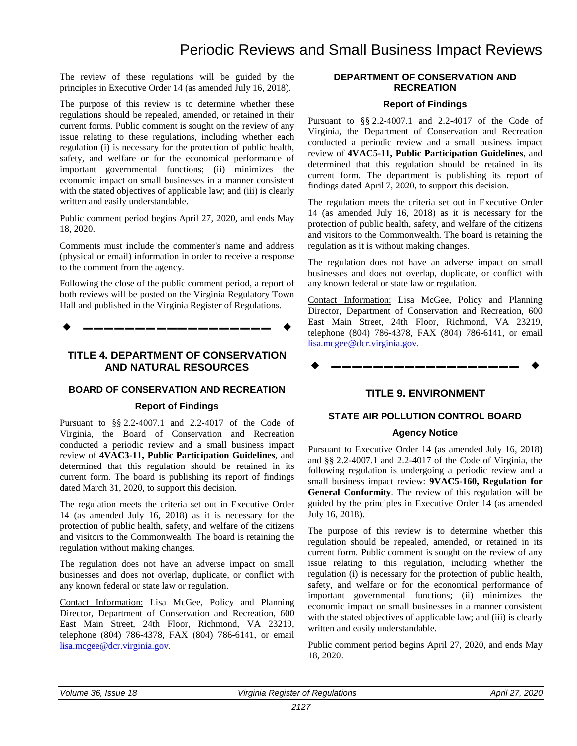The review of these regulations will be guided by the principles in Executive Order 14 (as amended July 16, 2018).

The purpose of this review is to determine whether these regulations should be repealed, amended, or retained in their current forms. Public comment is sought on the review of any issue relating to these regulations, including whether each regulation (i) is necessary for the protection of public health, safety, and welfare or for the economical performance of important governmental functions; (ii) minimizes the economic impact on small businesses in a manner consistent with the stated objectives of applicable law; and (iii) is clearly written and easily understandable.

Public comment period begins April 27, 2020, and ends May 18, 2020.

Comments must include the commenter's name and address (physical or email) information in order to receive a response to the comment from the agency.

Following the close of the public comment period, a report of both reviews will be posted on the Virginia Regulatory Town Hall and published in the Virginia Register of Regulations.

## TITLE 4. DEPARTMENT OF CONSERVATION AND NATURAL RESOURCES

### BOARD OF CONSERVATION AND RECREATION

#### Report of Findings

Pursuant to §§ 2.2-4007.1 and 2.2-4017 of the Code of Virginia, the Board of Conservation and Recreation conducted a periodic review and a small business impact review of **4VAC3-11, Public Participation Guidelines**, and determined that this regulation should be retained in its current form. The board is publishing its report of findings dated March 31, 2020, to support this decision.

The regulation meets the criteria set out in Executive Order 14 (as amended July 16, 2018) as it is necessary for the protection of public health, safety, and welfare of the citizens and visitors to the Commonwealth. The board is retaining the regulation without making changes.

The regulation does not have an adverse impact on small businesses and does not overlap, duplicate, or conflict with any known federal or state law or regulation.

Contact Information: Lisa McGee, Policy and Planning Director, Department of Conservation and Recreation, 600 East Main Street, 24th Floor, Richmond, VA 23219, telephone (804) 786-4378, FAX (804) 786-6141, or email lisa.mcgee@dcr.virginia.gov.

### DEPARTMENT OF CONSERVATION AND RECREATION

#### Report of Findings

Pursuant to §§ 2.2-4007.1 and 2.2-4017 of the Code of Virginia, the Department of Conservation and Recreation conducted a periodic review and a small business impact review of **4VAC5-11, Public Participation Guidelines**, and determined that this regulation should be retained in its current form. The department is publishing its report of findings dated April 7, 2020, to support this decision.

The regulation meets the criteria set out in Executive Order 14 (as amended July 16, 2018) as it is necessary for the protection of public health, safety, and welfare of the citizens and visitors to the Commonwealth. The board is retaining the regulation as it is without making changes.

The regulation does not have an adverse impact on small businesses and does not overlap, duplicate, or conflict with any known federal or state law or regulation.

Contact Information: Lisa McGee, Policy and Planning Director, Department of Conservation and Recreation, 600 East Main Street, 24th Floor, Richmond, VA 23219, telephone (804) 786-4378, FAX (804) 786-6141, or email lisa.mcgee@dcr.virginia.gov.

## TITLE 9. ENVIRONMENT

### STATE AIR POLLUTION CONTROL BOARD

#### Agency Notice

Pursuant to Executive Order 14 (as amended July 16, 2018) and §§ 2.2-4007.1 and 2.2-4017 of the Code of Virginia, the following regulation is undergoing a periodic review and a small business impact review: **9VAC5-160, Regulation for General Conformity**. The review of this regulation will be guided by the principles in Executive Order 14 (as amended July 16, 2018).

The purpose of this review is to determine whether this regulation should be repealed, amended, or retained in its current form. Public comment is sought on the review of any issue relating to this regulation, including whether the regulation (i) is necessary for the protection of public health, safety, and welfare or for the economical performance of important governmental functions; (ii) minimizes the economic impact on small businesses in a manner consistent with the stated objectives of applicable law; and (iii) is clearly written and easily understandable.

Public comment period begins April 27, 2020, and ends May 18, 2020.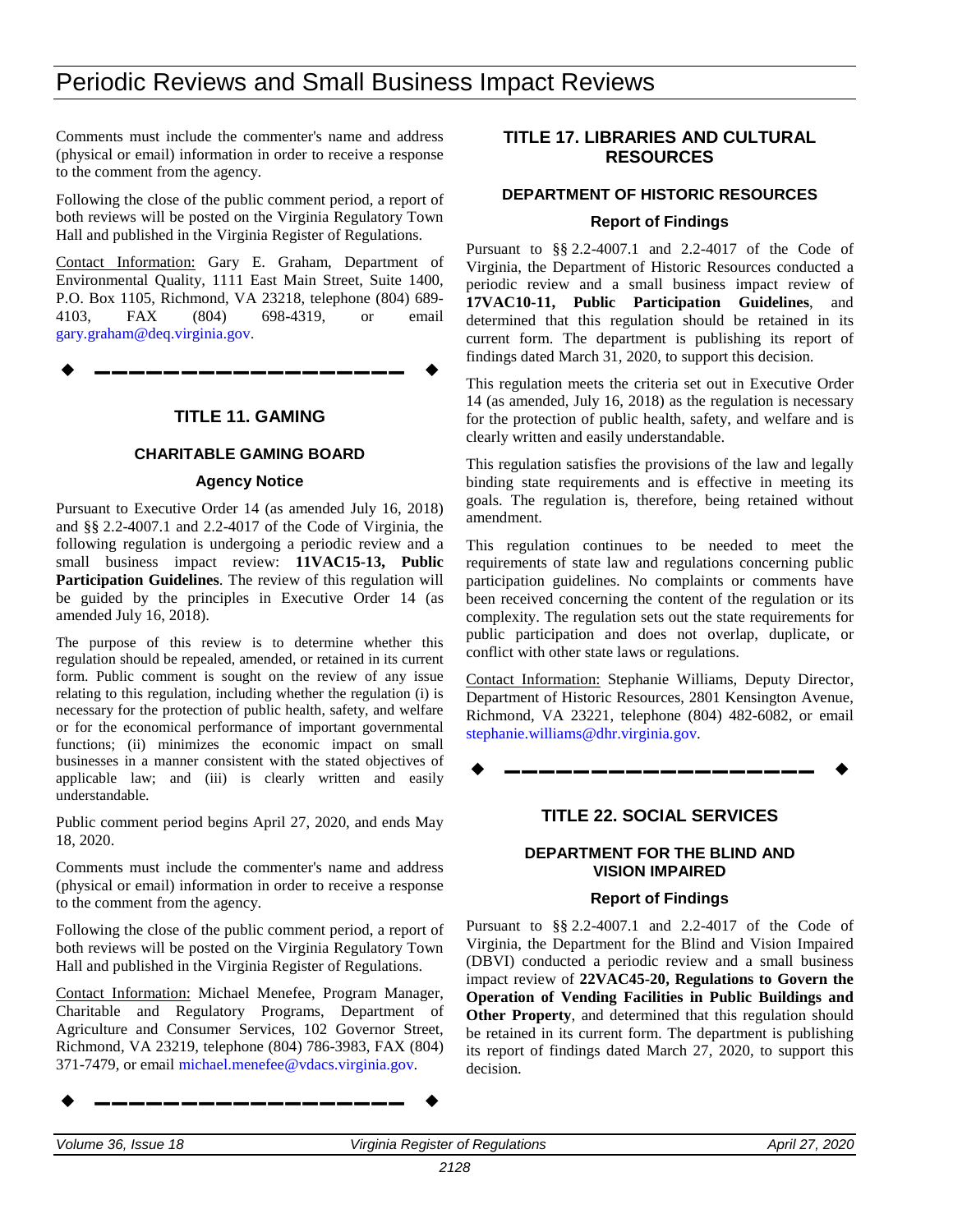Comments must include the commenter's name and address (physical or email) information in order to receive a response to the comment from the agency.

Following the close of the public comment period, a report of both reviews will be posted on the Virginia Regulatory Town Hall and published in the Virginia Register of Regulations.

Contact Information: Gary E. Graham, Department of Environmental Quality, 1111 East Main Street, Suite 1400, P.O. Box 1105, Richmond, VA 23218, telephone (804) 689-4103, FAX (804) 698-4319, or email gary.graham@deq.virginia.gov.

---

## TITLE 11. GAMING

### CHARITABLE GAMING BOARD

#### Agency Notice

Pursuant to Executive Order 14 (as amended July 16, 2018) and §§ 2.2-4007.1 and 2.2-4017 of the Code of Virginia, the following regulation is undergoing a periodic review and a small business impact review: **11VAC15-13, Public Participation Guidelines**. The review of this regulation will be guided by the principles in Executive Order 14 (as amended July 16, 2018).

The purpose of this review is to determine whether this regulation should be repealed, amended, or retained in its current form. Public comment is sought on the review of any issue relating to this regulation, including whether the regulation (i) is necessary for the protection of public health, safety, and welfare or for the economical performance of important governmental functions; (ii) minimizes the economic impact on small businesses in a manner consistent with the stated objectives of applicable law; and (iii) is clearly written and easily understandable.

Public comment period begins April 27, 2020, and ends May 18, 2020.

Comments must include the commenter's name and address (physical or email) information in order to receive a response to the comment from the agency.

Following the close of the public comment period, a report of both reviews will be posted on the Virginia Regulatory Town Hall and published in the Virginia Register of Regulations.

Contact Information: Michael Menefee, Program Manager, Charitable and Regulatory Programs, Department of Agriculture and Consumer Services, 102 Governor Street, Richmond, VA 23219, telephone (804) 786-3983, FAX (804) 371-7479, or email michael.menefee@vdacs.virginia.gov.

---

## TITLE 17. LIBRARIES AND CULTURAL RESOURCES

### DEPARTMENT OF HISTORIC RESOURCES

#### Report of Findings

Pursuant to §§ 2.2-4007.1 and 2.2-4017 of the Code of Virginia, the Department of Historic Resources conducted a periodic review and a small business impact review of **17VAC10-11, Public Participation Guidelines**, and determined that this regulation should be retained in its current form. The department is publishing its report of findings dated March 31, 2020, to support this decision.

This regulation meets the criteria set out in Executive Order 14 (as amended, July 16, 2018) as the regulation is necessary for the protection of public health, safety, and welfare and is clearly written and easily understandable.

This regulation satisfies the provisions of the law and legally binding state requirements and is effective in meeting its goals. The regulation is, therefore, being retained without amendment.

This regulation continues to be needed to meet the requirements of state law and regulations concerning public participation guidelines. No complaints or comments have been received concerning the content of the regulation or its complexity. The regulation sets out the state requirements for public participation and does not overlap, duplicate, or conflict with other state laws or regulations.

Contact Information: Stephanie Williams, Deputy Director, Department of Historic Resources, 2801 Kensington Avenue, Richmond, VA 23221, telephone (804) 482-6082, or email stephanie.williams@dhr.virginia.gov.

---

## TITLE 22. SOCIAL SERVICES

### DEPARTMENT FOR THE BLIND AND VISION IMPAIRED

#### Report of Findings

Pursuant to §§ 2.2-4007.1 and 2.2-4017 of the Code of Virginia, the Department for the Blind and Vision Impaired (DBVI) conducted a periodic review and a small business impact review of **22VAC45-20, Regulations to Govern the Operation of Vending Facilities in Public Buildings and Other Property**, and determined that this regulation should be retained in its current form. The department is publishing its report of findings dated March 27, 2020, to support this decision.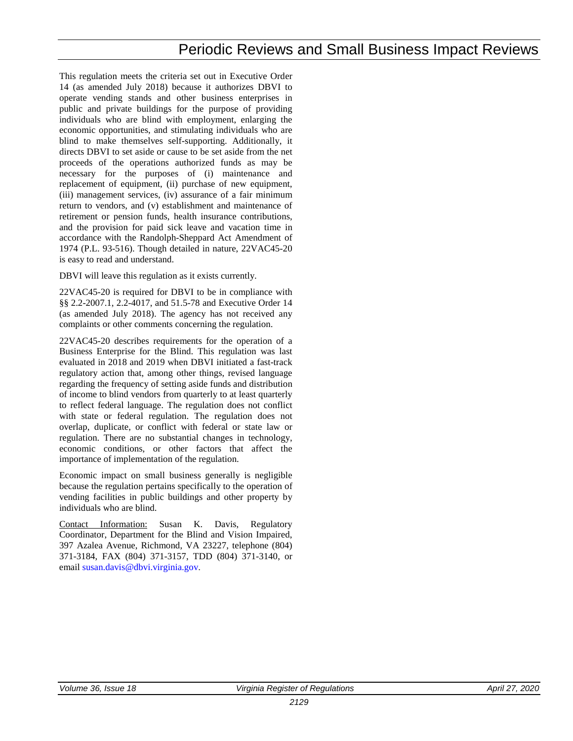This regulation meets the criteria set out in Executive Order 14 (as amended July 2018) because it authorizes DBVI to operate vending stands and other business enterprises in public and private buildings for the purpose of providing individuals who are blind with employment, enlarging the economic opportunities, and stimulating individuals who are blind to make themselves self-supporting. Additionally, it directs DBVI to set aside or cause to be set aside from the net proceeds of the operations authorized funds as may be necessary for the purposes of (i) maintenance and replacement of equipment, (ii) purchase of new equipment, (iii) management services, (iv) assurance of a fair minimum return to vendors, and (v) establishment and maintenance of retirement or pension funds, health insurance contributions, and the provision for paid sick leave and vacation time in accordance with the Randolph-Sheppard Act Amendment of 1974 (P.L. 93-516). Though detailed in nature, 22VAC45-20 is easy to read and understand.

DBVI will leave this regulation as it exists currently.

22VAC45-20 is required for DBVI to be in compliance with §§ 2.2-2007.1, 2.2-4017, and 51.5-78 and Executive Order 14 (as amended July 2018). The agency has not received any complaints or other comments concerning the regulation.

22VAC45-20 describes requirements for the operation of a Business Enterprise for the Blind. This regulation was last evaluated in 2018 and 2019 when DBVI initiated a fast-track regulatory action that, among other things, revised language regarding the frequency of setting aside funds and distribution of income to blind vendors from quarterly to at least quarterly to reflect federal language. The regulation does not conflict with state or federal regulation. The regulation does not overlap, duplicate, or conflict with federal or state law or regulation. There are no substantial changes in technology, economic conditions, or other factors that affect the importance of implementation of the regulation.

Economic impact on small business generally is negligible because the regulation pertains specifically to the operation of vending facilities in public buildings and other property by individuals who are blind.

Contact Information: Susan K. Davis, Regulatory Coordinator, Department for the Blind and Vision Impaired, 397 Azalea Avenue, Richmond, VA 23227, telephone (804) 371-3184, FAX (804) 371-3157, TDD (804) 371-3140, or email susan.davis@dbvi.virginia.gov.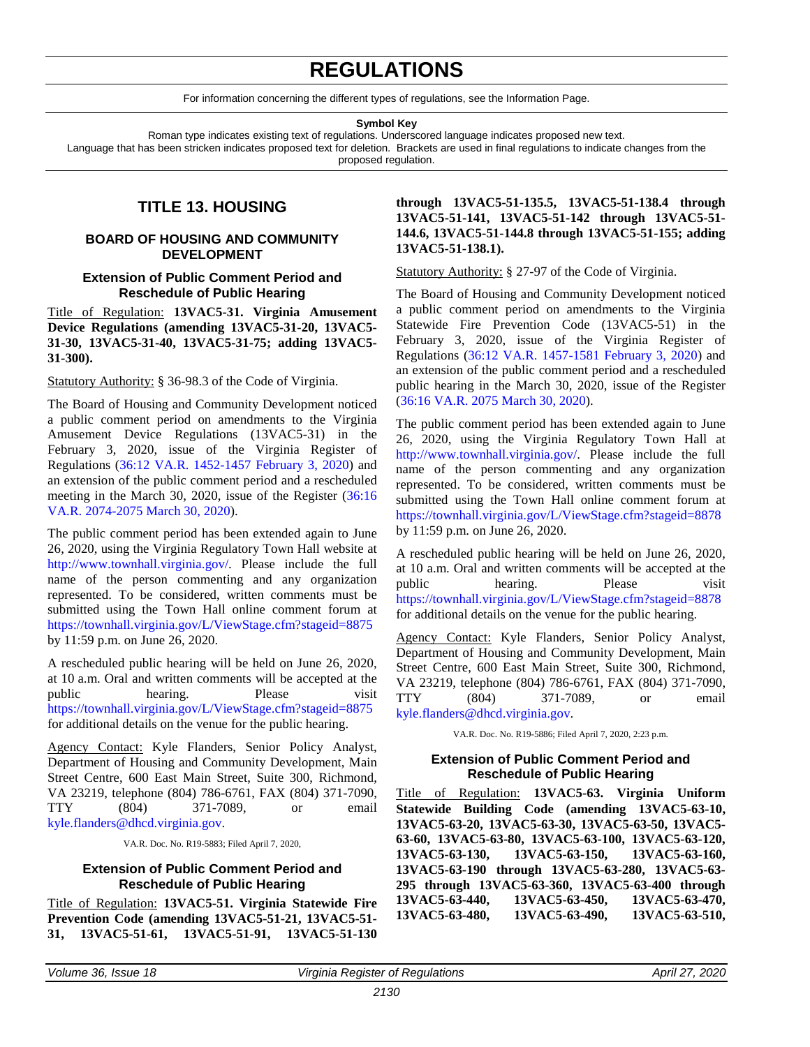# REGULATIONS

For information concerning the different types of regulations, see the Information Page.

**Symbol Key**

Roman type indicates existing text of regulations. Underscored language indicates proposed new text.
Language that has been stricken indicates proposed text for deletion. Brackets are used in final regulations to indicate changes from the proposed regulation.

## TITLE 13. HOUSING

### BOARD OF HOUSING AND COMMUNITY DEVELOPMENT

#### Extension of Public Comment Period and Reschedule of Public Hearing

Title of Regulation: **13VAC5-31. Virginia Amusement Device Regulations (amending 13VAC5-31-20, 13VAC5-31-30, 13VAC5-31-40, 13VAC5-31-75; adding 13VAC5-31-300).**

Statutory Authority: § 36-98.3 of the Code of Virginia.

The Board of Housing and Community Development noticed a public comment period on amendments to the Virginia Amusement Device Regulations (13VAC5-31) in the February 3, 2020, issue of the Virginia Register of Regulations (36:12 VA.R. 1452-1457 February 3, 2020) and an extension of the public comment period and a rescheduled meeting in the March 30, 2020, issue of the Register (36:16 VA.R. 2074-2075 March 30, 2020).

The public comment period has been extended again to June 26, 2020, using the Virginia Regulatory Town Hall website at http://www.townhall.virginia.gov/. Please include the full name of the person commenting and any organization represented. To be considered, written comments must be submitted using the Town Hall online comment forum at https://townhall.virginia.gov/L/ViewStage.cfm?stageid=8875 by 11:59 p.m. on June 26, 2020.

A rescheduled public hearing will be held on June 26, 2020, at 10 a.m. Oral and written comments will be accepted at the public hearing. Please visit https://townhall.virginia.gov/L/ViewStage.cfm?stageid=8875 for additional details on the venue for the public hearing.

Agency Contact: Kyle Flanders, Senior Policy Analyst, Department of Housing and Community Development, Main Street Centre, 600 East Main Street, Suite 300, Richmond, VA 23219, telephone (804) 786-6761, FAX (804) 371-7090, TTY (804) 371-7089, or email kyle.flanders@dhcd.virginia.gov.

VA.R. Doc. No. R19-5883; Filed April 7, 2020,

#### Extension of Public Comment Period and Reschedule of Public Hearing

Title of Regulation: **13VAC5-51. Virginia Statewide Fire Prevention Code (amending 13VAC5-51-21, 13VAC5-51-31, 13VAC5-51-61, 13VAC5-51-91, 13VAC5-51-130 through 13VAC5-51-135.5, 13VAC5-51-138.4 through 13VAC5-51-141, 13VAC5-51-142 through 13VAC5-51-144.6, 13VAC5-51-144.8 through 13VAC5-51-155; adding 13VAC5-51-138.1).**

Statutory Authority: § 27-97 of the Code of Virginia.

The Board of Housing and Community Development noticed a public comment period on amendments to the Virginia Statewide Fire Prevention Code (13VAC5-51) in the February 3, 2020, issue of the Virginia Register of Regulations (36:12 VA.R. 1457-1581 February 3, 2020) and an extension of the public comment period and a rescheduled public hearing in the March 30, 2020, issue of the Register (36:16 VA.R. 2075 March 30, 2020).

The public comment period has been extended again to June 26, 2020, using the Virginia Regulatory Town Hall at http://www.townhall.virginia.gov/. Please include the full name of the person commenting and any organization represented. To be considered, written comments must be submitted using the Town Hall online comment forum at https://townhall.virginia.gov/L/ViewStage.cfm?stageid=8878 by 11:59 p.m. on June 26, 2020.

A rescheduled public hearing will be held on June 26, 2020, at 10 a.m. Oral and written comments will be accepted at the public hearing. Please visit https://townhall.virginia.gov/L/ViewStage.cfm?stageid=8878 for additional details on the venue for the public hearing.

Agency Contact: Kyle Flanders, Senior Policy Analyst, Department of Housing and Community Development, Main Street Centre, 600 East Main Street, Suite 300, Richmond, VA 23219, telephone (804) 786-6761, FAX (804) 371-7090, TTY (804) 371-7089, or email kyle.flanders@dhcd.virginia.gov.

VA.R. Doc. No. R19-5886; Filed April 7, 2020, 2:23 p.m.

#### Extension of Public Comment Period and Reschedule of Public Hearing

Title of Regulation: **13VAC5-63. Virginia Uniform Statewide Building Code (amending 13VAC5-63-10, 13VAC5-63-20, 13VAC5-63-30, 13VAC5-63-50, 13VAC5-63-60, 13VAC5-63-80, 13VAC5-63-100, 13VAC5-63-120, 13VAC5-63-130, 13VAC5-63-150, 13VAC5-63-160, 13VAC5-63-190 through 13VAC5-63-280, 13VAC5-63-295 through 13VAC5-63-360, 13VAC5-63-400 through 13VAC5-63-440, 13VAC5-63-450, 13VAC5-63-470, 13VAC5-63-480, 13VAC5-63-490, 13VAC5-63-510,**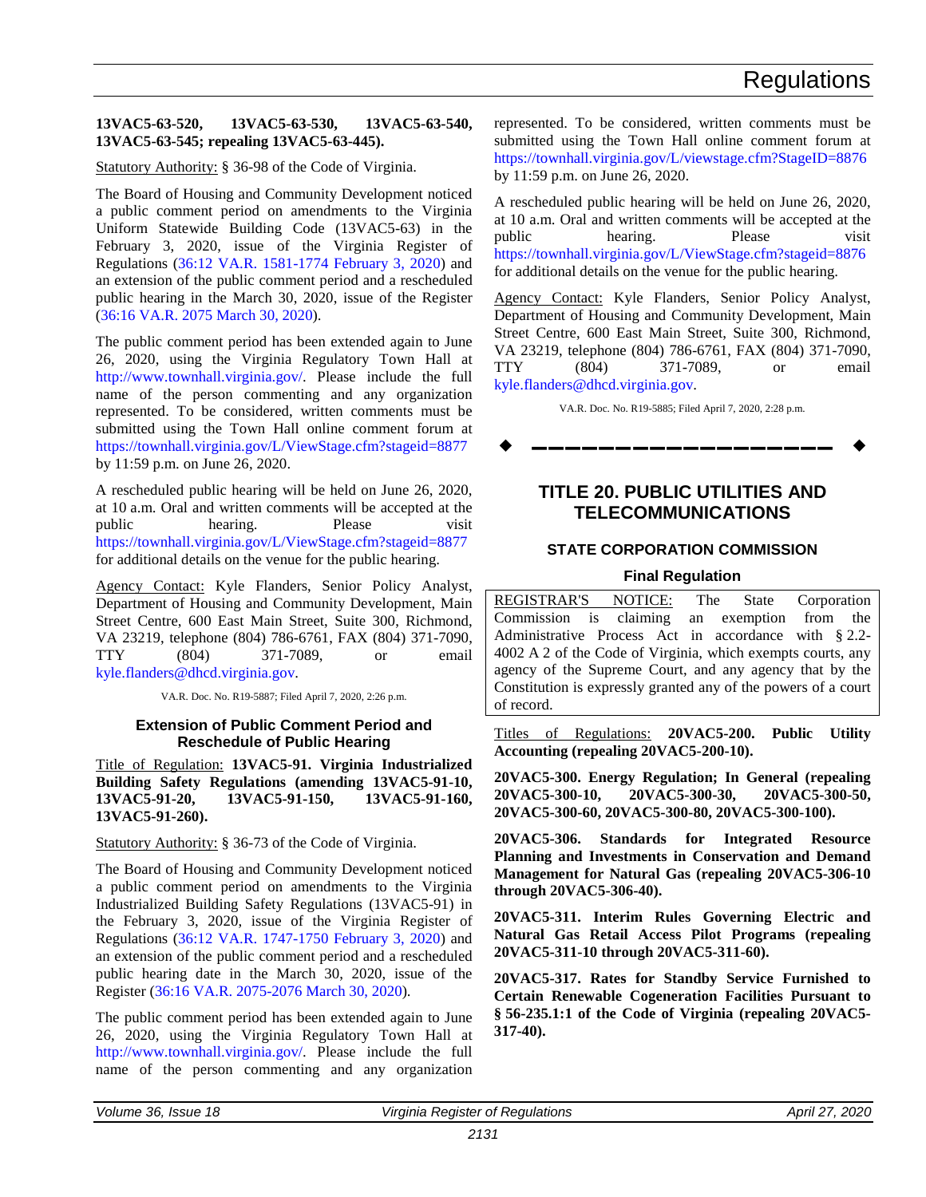**13VAC5-63-520, 13VAC5-63-530, 13VAC5-63-540, 13VAC5-63-545; repealing 13VAC5-63-445).**

Statutory Authority: § 36-98 of the Code of Virginia.

The Board of Housing and Community Development noticed a public comment period on amendments to the Virginia Uniform Statewide Building Code (13VAC5-63) in the February 3, 2020, issue of the Virginia Register of Regulations (36:12 VA.R. 1581-1774 February 3, 2020) and an extension of the public comment period and a rescheduled public hearing in the March 30, 2020, issue of the Register (36:16 VA.R. 2075 March 30, 2020).

The public comment period has been extended again to June 26, 2020, using the Virginia Regulatory Town Hall at http://www.townhall.virginia.gov/. Please include the full name of the person commenting and any organization represented. To be considered, written comments must be submitted using the Town Hall online comment forum at https://townhall.virginia.gov/L/ViewStage.cfm?stageid=8877 by 11:59 p.m. on June 26, 2020.

A rescheduled public hearing will be held on June 26, 2020, at 10 a.m. Oral and written comments will be accepted at the public hearing. Please visit https://townhall.virginia.gov/L/ViewStage.cfm?stageid=8877 for additional details on the venue for the public hearing.

Agency Contact: Kyle Flanders, Senior Policy Analyst, Department of Housing and Community Development, Main Street Centre, 600 East Main Street, Suite 300, Richmond, VA 23219, telephone (804) 786-6761, FAX (804) 371-7090, TTY (804) 371-7089, or email kyle.flanders@dhcd.virginia.gov.

VA.R. Doc. No. R19-5887; Filed April 7, 2020, 2:26 p.m.

### Extension of Public Comment Period and Reschedule of Public Hearing

Title of Regulation: **13VAC5-91. Virginia Industrialized Building Safety Regulations (amending 13VAC5-91-10, 13VAC5-91-20, 13VAC5-91-150, 13VAC5-91-160, 13VAC5-91-260).**

Statutory Authority: § 36-73 of the Code of Virginia.

The Board of Housing and Community Development noticed a public comment period on amendments to the Virginia Industrialized Building Safety Regulations (13VAC5-91) in the February 3, 2020, issue of the Virginia Register of Regulations (36:12 VA.R. 1747-1750 February 3, 2020) and an extension of the public comment period and a rescheduled public hearing date in the March 30, 2020, issue of the Register (36:16 VA.R. 2075-2076 March 30, 2020).

The public comment period has been extended again to June 26, 2020, using the Virginia Regulatory Town Hall at http://www.townhall.virginia.gov/. Please include the full name of the person commenting and any organization represented. To be considered, written comments must be submitted using the Town Hall online comment forum at https://townhall.virginia.gov/L/viewstage.cfm?StageID=8876 by 11:59 p.m. on June 26, 2020.

A rescheduled public hearing will be held on June 26, 2020, at 10 a.m. Oral and written comments will be accepted at the public hearing. Please visit https://townhall.virginia.gov/L/ViewStage.cfm?stageid=8876 for additional details on the venue for the public hearing.

Agency Contact: Kyle Flanders, Senior Policy Analyst, Department of Housing and Community Development, Main Street Centre, 600 East Main Street, Suite 300, Richmond, VA 23219, telephone (804) 786-6761, FAX (804) 371-7090, TTY (804) 371-7089, or email kyle.flanders@dhcd.virginia.gov.

VA.R. Doc. No. R19-5885; Filed April 7, 2020, 2:28 p.m.

◆ ━━━━━━━━━━━━━━━━━━ ◆

# TITLE 20. PUBLIC UTILITIES AND TELECOMMUNICATIONS

## STATE CORPORATION COMMISSION

### Final Regulation

REGISTRAR'S NOTICE: The State Corporation Commission is claiming an exemption from the Administrative Process Act in accordance with § 2.2-4002 A 2 of the Code of Virginia, which exempts courts, any agency of the Supreme Court, and any agency that by the Constitution is expressly granted any of the powers of a court of record.

Titles of Regulations: **20VAC5-200. Public Utility Accounting (repealing 20VAC5-200-10).**

**20VAC5-300. Energy Regulation; In General (repealing 20VAC5-300-10, 20VAC5-300-30, 20VAC5-300-50, 20VAC5-300-60, 20VAC5-300-80, 20VAC5-300-100).**

**20VAC5-306. Standards for Integrated Resource Planning and Investments in Conservation and Demand Management for Natural Gas (repealing 20VAC5-306-10 through 20VAC5-306-40).**

**20VAC5-311. Interim Rules Governing Electric and Natural Gas Retail Access Pilot Programs (repealing 20VAC5-311-10 through 20VAC5-311-60).**

**20VAC5-317. Rates for Standby Service Furnished to Certain Renewable Cogeneration Facilities Pursuant to § 56-235.1:1 of the Code of Virginia (repealing 20VAC5-317-40).**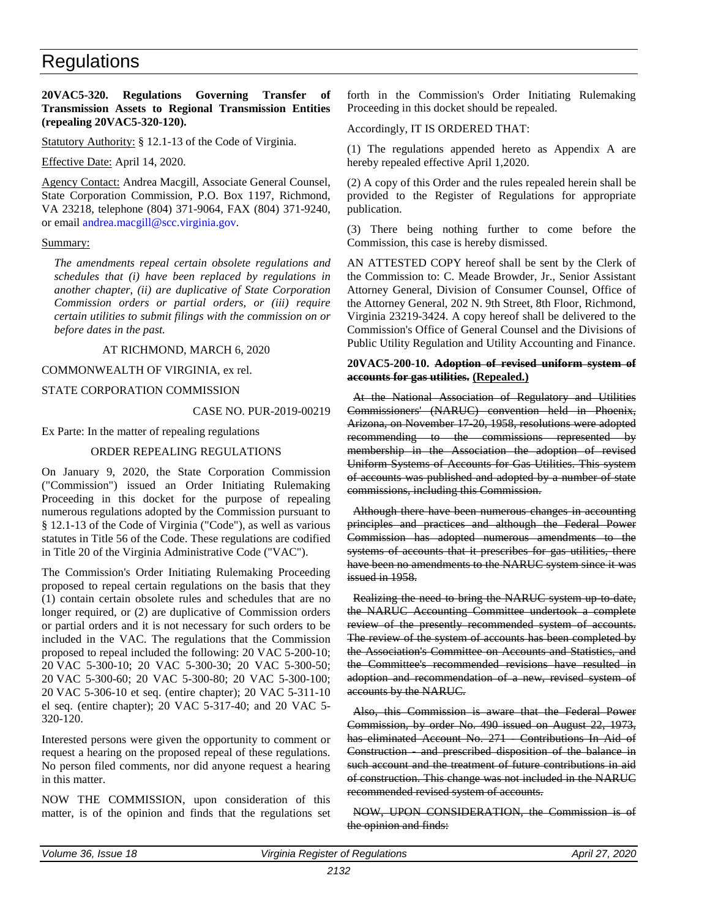# Regulations

**20VAC5-320. Regulations Governing Transfer of Transmission Assets to Regional Transmission Entities (repealing 20VAC5-320-120).**

Statutory Authority: § 12.1-13 of the Code of Virginia.

Effective Date: April 14, 2020.

Agency Contact: Andrea Macgill, Associate General Counsel, State Corporation Commission, P.O. Box 1197, Richmond, VA 23218, telephone (804) 371-9064, FAX (804) 371-9240, or email andrea.macgill@scc.virginia.gov.

Summary:

*The amendments repeal certain obsolete regulations and schedules that (i) have been replaced by regulations in another chapter, (ii) are duplicative of State Corporation Commission orders or partial orders, or (iii) require certain utilities to submit filings with the commission on or before dates in the past.*

AT RICHMOND, MARCH 6, 2020

COMMONWEALTH OF VIRGINIA, ex rel.

STATE CORPORATION COMMISSION

CASE NO. PUR-2019-00219

Ex Parte: In the matter of repealing regulations

ORDER REPEALING REGULATIONS

On January 9, 2020, the State Corporation Commission ("Commission") issued an Order Initiating Rulemaking Proceeding in this docket for the purpose of repealing numerous regulations adopted by the Commission pursuant to § 12.1-13 of the Code of Virginia ("Code"), as well as various statutes in Title 56 of the Code. These regulations are codified in Title 20 of the Virginia Administrative Code ("VAC").

The Commission's Order Initiating Rulemaking Proceeding proposed to repeal certain regulations on the basis that they (1) contain certain obsolete rules and schedules that are no longer required, or (2) are duplicative of Commission orders or partial orders and it is not necessary for such orders to be included in the VAC. The regulations that the Commission proposed to repeal included the following: 20 VAC 5-200-10; 20 VAC 5-300-10; 20 VAC 5-300-30; 20 VAC 5-300-50; 20 VAC 5-300-60; 20 VAC 5-300-80; 20 VAC 5-300-100; 20 VAC 5-306-10 et seq. (entire chapter); 20 VAC 5-311-10 el seq. (entire chapter); 20 VAC 5-317-40; and 20 VAC 5-320-120.

Interested persons were given the opportunity to comment or request a hearing on the proposed repeal of these regulations. No person filed comments, nor did anyone request a hearing in this matter.

NOW THE COMMISSION, upon consideration of this matter, is of the opinion and finds that the regulations set forth in the Commission's Order Initiating Rulemaking Proceeding in this docket should be repealed.

Accordingly, IT IS ORDERED THAT:

(1) The regulations appended hereto as Appendix A are hereby repealed effective April 1,2020.

(2) A copy of this Order and the rules repealed herein shall be provided to the Register of Regulations for appropriate publication.

(3) There being nothing further to come before the Commission, this case is hereby dismissed.

AN ATTESTED COPY hereof shall be sent by the Clerk of the Commission to: C. Meade Browder, Jr., Senior Assistant Attorney General, Division of Consumer Counsel, Office of the Attorney General, 202 N. 9th Street, 8th Floor, Richmond, Virginia 23219-3424. A copy hereof shall be delivered to the Commission's Office of General Counsel and the Divisions of Public Utility Regulation and Utility Accounting and Finance.

**20VAC5-200-10. ~~Adoption of revised uniform system of accounts for gas utilities.~~ (Repealed.)**

~~At the National Association of Regulatory and Utilities Commissioners' (NARUC) convention held in Phoenix, Arizona, on November 17-20, 1958, resolutions were adopted recommending to the commissions represented by membership in the Association the adoption of revised Uniform Systems of Accounts for Gas Utilities. This system of accounts was published and adopted by a number of state commissions, including this Commission.~~

~~Although there have been numerous changes in accounting principles and practices and although the Federal Power Commission has adopted numerous amendments to the systems of accounts that it prescribes for gas utilities, there have been no amendments to the NARUC system since it was issued in 1958.~~

~~Realizing the need to bring the NARUC system up-to-date, the NARUC Accounting Committee undertook a complete review of the presently recommended system of accounts. The review of the system of accounts has been completed by the Association's Committee on Accounts and Statistics, and the Committee's recommended revisions have resulted in adoption and recommendation of a new, revised system of accounts by the NARUC.~~

~~Also, this Commission is aware that the Federal Power Commission, by order No. 490 issued on August 22, 1973, has eliminated Account No. 271 - Contributions In Aid of Construction - and prescribed disposition of the balance in such account and the treatment of future contributions in aid of construction. This change was not included in the NARUC recommended revised system of accounts.~~

~~NOW, UPON CONSIDERATION, the Commission is of the opinion and finds:~~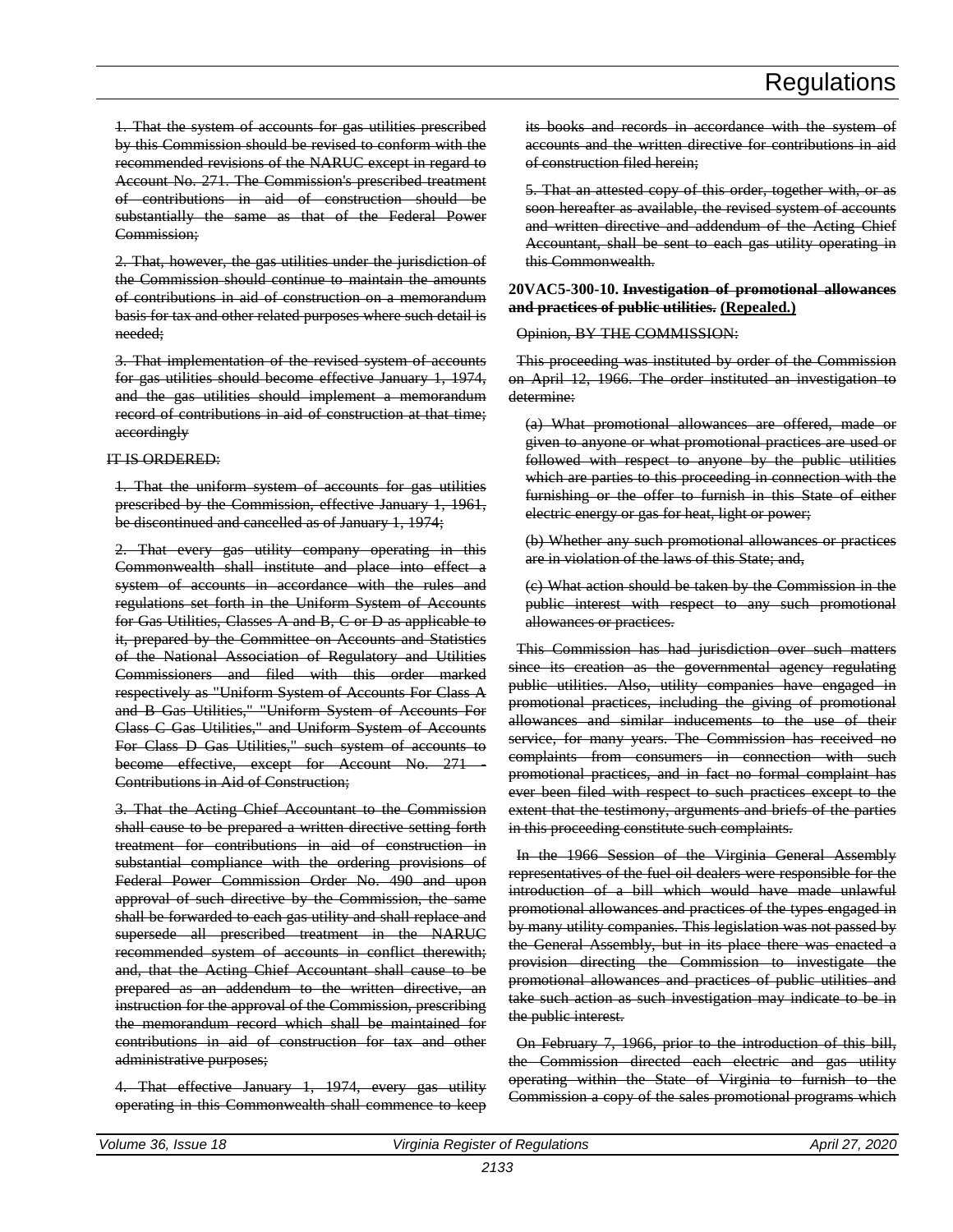1. That the system of accounts for gas utilities prescribed by this Commission should be revised to conform with the recommended revisions of the NARUC except in regard to Account No. 271. The Commission's prescribed treatment of contributions in aid of construction should be substantially the same as that of the Federal Power Commission;

2. That, however, the gas utilities under the jurisdiction of the Commission should continue to maintain the amounts of contributions in aid of construction on a memorandum basis for tax and other related purposes where such detail is needed;

3. That implementation of the revised system of accounts for gas utilities should become effective January 1, 1974, and the gas utilities should implement a memorandum record of contributions in aid of construction at that time; accordingly

IT IS ORDERED:

1. That the uniform system of accounts for gas utilities prescribed by the Commission, effective January 1, 1961, be discontinued and cancelled as of January 1, 1974;

2. That every gas utility company operating in this Commonwealth shall institute and place into effect a system of accounts in accordance with the rules and regulations set forth in the Uniform System of Accounts for Gas Utilities, Classes A and B, C or D as applicable to it, prepared by the Committee on Accounts and Statistics of the National Association of Regulatory and Utilities Commissioners and filed with this order marked respectively as "Uniform System of Accounts For Class A and B Gas Utilities," "Uniform System of Accounts For Class C Gas Utilities," and Uniform System of Accounts For Class D Gas Utilities," such system of accounts to become effective, except for Account No. 271 - Contributions in Aid of Construction;

3. That the Acting Chief Accountant to the Commission shall cause to be prepared a written directive setting forth treatment for contributions in aid of construction in substantial compliance with the ordering provisions of Federal Power Commission Order No. 490 and upon approval of such directive by the Commission, the same shall be forwarded to each gas utility and shall replace and supersede all prescribed treatment in the NARUC recommended system of accounts in conflict therewith; and, that the Acting Chief Accountant shall cause to be prepared as an addendum to the written directive, an instruction for the approval of the Commission, prescribing the memorandum record which shall be maintained for contributions in aid of construction for tax and other administrative purposes;

4. That effective January 1, 1974, every gas utility operating in this Commonwealth shall commence to keep its books and records in accordance with the system of accounts and the written directive for contributions in aid of construction filed herein;

5. That an attested copy of this order, together with, or as soon hereafter as available, the revised system of accounts and written directive and addendum of the Acting Chief Accountant, shall be sent to each gas utility operating in this Commonwealth.

**20VAC5-300-10. Investigation of promotional allowances and practices of public utilities. (Repealed.)**

Opinion, BY THE COMMISSION:

This proceeding was instituted by order of the Commission on April 12, 1966. The order instituted an investigation to determine:

(a) What promotional allowances are offered, made or given to anyone or what promotional practices are used or followed with respect to anyone by the public utilities which are parties to this proceeding in connection with the furnishing or the offer to furnish in this State of either electric energy or gas for heat, light or power;

(b) Whether any such promotional allowances or practices are in violation of the laws of this State; and,

(c) What action should be taken by the Commission in the public interest with respect to any such promotional allowances or practices.

This Commission has had jurisdiction over such matters since its creation as the governmental agency regulating public utilities. Also, utility companies have engaged in promotional practices, including the giving of promotional allowances and similar inducements to the use of their service, for many years. The Commission has received no complaints from consumers in connection with such promotional practices, and in fact no formal complaint has ever been filed with respect to such practices except to the extent that the testimony, arguments and briefs of the parties in this proceeding constitute such complaints.

In the 1966 Session of the Virginia General Assembly representatives of the fuel oil dealers were responsible for the introduction of a bill which would have made unlawful promotional allowances and practices of the types engaged in by many utility companies. This legislation was not passed by the General Assembly, but in its place there was enacted a provision directing the Commission to investigate the promotional allowances and practices of public utilities and take such action as such investigation may indicate to be in the public interest.

On February 7, 1966, prior to the introduction of this bill, the Commission directed each electric and gas utility operating within the State of Virginia to furnish to the Commission a copy of the sales promotional programs which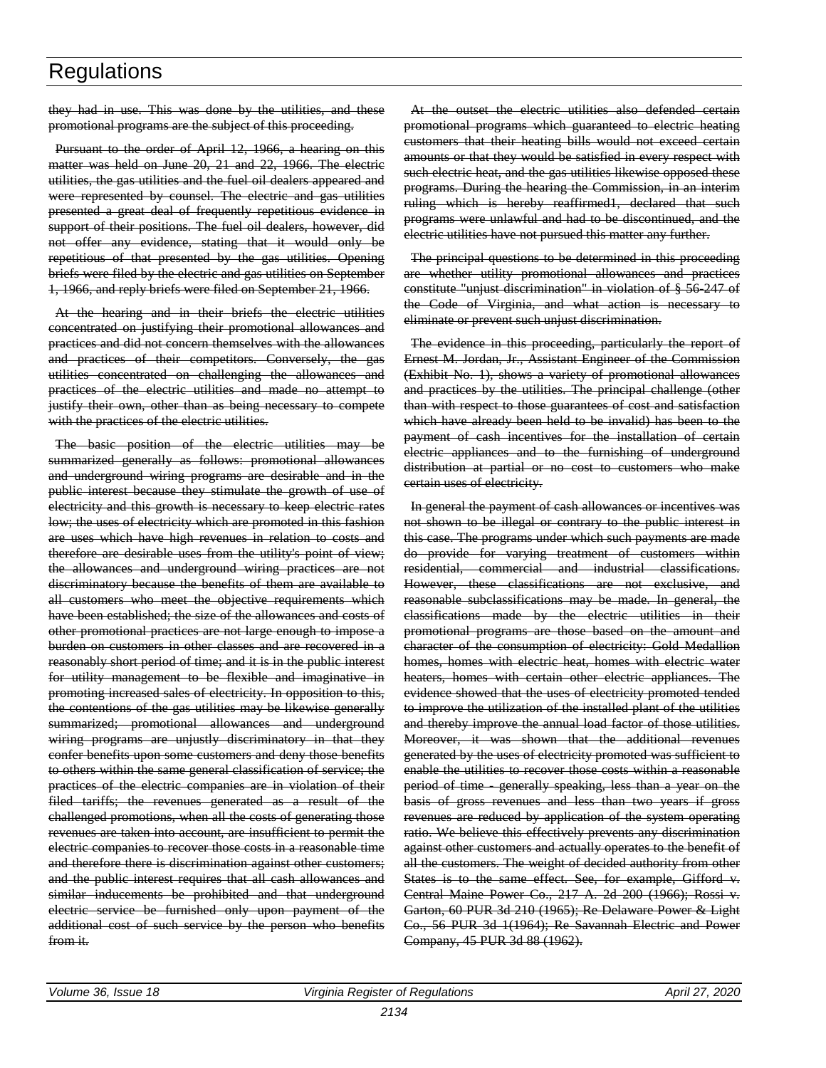they had in use. This was done by the utilities, and these promotional programs are the subject of this proceeding.

Pursuant to the order of April 12, 1966, a hearing on this matter was held on June 20, 21 and 22, 1966. The electric utilities, the gas utilities and the fuel oil dealers appeared and were represented by counsel. The electric and gas utilities presented a great deal of frequently repetitious evidence in support of their positions. The fuel oil dealers, however, did not offer any evidence, stating that it would only be repetitious of that presented by the gas utilities. Opening briefs were filed by the electric and gas utilities on September 1, 1966, and reply briefs were filed on September 21, 1966.

At the hearing and in their briefs the electric utilities concentrated on justifying their promotional allowances and practices and did not concern themselves with the allowances and practices of their competitors. Conversely, the gas utilities concentrated on challenging the allowances and practices of the electric utilities and made no attempt to justify their own, other than as being necessary to compete with the practices of the electric utilities.

The basic position of the electric utilities may be summarized generally as follows: promotional allowances and underground wiring programs are desirable and in the public interest because they stimulate the growth of use of electricity and this growth is necessary to keep electric rates low; the uses of electricity which are promoted in this fashion are uses which have high revenues in relation to costs and therefore are desirable uses from the utility's point of view; the allowances and underground wiring practices are not discriminatory because the benefits of them are available to all customers who meet the objective requirements which have been established; the size of the allowances and costs of other promotional practices are not large enough to impose a burden on customers in other classes and are recovered in a reasonably short period of time; and it is in the public interest for utility management to be flexible and imaginative in promoting increased sales of electricity. In opposition to this, the contentions of the gas utilities may be likewise generally summarized; promotional allowances and underground wiring programs are unjustly discriminatory in that they confer benefits upon some customers and deny those benefits to others within the same general classification of service; the practices of the electric companies are in violation of their filed tariffs; the revenues generated as a result of the challenged promotions, when all the costs of generating those revenues are taken into account, are insufficient to permit the electric companies to recover those costs in a reasonable time and therefore there is discrimination against other customers; and the public interest requires that all cash allowances and similar inducements be prohibited and that underground electric service be furnished only upon payment of the additional cost of such service by the person who benefits from it.

At the outset the electric utilities also defended certain promotional programs which guaranteed to electric heating customers that their heating bills would not exceed certain amounts or that they would be satisfied in every respect with such electric heat, and the gas utilities likewise opposed these programs. During the hearing the Commission, in an interim ruling which is hereby reaffirmed1, declared that such programs were unlawful and had to be discontinued, and the electric utilities have not pursued this matter any further.

The principal questions to be determined in this proceeding are whether utility promotional allowances and practices constitute "unjust discrimination" in violation of § 56-247 of the Code of Virginia, and what action is necessary to eliminate or prevent such unjust discrimination.

The evidence in this proceeding, particularly the report of Ernest M. Jordan, Jr., Assistant Engineer of the Commission (Exhibit No. 1), shows a variety of promotional allowances and practices by the utilities. The principal challenge (other than with respect to those guarantees of cost and satisfaction which have already been held to be invalid) has been to the payment of cash incentives for the installation of certain electric appliances and to the furnishing of underground distribution at partial or no cost to customers who make certain uses of electricity.

In general the payment of cash allowances or incentives was not shown to be illegal or contrary to the public interest in this case. The programs under which such payments are made do provide for varying treatment of customers within residential, commercial and industrial classifications. However, these classifications are not exclusive, and reasonable subclassifications may be made. In general, the classifications made by the electric utilities in their promotional programs are those based on the amount and character of the consumption of electricity: Gold Medallion homes, homes with electric heat, homes with electric water heaters, homes with certain other electric appliances. The evidence showed that the uses of electricity promoted tended to improve the utilization of the installed plant of the utilities and thereby improve the annual load factor of those utilities. Moreover, it was shown that the additional revenues generated by the uses of electricity promoted was sufficient to enable the utilities to recover those costs within a reasonable period of time - generally speaking, less than a year on the basis of gross revenues and less than two years if gross revenues are reduced by application of the system operating ratio. We believe this effectively prevents any discrimination against other customers and actually operates to the benefit of all the customers. The weight of decided authority from other States is to the same effect. See, for example, Gifford v. Central Maine Power Co., 217 A. 2d 200 (1966); Rossi v. Garton, 60 PUR 3d 210 (1965); Re Delaware Power & Light Co., 56 PUR 3d 1(1964); Re Savannah Electric and Power Company, 45 PUR 3d 88 (1962).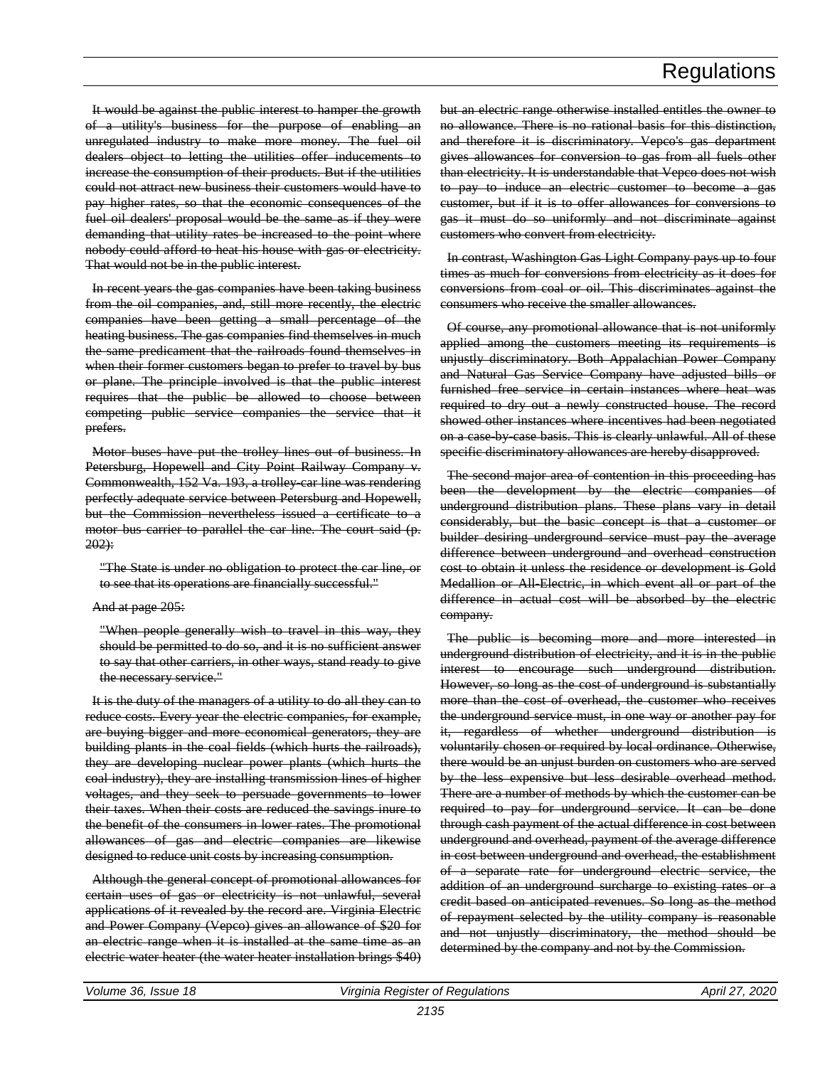It would be against the public interest to hamper the growth of a utility's business for the purpose of enabling an unregulated industry to make more money. The fuel oil dealers object to letting the utilities offer inducements to increase the consumption of their products. But if the utilities could not attract new business their customers would have to pay higher rates, so that the economic consequences of the fuel oil dealers' proposal would be the same as if they were demanding that utility rates be increased to the point where nobody could afford to heat his house with gas or electricity. That would not be in the public interest.

In recent years the gas companies have been taking business from the oil companies, and, still more recently, the electric companies have been getting a small percentage of the heating business. The gas companies find themselves in much the same predicament that the railroads found themselves in when their former customers began to prefer to travel by bus or plane. The principle involved is that the public interest requires that the public be allowed to choose between competing public service companies the service that it prefers.

Motor buses have put the trolley lines out of business. In Petersburg, Hopewell and City Point Railway Company v. Commonwealth, 152 Va. 193, a trolley-car line was rendering perfectly adequate service between Petersburg and Hopewell, but the Commission nevertheless issued a certificate to a motor bus carrier to parallel the car line. The court said (p. 202):

> "The State is under no obligation to protect the car line, or to see that its operations are financially successful."

And at page 205:

> "When people generally wish to travel in this way, they should be permitted to do so, and it is no sufficient answer to say that other carriers, in other ways, stand ready to give the necessary service."

It is the duty of the managers of a utility to do all they can to reduce costs. Every year the electric companies, for example, are buying bigger and more economical generators, they are building plants in the coal fields (which hurts the railroads), they are developing nuclear power plants (which hurts the coal industry), they are installing transmission lines of higher voltages, and they seek to persuade governments to lower their taxes. When their costs are reduced the savings inure to the benefit of the consumers in lower rates. The promotional allowances of gas and electric companies are likewise designed to reduce unit costs by increasing consumption.

Although the general concept of promotional allowances for certain uses of gas or electricity is not unlawful, several applications of it revealed by the record are. Virginia Electric and Power Company (Vepco) gives an allowance of $20 for an electric range when it is installed at the same time as an electric water heater (the water heater installation brings $40) but an electric range otherwise installed entitles the owner to no allowance. There is no rational basis for this distinction, and therefore it is discriminatory. Vepco's gas department gives allowances for conversion to gas from all fuels other than electricity. It is understandable that Vepco does not wish to pay to induce an electric customer to become a gas customer, but if it is to offer allowances for conversions to gas it must do so uniformly and not discriminate against customers who convert from electricity.

In contrast, Washington Gas Light Company pays up to four times as much for conversions from electricity as it does for conversions from coal or oil. This discriminates against the consumers who receive the smaller allowances.

Of course, any promotional allowance that is not uniformly applied among the customers meeting its requirements is unjustly discriminatory. Both Appalachian Power Company and Natural Gas Service Company have adjusted bills or furnished free service in certain instances where heat was required to dry out a newly constructed house. The record showed other instances where incentives had been negotiated on a case-by-case basis. This is clearly unlawful. All of these specific discriminatory allowances are hereby disapproved.

The second major area of contention in this proceeding has been the development by the electric companies of underground distribution plans. These plans vary in detail considerably, but the basic concept is that a customer or builder desiring underground service must pay the average difference between underground and overhead construction cost to obtain it unless the residence or development is Gold Medallion or All-Electric, in which event all or part of the difference in actual cost will be absorbed by the electric company.

The public is becoming more and more interested in underground distribution of electricity, and it is in the public interest to encourage such underground distribution. However, so long as the cost of underground is substantially more than the cost of overhead, the customer who receives the underground service must, in one way or another pay for it, regardless of whether underground distribution is voluntarily chosen or required by local ordinance. Otherwise, there would be an unjust burden on customers who are served by the less expensive but less desirable overhead method. There are a number of methods by which the customer can be required to pay for underground service. It can be done through cash payment of the actual difference in cost between underground and overhead, payment of the average difference in cost between underground and overhead, the establishment of a separate rate for underground electric service, the addition of an underground surcharge to existing rates or a credit based on anticipated revenues. So long as the method of repayment selected by the utility company is reasonable and not unjustly discriminatory, the method should be determined by the company and not by the Commission.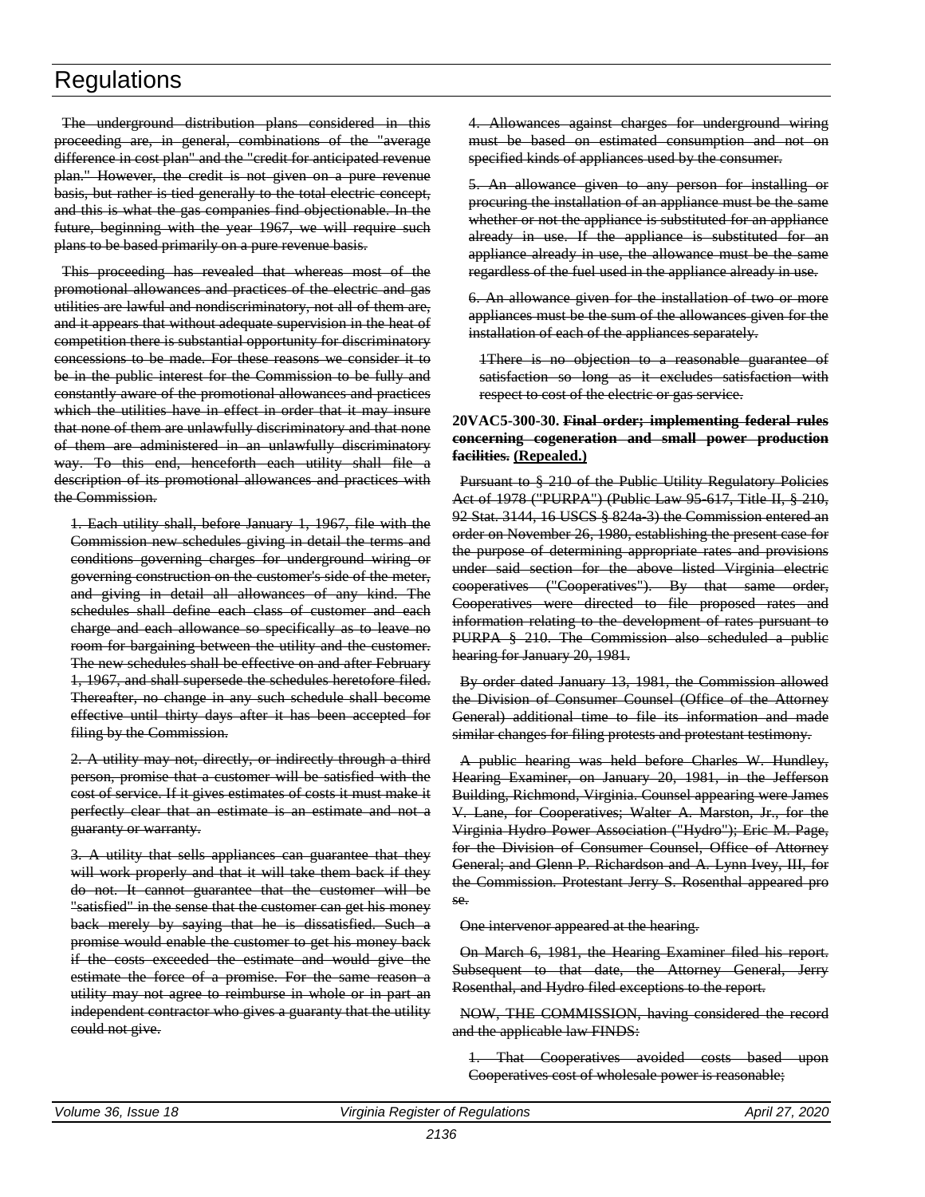The underground distribution plans considered in this proceeding are, in general, combinations of the "average difference in cost plan" and the "credit for anticipated revenue plan." However, the credit is not given on a pure revenue basis, but rather is tied generally to the total electric concept, and this is what the gas companies find objectionable. In the future, beginning with the year 1967, we will require such plans to be based primarily on a pure revenue basis.

This proceeding has revealed that whereas most of the promotional allowances and practices of the electric and gas utilities are lawful and nondiscriminatory, not all of them are, and it appears that without adequate supervision in the heat of competition there is substantial opportunity for discriminatory concessions to be made. For these reasons we consider it to be in the public interest for the Commission to be fully and constantly aware of the promotional allowances and practices which the utilities have in effect in order that it may insure that none of them are unlawfully discriminatory and that none of them are administered in an unlawfully discriminatory way. To this end, henceforth each utility shall file a description of its promotional allowances and practices with the Commission.

1. Each utility shall, before January 1, 1967, file with the Commission new schedules giving in detail the terms and conditions governing charges for underground wiring or governing construction on the customer's side of the meter, and giving in detail all allowances of any kind. The schedules shall define each class of customer and each charge and each allowance so specifically as to leave no room for bargaining between the utility and the customer. The new schedules shall be effective on and after February 1, 1967, and shall supersede the schedules heretofore filed. Thereafter, no change in any such schedule shall become effective until thirty days after it has been accepted for filing by the Commission.

2. A utility may not, directly, or indirectly through a third person, promise that a customer will be satisfied with the cost of service. If it gives estimates of costs it must make it perfectly clear that an estimate is an estimate and not a guaranty or warranty.

3. A utility that sells appliances can guarantee that they will work properly and that it will take them back if they do not. It cannot guarantee that the customer will be "satisfied" in the sense that the customer can get his money back merely by saying that he is dissatisfied. Such a promise would enable the customer to get his money back if the costs exceeded the estimate and would give the estimate the force of a promise. For the same reason a utility may not agree to reimburse in whole or in part an independent contractor who gives a guaranty that the utility could not give.

4. Allowances against charges for underground wiring must be based on estimated consumption and not on specified kinds of appliances used by the consumer.

5. An allowance given to any person for installing or procuring the installation of an appliance must be the same whether or not the appliance is substituted for an appliance already in use. If the appliance is substituted for an appliance already in use, the allowance must be the same regardless of the fuel used in the appliance already in use.

6. An allowance given for the installation of two or more appliances must be the sum of the allowances given for the installation of each of the appliances separately.

1There is no objection to a reasonable guarantee of satisfaction so long as it excludes satisfaction with respect to cost of the electric or gas service.

**20VAC5-300-30. Final order; implementing federal rules concerning cogeneration and small power production facilities. (Repealed.)**

Pursuant to § 210 of the Public Utility Regulatory Policies Act of 1978 ("PURPA") (Public Law 95-617, Title II, § 210, 92 Stat. 3144, 16 USCS § 824a-3) the Commission entered an order on November 26, 1980, establishing the present case for the purpose of determining appropriate rates and provisions under said section for the above listed Virginia electric cooperatives ("Cooperatives"). By that same order, Cooperatives were directed to file proposed rates and information relating to the development of rates pursuant to PURPA § 210. The Commission also scheduled a public hearing for January 20, 1981.

By order dated January 13, 1981, the Commission allowed the Division of Consumer Counsel (Office of the Attorney General) additional time to file its information and made similar changes for filing protests and protestant testimony.

A public hearing was held before Charles W. Hundley, Hearing Examiner, on January 20, 1981, in the Jefferson Building, Richmond, Virginia. Counsel appearing were James V. Lane, for Cooperatives; Walter A. Marston, Jr., for the Virginia Hydro Power Association ("Hydro"); Eric M. Page, for the Division of Consumer Counsel, Office of Attorney General; and Glenn P. Richardson and A. Lynn Ivey, III, for the Commission. Protestant Jerry S. Rosenthal appeared pro se.

One intervenor appeared at the hearing.

On March 6, 1981, the Hearing Examiner filed his report. Subsequent to that date, the Attorney General, Jerry Rosenthal, and Hydro filed exceptions to the report.

NOW, THE COMMISSION, having considered the record and the applicable law FINDS:

1. That Cooperatives avoided costs based upon Cooperatives cost of wholesale power is reasonable;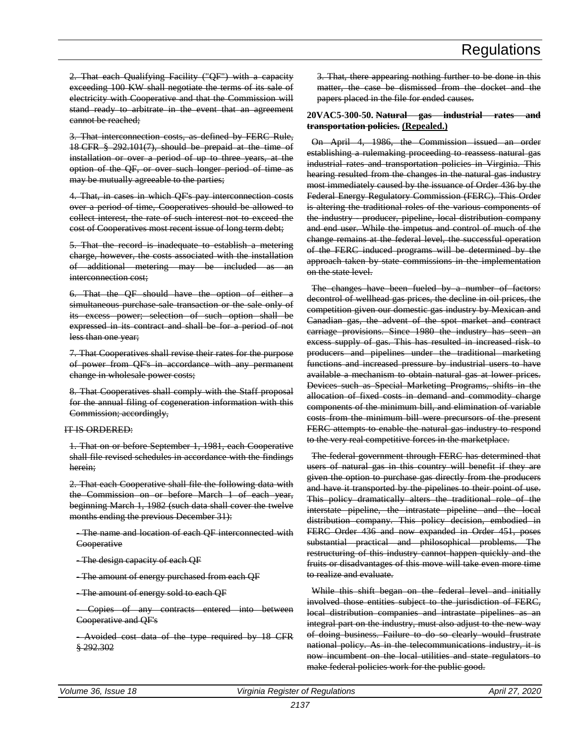2. That each Qualifying Facility ("QF") with a capacity exceeding 100 KW shall negotiate the terms of its sale of electricity with Cooperative and that the Commission will stand ready to arbitrate in the event that an agreement cannot be reached;

3. That interconnection costs, as defined by FERC Rule, 18 CFR § 292.101(7), should be prepaid at the time of installation or over a period of up to three years, at the option of the QF, or over such longer period of time as may be mutually agreeable to the parties;

4. That, in cases in which QF's pay interconnection costs over a period of time, Cooperatives should be allowed to collect interest, the rate of such interest not to exceed the cost of Cooperatives most recent issue of long term debt;

5. That the record is inadequate to establish a metering charge, however, the costs associated with the installation of additional metering may be included as an interconnection cost;

6. That the QF should have the option of either a simultaneous purchase-sale transaction or the sale only of its excess power; selection of such option shall be expressed in its contract and shall be for a period of not less than one year;

7. That Cooperatives shall revise their rates for the purpose of power from QF's in accordance with any permanent change in wholesale power costs;

8. That Cooperatives shall comply with the Staff proposal for the annual filing of cogeneration information with this Commission; accordingly,

IT IS ORDERED:

1. That on or before September 1, 1981, each Cooperative shall file revised schedules in accordance with the findings herein;

2. That each Cooperative shall file the following data with the Commission on or before March 1 of each year, beginning March 1, 1982 (such data shall cover the twelve months ending the previous December 31):

- The name and location of each QF interconnected with Cooperative
- The design capacity of each QF
- The amount of energy purchased from each QF
- The amount of energy sold to each QF
- Copies of any contracts entered into between Cooperative and QF's
- Avoided cost data of the type required by 18 CFR § 292.302

3. That, there appearing nothing further to be done in this matter, the case be dismissed from the docket and the papers placed in the file for ended causes.

**20VAC5-300-50. Natural gas industrial rates and transportation policies. (Repealed.)**

On April 4, 1986, the Commission issued an order establishing a rulemaking proceeding to reassess natural gas industrial rates and transportation policies in Virginia. This hearing resulted from the changes in the natural gas industry most immediately caused by the issuance of Order 436 by the Federal Energy Regulatory Commission (FERC). This Order is altering the traditional roles of the various components of the industry - producer, pipeline, local distribution company and end user. While the impetus and control of much of the change remains at the federal level, the successful operation of the FERC induced programs will be determined by the approach taken by state commissions in the implementation on the state level.

The changes have been fueled by a number of factors: decontrol of wellhead gas prices, the decline in oil prices, the competition given our domestic gas industry by Mexican and Canadian gas, the advent of the spot market and contract carriage provisions. Since 1980 the industry has seen an excess supply of gas. This has resulted in increased risk to producers and pipelines under the traditional marketing functions and increased pressure by industrial users to have available a mechanism to obtain natural gas at lower prices. Devices such as Special Marketing Programs, shifts in the allocation of fixed costs in demand and commodity charge components of the minimum bill, and elimination of variable costs from the minimum bill were precursors of the present FERC attempts to enable the natural gas industry to respond to the very real competitive forces in the marketplace.

The federal government through FERC has determined that users of natural gas in this country will benefit if they are given the option to purchase gas directly from the producers and have it transported by the pipelines to their point of use. This policy dramatically alters the traditional role of the interstate pipeline, the intrastate pipeline and the local distribution company. This policy decision, embodied in FERC Order 436 and now expanded in Order 451, poses substantial practical and philosophical problems. The restructuring of this industry cannot happen quickly and the fruits or disadvantages of this move will take even more time to realize and evaluate.

While this shift began on the federal level and initially involved those entities subject to the jurisdiction of FERC, local distribution companies and intrastate pipelines as an integral part on the industry, must also adjust to the new way of doing business. Failure to do so clearly would frustrate national policy. As in the telecommunications industry, it is now incumbent on the local utilities and state regulators to make federal policies work for the public good.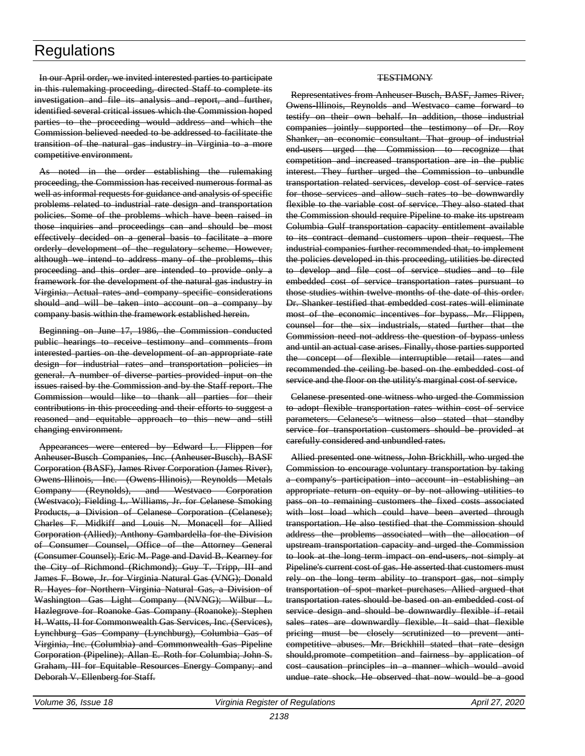~~In our April order, we invited interested parties to participate in this rulemaking proceeding, directed Staff to complete its investigation and file its analysis and report, and further, identified several critical issues which the Commission hoped parties to the proceeding would address and which the Commission believed needed to be addressed to facilitate the transition of the natural gas industry in Virginia to a more competitive environment.~~

~~As noted in the order establishing the rulemaking proceeding, the Commission has received numerous formal as well as informal requests for guidance and analysis of specific problems related to industrial rate design and transportation policies. Some of the problems which have been raised in those inquiries and proceedings can and should be most effectively decided on a general basis to facilitate a more orderly development of the regulatory scheme. However, although we intend to address many of the problems, this proceeding and this order are intended to provide only a framework for the development of the natural gas industry in Virginia. Actual rates and company specific considerations should and will be taken into account on a company by company basis within the framework established herein.~~

~~Beginning on June 17, 1986, the Commission conducted public hearings to receive testimony and comments from interested parties on the development of an appropriate rate design for industrial rates and transportation policies in general. A number of diverse parties provided input on the issues raised by the Commission and by the Staff report. The Commission would like to thank all parties for their contributions in this proceeding and their efforts to suggest a reasoned and equitable approach to this new and still changing environment.~~

~~Appearances were entered by Edward L. Flippen for Anheuser-Busch Companies, Inc. (Anheuser-Busch), BASF Corporation (BASF), James River Corporation (James River), Owens-Illinois, Inc. (Owens-Illinois), Reynolds Metals Company (Reynolds), and Westvaco Corporation (Westvaco); Fielding L. Williams, Jr. for Celanese Smoking Products, a Division of Celanese Corporation (Celanese); Charles F. Midkiff and Louis N. Monacell for Allied Corporation (Allied); Anthony Gambardella for the Division of Consumer Counsel, Office of the Attorney General (Consumer Counsel); Eric M. Page and David B. Kearney for the City of Richmond (Richmond); Guy T. Tripp, III and James F. Bowe, Jr. for Virginia Natural Gas (VNG); Donald R. Hayes for Northern Virginia Natural Gas, a Division of Washington Gas Light Company (NVNG); Wilbur L. Hazlegrove for Roanoke Gas Company (Roanoke); Stephen H. Watts, II for Commonwealth Gas Services, Inc. (Services), Lynchburg Gas Company (Lynchburg), Columbia Gas of Virginia, Inc. (Columbia) and Commonwealth Gas Pipeline Corporation (Pipeline); Allan E. Roth for Columbia; John S. Graham, III for Equitable Resources Energy Company; and Deborah V. Ellenberg for Staff.~~

~~TESTIMONY~~

~~Representatives from Anheuser-Busch, BASF, James River, Owens-Illinois, Reynolds and Westvaco came forward to testify on their own behalf. In addition, those industrial companies jointly supported the testimony of Dr. Roy Shanker, an economic consultant. That group of industrial end-users urged the Commission to recognize that competition and increased transportation are in the public interest. They further urged the Commission to unbundle transportation related services, develop cost of service rates for those services and allow such rates to be downwardly flexible to the variable cost of service. They also stated that the Commission should require Pipeline to make its upstream Columbia Gulf transportation capacity entitlement available to its contract demand customers upon their request. The industrial companies further recommended that, to implement the policies developed in this proceeding, utilities be directed to develop and file cost of service studies and to file embedded cost of service transportation rates pursuant to those studies within twelve months of the date of this order. Dr. Shanker testified that embedded cost rates will eliminate most of the economic incentives for bypass. Mr. Flippen, counsel for the six industrials, stated further that the Commission need not address the question of bypass unless and until an actual case arises. Finally, those parties supported the concept of flexible interruptible retail rates and recommended the ceiling be based on the embedded cost of service and the floor on the utility's marginal cost of service.~~

~~Celanese presented one witness who urged the Commission to adopt flexible transportation rates within cost of service parameters. Celanese's witness also stated that standby service for transportation customers should be provided at carefully considered and unbundled rates.~~

~~Allied presented one witness, John Brickhill, who urged the Commission to encourage voluntary transportation by taking a company's participation into account in establishing an appropriate return on equity or by not allowing utilities to pass on to remaining customers the fixed costs associated with lost load which could have been averted through transportation. He also testified that the Commission should address the problems associated with the allocation of upstream transportation capacity and urged the Commission to look at the long term impact on end-users, not simply at Pipeline's current cost of gas. He asserted that customers must rely on the long term ability to transport gas, not simply transportation of spot market purchases. Allied argued that transportation rates should be based on an embedded cost of service design and should be downwardly flexible if retail sales rates are downwardly flexible. It said that flexible pricing must be closely scrutinized to prevent anti-competitive abuses. Mr. Brickhill stated that rate design should,promote competition and fairness by application of cost causation principles in a manner which would avoid undue rate shock. He observed that now would be a good~~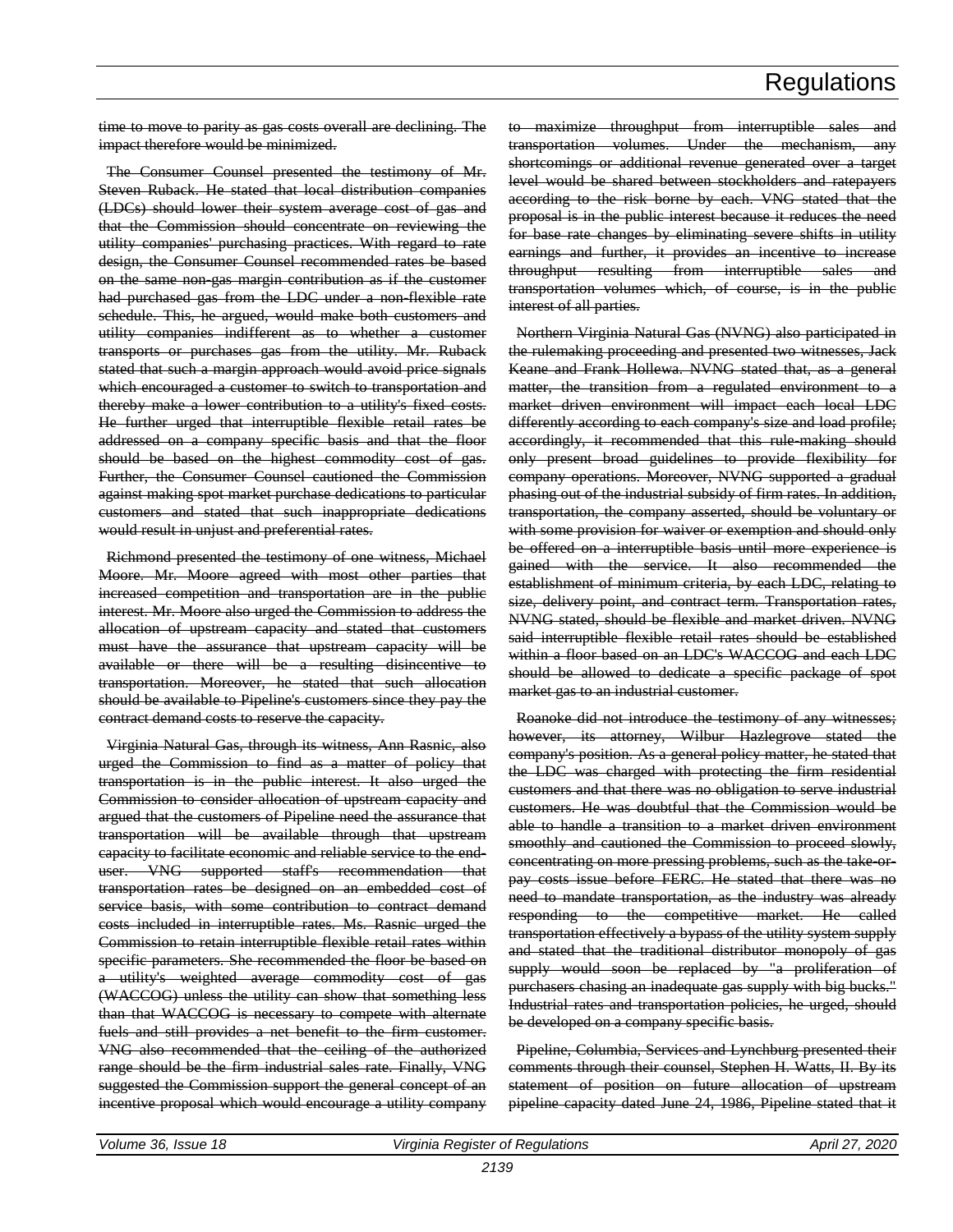time to move to parity as gas costs overall are declining. The impact therefore would be minimized.

The Consumer Counsel presented the testimony of Mr. Steven Ruback. He stated that local distribution companies (LDCs) should lower their system average cost of gas and that the Commission should concentrate on reviewing the utility companies' purchasing practices. With regard to rate design, the Consumer Counsel recommended rates be based on the same non-gas margin contribution as if the customer had purchased gas from the LDC under a non-flexible rate schedule. This, he argued, would make both customers and utility companies indifferent as to whether a customer transports or purchases gas from the utility. Mr. Ruback stated that such a margin approach would avoid price signals which encouraged a customer to switch to transportation and thereby make a lower contribution to a utility's fixed costs. He further urged that interruptible flexible retail rates be addressed on a company specific basis and that the floor should be based on the highest commodity cost of gas. Further, the Consumer Counsel cautioned the Commission against making spot market purchase dedications to particular customers and stated that such inappropriate dedications would result in unjust and preferential rates.

Richmond presented the testimony of one witness, Michael Moore. Mr. Moore agreed with most other parties that increased competition and transportation are in the public interest. Mr. Moore also urged the Commission to address the allocation of upstream capacity and stated that customers must have the assurance that upstream capacity will be available or there will be a resulting disincentive to transportation. Moreover, he stated that such allocation should be available to Pipeline's customers since they pay the contract demand costs to reserve the capacity.

Virginia Natural Gas, through its witness, Ann Rasnic, also urged the Commission to find as a matter of policy that transportation is in the public interest. It also urged the Commission to consider allocation of upstream capacity and argued that the customers of Pipeline need the assurance that transportation will be available through that upstream capacity to facilitate economic and reliable service to the end-user. VNG supported staff's recommendation that transportation rates be designed on an embedded cost of service basis, with some contribution to contract demand costs included in interruptible rates. Ms. Rasnic urged the Commission to retain interruptible flexible retail rates within specific parameters. She recommended the floor be based on a utility's weighted average commodity cost of gas (WACCOG) unless the utility can show that something less than that WACCOG is necessary to compete with alternate fuels and still provides a net benefit to the firm customer. VNG also recommended that the ceiling of the authorized range should be the firm industrial sales rate. Finally, VNG suggested the Commission support the general concept of an incentive proposal which would encourage a utility company to maximize throughput from interruptible sales and transportation volumes. Under the mechanism, any shortcomings or additional revenue generated over a target level would be shared between stockholders and ratepayers according to the risk borne by each. VNG stated that the proposal is in the public interest because it reduces the need for base rate changes by eliminating severe shifts in utility earnings and further, it provides an incentive to increase throughput resulting from interruptible sales and transportation volumes which, of course, is in the public interest of all parties.

Northern Virginia Natural Gas (NVNG) also participated in the rulemaking proceeding and presented two witnesses, Jack Keane and Frank Hollewa. NVNG stated that, as a general matter, the transition from a regulated environment to a market driven environment will impact each local LDC differently according to each company's size and load profile; accordingly, it recommended that this rule-making should only present broad guidelines to provide flexibility for company operations. Moreover, NVNG supported a gradual phasing out of the industrial subsidy of firm rates. In addition, transportation, the company asserted, should be voluntary or with some provision for waiver or exemption and should only be offered on a interruptible basis until more experience is gained with the service. It also recommended the establishment of minimum criteria, by each LDC, relating to size, delivery point, and contract term. Transportation rates, NVNG stated, should be flexible and market driven. NVNG said interruptible flexible retail rates should be established within a floor based on an LDC's WACCOG and each LDC should be allowed to dedicate a specific package of spot market gas to an industrial customer.

Roanoke did not introduce the testimony of any witnesses; however, its attorney, Wilbur Hazlegrove stated the company's position. As a general policy matter, he stated that the LDC was charged with protecting the firm residential customers and that there was no obligation to serve industrial customers. He was doubtful that the Commission would be able to handle a transition to a market driven environment smoothly and cautioned the Commission to proceed slowly, concentrating on more pressing problems, such as the take-or-pay costs issue before FERC. He stated that there was no need to mandate transportation, as the industry was already responding to the competitive market. He called transportation effectively a bypass of the utility system supply and stated that the traditional distributor monopoly of gas supply would soon be replaced by "a proliferation of purchasers chasing an inadequate gas supply with big bucks." Industrial rates and transportation policies, he urged, should be developed on a company specific basis.

Pipeline, Columbia, Services and Lynchburg presented their comments through their counsel, Stephen H. Watts, II. By its statement of position on future allocation of upstream pipeline capacity dated June 24, 1986, Pipeline stated that it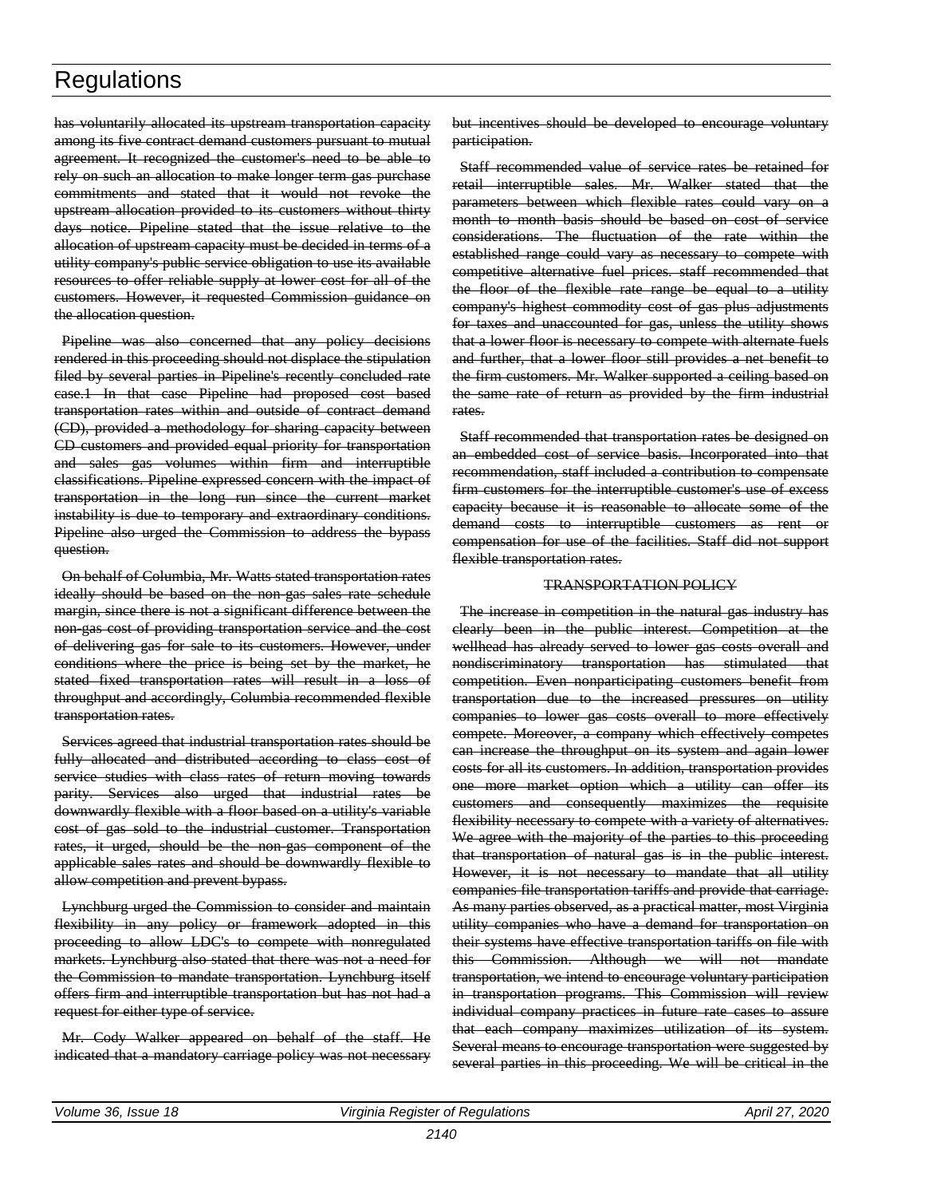has voluntarily allocated its upstream transportation capacity among its five contract demand customers pursuant to mutual agreement. It recognized the customer's need to be able to rely on such an allocation to make longer term gas purchase commitments and stated that it would not revoke the upstream allocation provided to its customers without thirty days notice. Pipeline stated that the issue relative to the allocation of upstream capacity must be decided in terms of a utility company's public service obligation to use its available resources to offer reliable supply at lower cost for all of the customers. However, it requested Commission guidance on the allocation question.

Pipeline was also concerned that any policy decisions rendered in this proceeding should not displace the stipulation filed by several parties in Pipeline's recently concluded rate case.1 In that case Pipeline had proposed cost based transportation rates within and outside of contract demand (CD), provided a methodology for sharing capacity between CD customers and provided equal priority for transportation and sales gas volumes within firm and interruptible classifications. Pipeline expressed concern with the impact of transportation in the long run since the current market instability is due to temporary and extraordinary conditions. Pipeline also urged the Commission to address the bypass question.

On behalf of Columbia, Mr. Watts stated transportation rates ideally should be based on the non-gas sales rate schedule margin, since there is not a significant difference between the non-gas cost of providing transportation service and the cost of delivering gas for sale to its customers. However, under conditions where the price is being set by the market, he stated fixed transportation rates will result in a loss of throughput and accordingly, Columbia recommended flexible transportation rates.

Services agreed that industrial transportation rates should be fully allocated and distributed according to class cost of service studies with class rates of return moving towards parity. Services also urged that industrial rates be downwardly flexible with a floor based on a utility's variable cost of gas sold to the industrial customer. Transportation rates, it urged, should be the non-gas component of the applicable sales rates and should be downwardly flexible to allow competition and prevent bypass.

Lynchburg urged the Commission to consider and maintain flexibility in any policy or framework adopted in this proceeding to allow LDC's to compete with nonregulated markets. Lynchburg also stated that there was not a need for the Commission to mandate transportation. Lynchburg itself offers firm and interruptible transportation but has not had a request for either type of service.

Mr. Cody Walker appeared on behalf of the staff. He indicated that a mandatory carriage policy was not necessary but incentives should be developed to encourage voluntary participation.

Staff recommended value of service rates be retained for retail interruptible sales. Mr. Walker stated that the parameters between which flexible rates could vary on a month to month basis should be based on cost of service considerations. The fluctuation of the rate within the established range could vary as necessary to compete with competitive alternative fuel prices. staff recommended that the floor of the flexible rate range be equal to a utility company's highest commodity cost of gas plus adjustments for taxes and unaccounted for gas, unless the utility shows that a lower floor is necessary to compete with alternate fuels and further, that a lower floor still provides a net benefit to the firm customers. Mr. Walker supported a ceiling based on the same rate of return as provided by the firm industrial rates.

Staff recommended that transportation rates be designed on an embedded cost of service basis. Incorporated into that recommendation, staff included a contribution to compensate firm customers for the interruptible customer's use of excess capacity because it is reasonable to allocate some of the demand costs to interruptible customers as rent or compensation for use of the facilities. Staff did not support flexible transportation rates.

TRANSPORTATION POLICY

The increase in competition in the natural gas industry has clearly been in the public interest. Competition at the wellhead has already served to lower gas costs overall and nondiscriminatory transportation has stimulated that competition. Even nonparticipating customers benefit from transportation due to the increased pressures on utility companies to lower gas costs overall to more effectively compete. Moreover, a company which effectively competes can increase the throughput on its system and again lower costs for all its customers. In addition, transportation provides one more market option which a utility can offer its customers and consequently maximizes the requisite flexibility necessary to compete with a variety of alternatives. We agree with the majority of the parties to this proceeding that transportation of natural gas is in the public interest. However, it is not necessary to mandate that all utility companies file transportation tariffs and provide that carriage. As many parties observed, as a practical matter, most Virginia utility companies who have a demand for transportation on their systems have effective transportation tariffs on file with this Commission. Although we will not mandate transportation, we intend to encourage voluntary participation in transportation programs. This Commission will review individual company practices in future rate cases to assure that each company maximizes utilization of its system. Several means to encourage transportation were suggested by several parties in this proceeding. We will be critical in the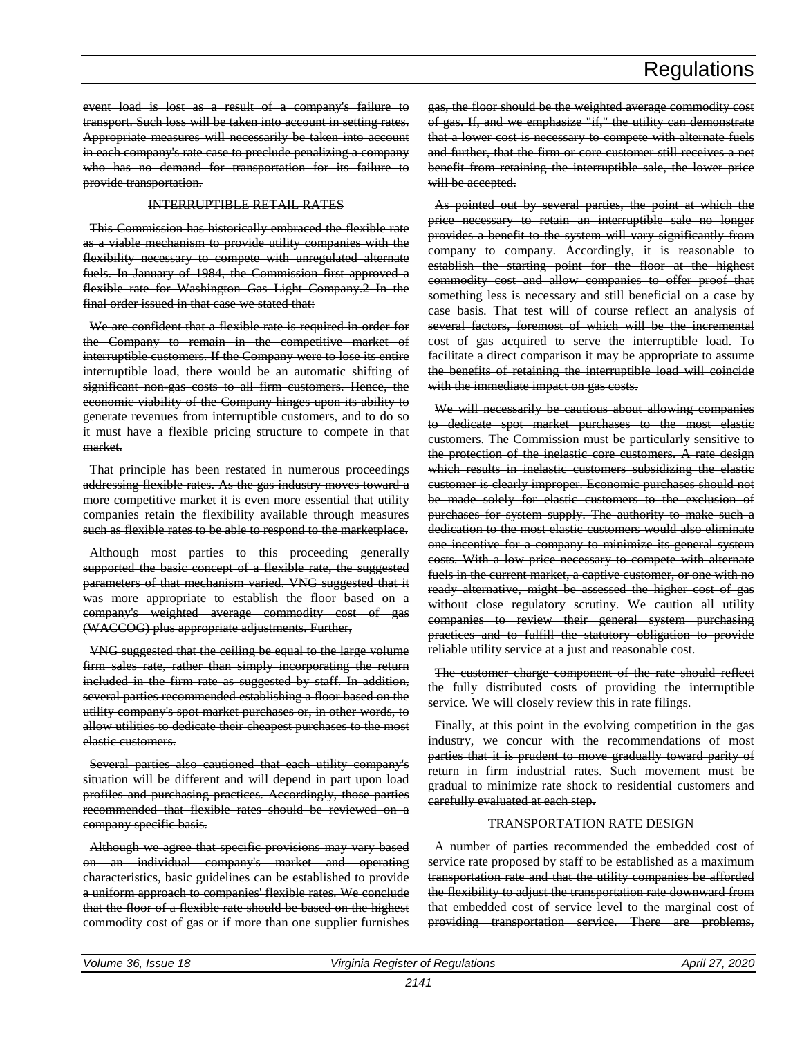event load is lost as a result of a company's failure to transport. Such loss will be taken into account in setting rates. Appropriate measures will necessarily be taken into account in each company's rate case to preclude penalizing a company who has no demand for transportation for its failure to provide transportation.

INTERRUPTIBLE RETAIL RATES

This Commission has historically embraced the flexible rate as a viable mechanism to provide utility companies with the flexibility necessary to compete with unregulated alternate fuels. In January of 1984, the Commission first approved a flexible rate for Washington Gas Light Company.2 In the final order issued in that case we stated that:

We are confident that a flexible rate is required in order for the Company to remain in the competitive market of interruptible customers. If the Company were to lose its entire interruptible load, there would be an automatic shifting of significant non-gas costs to all firm customers. Hence, the economic viability of the Company hinges upon its ability to generate revenues from interruptible customers, and to do so it must have a flexible pricing structure to compete in that market.

That principle has been restated in numerous proceedings addressing flexible rates. As the gas industry moves toward a more competitive market it is even more essential that utility companies retain the flexibility available through measures such as flexible rates to be able to respond to the marketplace.

Although most parties to this proceeding generally supported the basic concept of a flexible rate, the suggested parameters of that mechanism varied. VNG suggested that it was more appropriate to establish the floor based on a company's weighted average commodity cost of gas (WACCOG) plus appropriate adjustments. Further,

VNG suggested that the ceiling be equal to the large volume firm sales rate, rather than simply incorporating the return included in the firm rate as suggested by staff. In addition, several parties recommended establishing a floor based on the utility company's spot market purchases or, in other words, to allow utilities to dedicate their cheapest purchases to the most elastic customers.

Several parties also cautioned that each utility company's situation will be different and will depend in part upon load profiles and purchasing practices. Accordingly, those parties recommended that flexible rates should be reviewed on a company specific basis.

Although we agree that specific provisions may vary based on an individual company's market and operating characteristics, basic guidelines can be established to provide a uniform approach to companies' flexible rates. We conclude that the floor of a flexible rate should be based on the highest commodity cost of gas or if more than one supplier furnishes gas, the floor should be the weighted average commodity cost of gas. If, and we emphasize "if," the utility can demonstrate that a lower cost is necessary to compete with alternate fuels and further, that the firm or core customer still receives a net benefit from retaining the interruptible sale, the lower price will be accepted.

As pointed out by several parties, the point at which the price necessary to retain an interruptible sale no longer provides a benefit to the system will vary significantly from company to company. Accordingly, it is reasonable to establish the starting point for the floor at the highest commodity cost and allow companies to offer proof that something less is necessary and still beneficial on a case by case basis. That test will of course reflect an analysis of several factors, foremost of which will be the incremental cost of gas acquired to serve the interruptible load. To facilitate a direct comparison it may be appropriate to assume the benefits of retaining the interruptible load will coincide with the immediate impact on gas costs.

We will necessarily be cautious about allowing companies to dedicate spot market purchases to the most elastic customers. The Commission must be particularly sensitive to the protection of the inelastic core customers. A rate design which results in inelastic customers subsidizing the elastic customer is clearly improper. Economic purchases should not be made solely for elastic customers to the exclusion of purchases for system supply. The authority to make such a dedication to the most elastic customers would also eliminate one incentive for a company to minimize its general system costs. With a low price necessary to compete with alternate fuels in the current market, a captive customer, or one with no ready alternative, might be assessed the higher cost of gas without close regulatory scrutiny. We caution all utility companies to review their general system purchasing practices and to fulfill the statutory obligation to provide reliable utility service at a just and reasonable cost.

The customer charge component of the rate should reflect the fully distributed costs of providing the interruptible service. We will closely review this in rate filings.

Finally, at this point in the evolving competition in the gas industry, we concur with the recommendations of most parties that it is prudent to move gradually toward parity of return in firm industrial rates. Such movement must be gradual to minimize rate shock to residential customers and carefully evaluated at each step.

TRANSPORTATION RATE DESIGN

A number of parties recommended the embedded cost of service rate proposed by staff to be established as a maximum transportation rate and that the utility companies be afforded the flexibility to adjust the transportation rate downward from that embedded cost of service level to the marginal cost of providing transportation service. There are problems,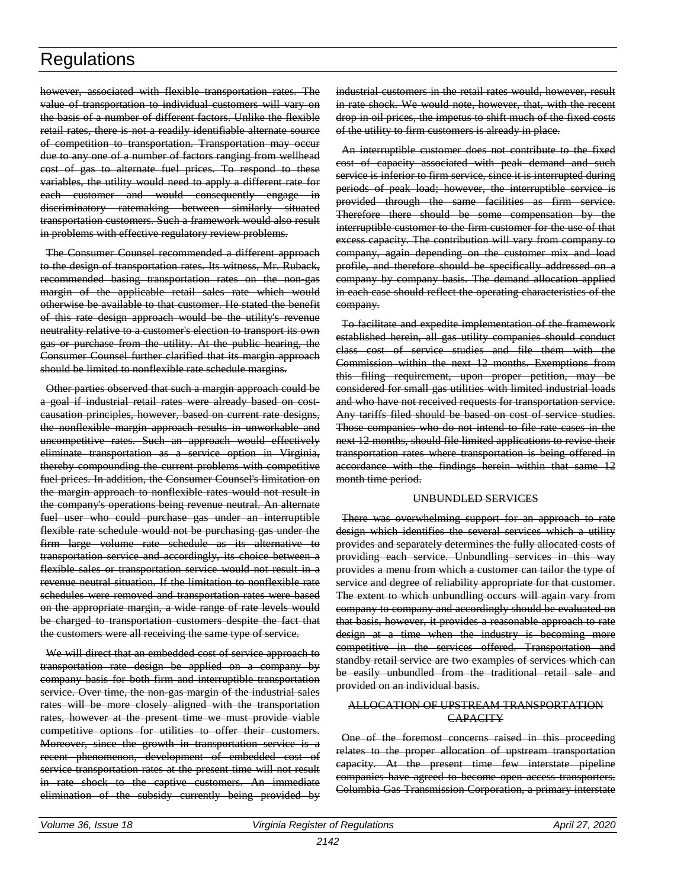however, associated with flexible transportation rates. The value of transportation to individual customers will vary on the basis of a number of different factors. Unlike the flexible retail rates, there is not a readily identifiable alternate source of competition to transportation. Transportation may occur due to any one of a number of factors ranging from wellhead cost of gas to alternate fuel prices. To respond to these variables, the utility would need to apply a different rate for each customer and would consequently engage in discriminatory ratemaking between similarly situated transportation customers. Such a framework would also result in problems with effective regulatory review problems.

The Consumer Counsel recommended a different approach to the design of transportation rates. Its witness, Mr. Ruback, recommended basing transportation rates on the non-gas margin of the applicable retail sales rate which would otherwise be available to that customer. He stated the benefit of this rate design approach would be the utility's revenue neutrality relative to a customer's election to transport its own gas or purchase from the utility. At the public hearing, the Consumer Counsel further clarified that its margin approach should be limited to nonflexible rate schedule margins.

Other parties observed that such a margin approach could be a goal if industrial retail rates were already based on cost-causation principles, however, based on current rate designs, the nonflexible margin approach results in unworkable and uncompetitive rates. Such an approach would effectively eliminate transportation as a service option in Virginia, thereby compounding the current problems with competitive fuel prices. In addition, the Consumer Counsel's limitation on the margin approach to nonflexible rates would not result in the company's operations being revenue neutral. An alternate fuel user who could purchase gas under an interruptible flexible rate schedule would not be purchasing gas under the firm large volume rate schedule as its alternative to transportation service and accordingly, its choice between a flexible sales or transportation service would not result in a revenue neutral situation. If the limitation to nonflexible rate schedules were removed and transportation rates were based on the appropriate margin, a wide range of rate levels would be charged to transportation customers despite the fact that the customers were all receiving the same type of service.

We will direct that an embedded cost of service approach to transportation rate design be applied on a company by company basis for both firm and interruptible transportation service. Over time, the non-gas margin of the industrial sales rates will be more closely aligned with the transportation rates, however at the present time we must provide viable competitive options for utilities to offer their customers. Moreover, since the growth in transportation service is a recent phenomenon, development of embedded cost of service transportation rates at the present time will not result in rate shock to the captive customers. An immediate elimination of the subsidy currently being provided by industrial customers in the retail rates would, however, result in rate shock. We would note, however, that, with the recent drop in oil prices, the impetus to shift much of the fixed costs of the utility to firm customers is already in place.

An interruptible customer does not contribute to the fixed cost of capacity associated with peak demand and such service is inferior to firm service, since it is interrupted during periods of peak load; however, the interruptible service is provided through the same facilities as firm service. Therefore there should be some compensation by the interruptible customer to the firm customer for the use of that excess capacity. The contribution will vary from company to company, again depending on the customer mix and load profile, and therefore should be specifically addressed on a company by company basis. The demand allocation applied in each case should reflect the operating characteristics of the company.

To facilitate and expedite implementation of the framework established herein, all gas utility companies should conduct class cost of service studies and file them with the Commission within the next 12 months. Exemptions from this filing requirement, upon proper petition, may be considered for small gas utilities with limited industrial loads and who have not received requests for transportation service. Any tariffs filed should be based on cost of service studies. Those companies who do not intend to file rate cases in the next 12 months, should file limited applications to revise their transportation rates where transportation is being offered in accordance with the findings herein within that same 12 month time period.

## UNBUNDLED SERVICES

There was overwhelming support for an approach to rate design which identifies the several services which a utility provides and separately determines the fully allocated costs of providing each service. Unbundling services in this way provides a menu from which a customer can tailor the type of service and degree of reliability appropriate for that customer. The extent to which unbundling occurs will again vary from company to company and accordingly should be evaluated on that basis, however, it provides a reasonable approach to rate design at a time when the industry is becoming more competitive in the services offered. Transportation and standby retail service are two examples of services which can be easily unbundled from the traditional retail sale and provided on an individual basis.

## ALLOCATION OF UPSTREAM TRANSPORTATION CAPACITY

One of the foremost concerns raised in this proceeding relates to the proper allocation of upstream transportation capacity. At the present time few interstate pipeline companies have agreed to become open access transporters. Columbia Gas Transmission Corporation, a primary interstate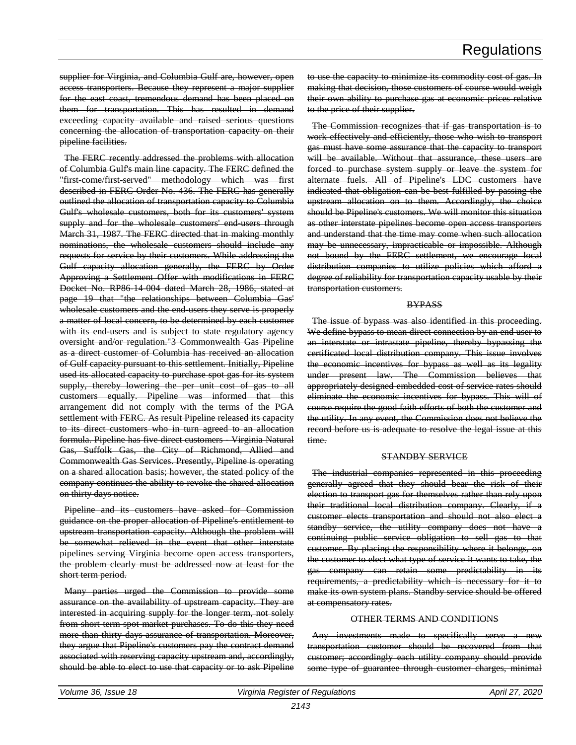supplier for Virginia, and Columbia Gulf are, however, open access transporters. Because they represent a major supplier for the east coast, tremendous demand has been placed on them for transportation. This has resulted in demand exceeding capacity available and raised serious questions concerning the allocation of transportation capacity on their pipeline facilities.

The FERC recently addressed the problems with allocation of Columbia Gulf's main line capacity. The FERC defined the "first-come/first-served" methodology which was first described in FERC Order No. 436. The FERC has generally outlined the allocation of transportation capacity to Columbia Gulf's wholesale customers, both for its customers' system supply and for the wholesale customers' end-users through March 31, 1987. The FERC directed that in making monthly nominations, the wholesale customers should include any requests for service by their customers. While addressing the Gulf capacity allocation generally, the FERC by Order Approving a Settlement Offer with modifications in FERC Docket No. RP86-14-004 dated March 28, 1986, stated at page 19 that "the relationships between Columbia Gas' wholesale customers and the end-users they serve is properly a matter of local concern, to be determined by each customer with its end-users and is subject to state regulatory agency oversight and/or regulation."3 Commonwealth Gas Pipeline as a direct customer of Columbia has received an allocation of Gulf capacity pursuant to this settlement. Initially, Pipeline used its allocated capacity to purchase spot gas for its system supply, thereby lowering the per unit cost of gas to all customers equally. Pipeline was informed that this arrangement did not comply with the terms of the PGA settlement with FERC. As result Pipeline released its capacity to its direct customers who in turn agreed to an allocation formula. Pipeline has five direct customers - Virginia Natural Gas, Suffolk Gas, the City of Richmond, Allied and Commonwealth Gas Services. Presently, Pipeline is operating on a shared allocation basis; however, the stated policy of the company continues the ability to revoke the shared allocation on thirty days notice.

Pipeline and its customers have asked for Commission guidance on the proper allocation of Pipeline's entitlement to upstream transportation capacity. Although the problem will be somewhat relieved in the event that other interstate pipelines serving Virginia become open access transporters, the problem clearly must be addressed now at least for the short term period.

Many parties urged the Commission to provide some assurance on the availability of upstream capacity. They are interested in acquiring supply for the longer term, not solely from short term spot market purchases. To do this they need more than thirty days assurance of transportation. Moreover, they argue that Pipeline's customers pay the contract demand associated with reserving capacity upstream and, accordingly, should be able to elect to use that capacity or to ask Pipeline to use the capacity to minimize its commodity cost of gas. In making that decision, those customers of course would weigh their own ability to purchase gas at economic prices relative to the price of their supplier.

The Commission recognizes that if gas transportation is to work effectively and efficiently, those who wish to transport gas must have some assurance that the capacity to transport will be available. Without that assurance, these users are forced to purchase system supply or leave the system for alternate fuels. All of Pipeline's LDC customers have indicated that obligation can be best fulfilled by passing the upstream allocation on to them. Accordingly, the choice should be Pipeline's customers. We will monitor this situation as other interstate pipelines become open access transporters and understand that the time may come when such allocation may be unnecessary, impracticable or impossible. Although not bound by the FERC settlement, we encourage local distribution companies to utilize policies which afford a degree of reliability for transportation capacity usable by their transportation customers.

## BYPASS

The issue of bypass was also identified in this proceeding. We define bypass to mean direct connection by an end user to an interstate or intrastate pipeline, thereby bypassing the certificated local distribution company. This issue involves the economic incentives for bypass as well as its legality under present law. The Commission believes that appropriately designed embedded cost of service rates should eliminate the economic incentives for bypass. This will of course require the good faith efforts of both the customer and the utility. In any event, the Commission does not believe the record before us is adequate to resolve the legal issue at this time.

## STANDBY SERVICE

The industrial companies represented in this proceeding generally agreed that they should bear the risk of their election to transport gas for themselves rather than rely upon their traditional local distribution company. Clearly, if a customer elects transportation and should not also elect a standby service, the utility company does not have a continuing public service obligation to sell gas to that customer. By placing the responsibility where it belongs, on the customer to elect what type of service it wants to take, the gas company can retain some predictability in its requirements, a predictability which is necessary for it to make its own system plans. Standby service should be offered at compensatory rates.

## OTHER TERMS AND CONDITIONS

Any investments made to specifically serve a new transportation customer should be recovered from that customer; accordingly each utility company should provide some type of guarantee through customer charges, minimal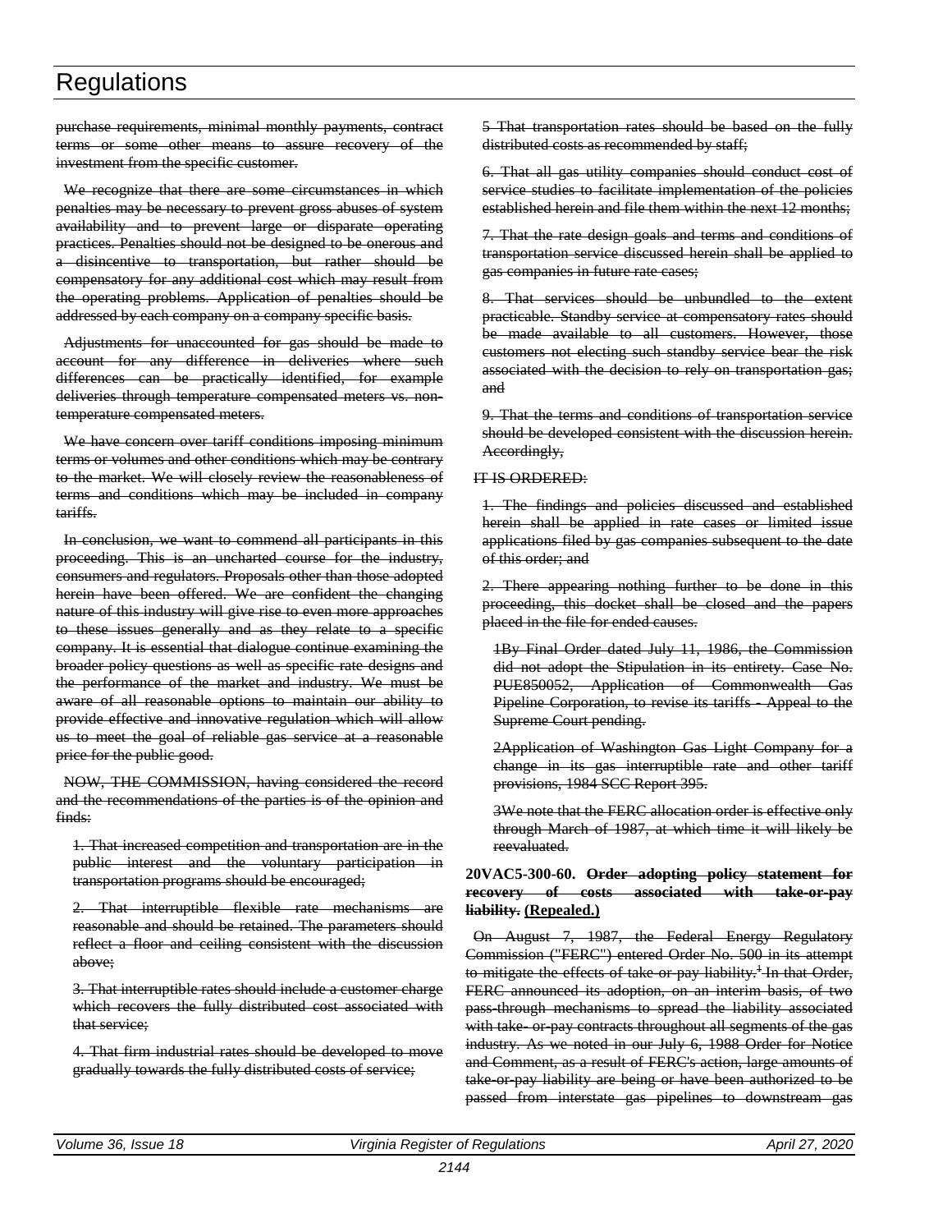purchase requirements, minimal monthly payments, contract terms or some other means to assure recovery of the investment from the specific customer.

We recognize that there are some circumstances in which penalties may be necessary to prevent gross abuses of system availability and to prevent large or disparate operating practices. Penalties should not be designed to be onerous and a disincentive to transportation, but rather should be compensatory for any additional cost which may result from the operating problems. Application of penalties should be addressed by each company on a company specific basis.

Adjustments for unaccounted for gas should be made to account for any difference in deliveries where such differences can be practically identified, for example deliveries through temperature compensated meters vs. non-temperature compensated meters.

We have concern over tariff conditions imposing minimum terms or volumes and other conditions which may be contrary to the market. We will closely review the reasonableness of terms and conditions which may be included in company tariffs.

In conclusion, we want to commend all participants in this proceeding. This is an uncharted course for the industry, consumers and regulators. Proposals other than those adopted herein have been offered. We are confident the changing nature of this industry will give rise to even more approaches to these issues generally and as they relate to a specific company. It is essential that dialogue continue examining the broader policy questions as well as specific rate designs and the performance of the market and industry. We must be aware of all reasonable options to maintain our ability to provide effective and innovative regulation which will allow us to meet the goal of reliable gas service at a reasonable price for the public good.

NOW, THE COMMISSION, having considered the record and the recommendations of the parties is of the opinion and finds:

1. That increased competition and transportation are in the public interest and the voluntary participation in transportation programs should be encouraged;

2. That interruptible flexible rate mechanisms are reasonable and should be retained. The parameters should reflect a floor and ceiling consistent with the discussion above;

3. That interruptible rates should include a customer charge which recovers the fully distributed cost associated with that service;

4. That firm industrial rates should be developed to move gradually towards the fully distributed costs of service;

5 That transportation rates should be based on the fully distributed costs as recommended by staff;

6. That all gas utility companies should conduct cost of service studies to facilitate implementation of the policies established herein and file them within the next 12 months;

7. That the rate design goals and terms and conditions of transportation service discussed herein shall be applied to gas companies in future rate cases;

8. That services should be unbundled to the extent practicable. Standby service at compensatory rates should be made available to all customers. However, those customers not electing such standby service bear the risk associated with the decision to rely on transportation gas; and

9. That the terms and conditions of transportation service should be developed consistent with the discussion herein. Accordingly,

IT IS ORDERED:

1. The findings and policies discussed and established herein shall be applied in rate cases or limited issue applications filed by gas companies subsequent to the date of this order; and

2. There appearing nothing further to be done in this proceeding, this docket shall be closed and the papers placed in the file for ended causes.

1By Final Order dated July 11, 1986, the Commission did not adopt the Stipulation in its entirety. Case No. PUE850052, Application of Commonwealth Gas Pipeline Corporation, to revise its tariffs - Appeal to the Supreme Court pending.

2Application of Washington Gas Light Company for a change in its gas interruptible rate and other tariff provisions, 1984 SCC Report 395.

3We note that the FERC allocation order is effective only through March of 1987, at which time it will likely be reevaluated.

**20VAC5-300-60. Order adopting policy statement for recovery of costs associated with take-or-pay liability. (Repealed.)**

On August 7, 1987, the Federal Energy Regulatory Commission ("FERC") entered Order No. 500 in its attempt to mitigate the effects of take-or-pay liability.[1] In that Order, FERC announced its adoption, on an interim basis, of two pass-through mechanisms to spread the liability associated with take- or-pay contracts throughout all segments of the gas industry. As we noted in our July 6, 1988 Order for Notice and Comment, as a result of FERC's action, large amounts of take-or-pay liability are being or have been authorized to be passed from interstate gas pipelines to downstream gas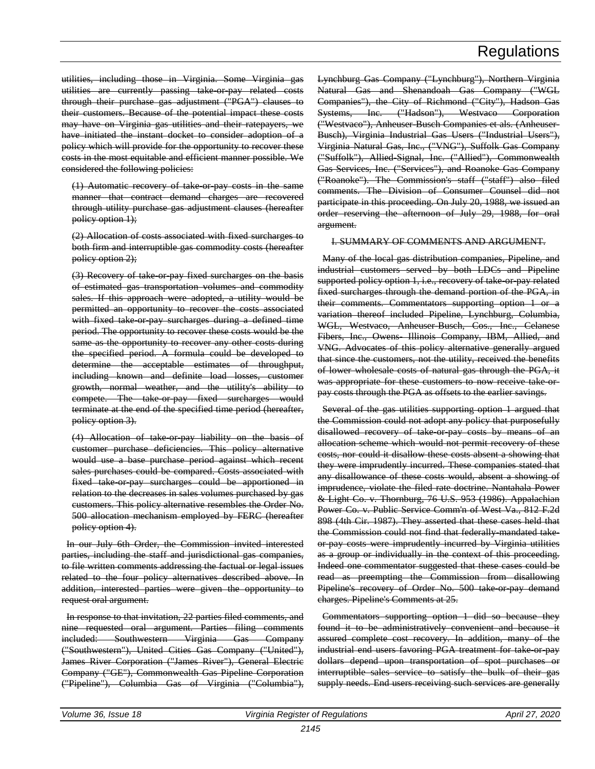utilities, including those in Virginia. Some Virginia gas utilities are currently passing take-or-pay related costs through their purchase gas adjustment ("PGA") clauses to their customers. Because of the potential impact these costs may have on Virginia gas utilities and their ratepayers, we have initiated the instant docket to consider adoption of a policy which will provide for the opportunity to recover these costs in the most equitable and efficient manner possible. We considered the following policies:

(1) Automatic recovery of take-or-pay costs in the same manner that contract demand charges are recovered through utility purchase gas adjustment clauses (hereafter policy option 1);

(2) Allocation of costs associated with fixed surcharges to both firm and interruptible gas commodity costs (hereafter policy option 2);

(3) Recovery of take-or-pay fixed surcharges on the basis of estimated gas transportation volumes and commodity sales. If this approach were adopted, a utility would be permitted an opportunity to recover the costs associated with fixed take-or-pay surcharges during a defined time period. The opportunity to recover these costs would be the same as the opportunity to recover any other costs during the specified period. A formula could be developed to determine the acceptable estimates of throughput, including known and definite load losses, customer growth, normal weather, and the utility's ability to compete. The take-or-pay fixed surcharges would terminate at the end of the specified time period (hereafter, policy option 3).

(4) Allocation of take-or-pay liability on the basis of customer purchase deficiencies. This policy alternative would use a base purchase period against which recent sales purchases could be compared. Costs associated with fixed take-or-pay surcharges could be apportioned in relation to the decreases in sales volumes purchased by gas customers. This policy alternative resembles the Order No. 500 allocation mechanism employed by FERC (hereafter policy option 4).

In our July 6th Order, the Commission invited interested parties, including the staff and jurisdictional gas companies, to file written comments addressing the factual or legal issues related to the four policy alternatives described above. In addition, interested parties were given the opportunity to request oral argument.

In response to that invitation, 22 parties filed comments, and nine requested oral argument. Parties filing comments included: Southwestern Virginia Gas Company ("Southwestern"), United Cities Gas Company ("United"), James River Corporation ("James River"), General Electric Company ("GE"), Commonwealth Gas Pipeline Corporation ("Pipeline"), Columbia Gas of Virginia ("Columbia"), Lynchburg Gas Company ("Lynchburg"), Northern Virginia Natural Gas and Shenandoah Gas Company ("WGL Companies"), the City of Richmond ("City"), Hadson Gas Systems, Inc. ("Hadson"), Westvaco Corporation ("Westvaco"), Anheuser-Busch Companies et als. (Anheuser-Busch), Virginia Industrial Gas Users ("Industrial Users"), Virginia Natural Gas, Inc., ("VNG"), Suffolk Gas Company ("Suffolk"), Allied-Signal, Inc. ("Allied"), Commonwealth Gas Services, Inc. ("Services"), and Roanoke Gas Company ("Roanoke"). The Commission's staff ("staff") also filed comments. The Division of Consumer Counsel did not participate in this proceeding. On July 20, 1988, we issued an order reserving the afternoon of July 29, 1988, for oral argument.

I. SUMMARY OF COMMENTS AND ARGUMENT.

Many of the local gas distribution companies, Pipeline, and industrial customers served by both LDCs and Pipeline supported policy option 1, i.e., recovery of take-or-pay related fixed surcharges through the demand portion of the PGA, in their comments. Commentators supporting option 1 or a variation thereof included Pipeline, Lynchburg, Columbia, WGL, Westvaco, Anheuser-Busch, Cos., Inc., Celanese Fibers, Inc., Owens- Illinois Company, IBM, Allied, and VNG. Advocates of this policy alternative generally argued that since the customers, not the utility, received the benefits of lower wholesale costs of natural gas through the PGA, it was appropriate for these customers to now receive take-or-pay costs through the PGA as offsets to the earlier savings.

Several of the gas utilities supporting option 1 argued that the Commission could not adopt any policy that purposefully disallowed recovery of take-or-pay costs by means of an allocation scheme which would not permit recovery of these costs, nor could it disallow these costs absent a showing that they were imprudently incurred. These companies stated that any disallowance of these costs would, absent a showing of imprudence, violate the filed rate doctrine. Nantahala Power & Light Co. v. Thornburg, 76 U.S. 953 (1986). Appalachian Power Co. v. Public Service Comm'n of West Va., 812 F.2d 898 (4th Cir. 1987). They asserted that these cases held that the Commission could not find that federally-mandated take-or-pay costs were imprudently incurred by Virginia utilities as a group or individually in the context of this proceeding. Indeed one commentator suggested that these cases could be read as preempting the Commission from disallowing Pipeline's recovery of Order No. 500 take-or-pay demand charges. Pipeline's Comments at 25.

Commentators supporting option 1 did so because they found it to be administratively convenient and because it assured complete cost recovery. In addition, many of the industrial end users favoring PGA treatment for take-or-pay dollars depend upon transportation of spot purchases or interruptible sales service to satisfy the bulk of their gas supply needs. End users receiving such services are generally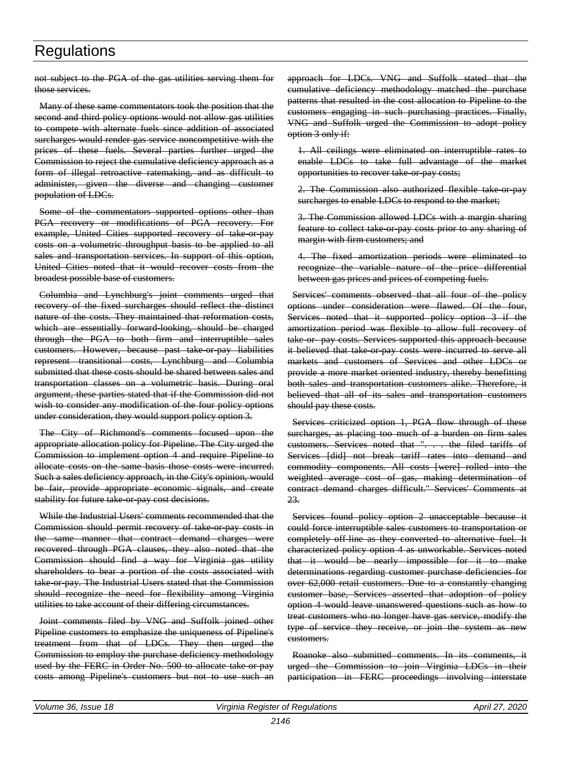not subject to the PGA of the gas utilities serving them for those services.

Many of these same commentators took the position that the second and third policy options would not allow gas utilities to compete with alternate fuels since addition of associated surcharges would render gas service noncompetitive with the prices of these fuels. Several parties further urged the Commission to reject the cumulative deficiency approach as a form of illegal retroactive ratemaking, and as difficult to administer, given the diverse and changing customer population of LDCs.

Some of the commentators supported options other than PGA recovery or modifications of PGA recovery. For example, United Cities supported recovery of take-or-pay costs on a volumetric throughput basis to be applied to all sales and transportation services. In support of this option, United Cities noted that it would recover costs from the broadest possible base of customers.

Columbia and Lynchburg's joint comments urged that recovery of the fixed surcharges should reflect the distinct nature of the costs. They maintained that reformation costs, which are essentially forward-looking, should be charged through the PGA to both firm and interruptible sales customers. However, because past take-or-pay liabilities represent transitional costs, Lynchburg and Columbia submitted that these costs should be shared between sales and transportation classes on a volumetric basis. During oral argument, these parties stated that if the Commission did not wish to consider any modification of the four policy options under consideration, they would support policy option 3.

The City of Richmond's comments focused upon the appropriate allocation policy for Pipeline. The City urged the Commission to implement option 4 and require Pipeline to allocate costs on the same basis those costs were incurred. Such a sales deficiency approach, in the City's opinion, would be fair, provide appropriate economic signals, and create stability for future take-or-pay cost decisions.

While the Industrial Users' comments recommended that the Commission should permit recovery of take-or-pay costs in the same manner that contract demand charges were recovered through PGA clauses, they also noted that the Commission should find a way for Virginia gas utility shareholders to bear a portion of the costs associated with take-or-pay. The Industrial Users stated that the Commission should recognize the need for flexibility among Virginia utilities to take account of their differing circumstances.

Joint comments filed by VNG and Suffolk joined other Pipeline customers to emphasize the uniqueness of Pipeline's treatment from that of LDCs. They then urged the Commission to employ the purchase deficiency methodology used by the FERC in Order No. 500 to allocate take-or-pay costs among Pipeline's customers but not to use such an approach for LDCs. VNG and Suffolk stated that the cumulative deficiency methodology matched the purchase patterns that resulted in the cost allocation to Pipeline to the customers engaging in such purchasing practices. Finally, VNG and Suffolk urged the Commission to adopt policy option 3 only if:

1. All ceilings were eliminated on interruptible rates to enable LDCs to take full advantage of the market opportunities to recover take-or-pay costs;

2. The Commission also authorized flexible take-or-pay surcharges to enable LDCs to respond to the market;

3. The Commission allowed LDCs with a margin sharing feature to collect take-or-pay costs prior to any sharing of margin with firm customers; and

4. The fixed amortization periods were eliminated to recognize the variable nature of the price differential between gas prices and prices of competing fuels.

Services' comments observed that all four of the policy options under consideration were flawed. Of the four, Services noted that it supported policy option 3 if the amortization period was flexible to allow full recovery of take-or- pay costs. Services supported this approach because it believed that take-or-pay costs were incurred to serve all markets and customers of Services and other LDCs or provide a more market oriented industry, thereby benefitting both sales and transportation customers alike. Therefore, it believed that all of its sales and transportation customers should pay these costs.

Services criticized option 1, PGA flow through of these surcharges, as placing too much of a burden on firm sales customers. Services noted that ". . . the filed tariffs of Services [did] not break tariff rates into demand and commodity components. All costs [were] rolled into the weighted average cost of gas, making determination of contract demand charges difficult." Services' Comments at 23.

Services found policy option 2 unacceptable because it could force interruptible sales customers to transportation or completely off-line as they converted to alternative fuel. It characterized policy option 4 as unworkable. Services noted that it would be nearly impossible for it to make determinations regarding customer purchase deficiencies for over 62,000 retail customers. Due to a constantly changing customer base, Services asserted that adoption of policy option 4 would leave unanswered questions such as how to treat customers who no longer have gas service, modify the type of service they receive, or join the system as new customers.

Roanoke also submitted comments. In its comments, it urged the Commission to join Virginia LDCs in their participation in FERC proceedings involving interstate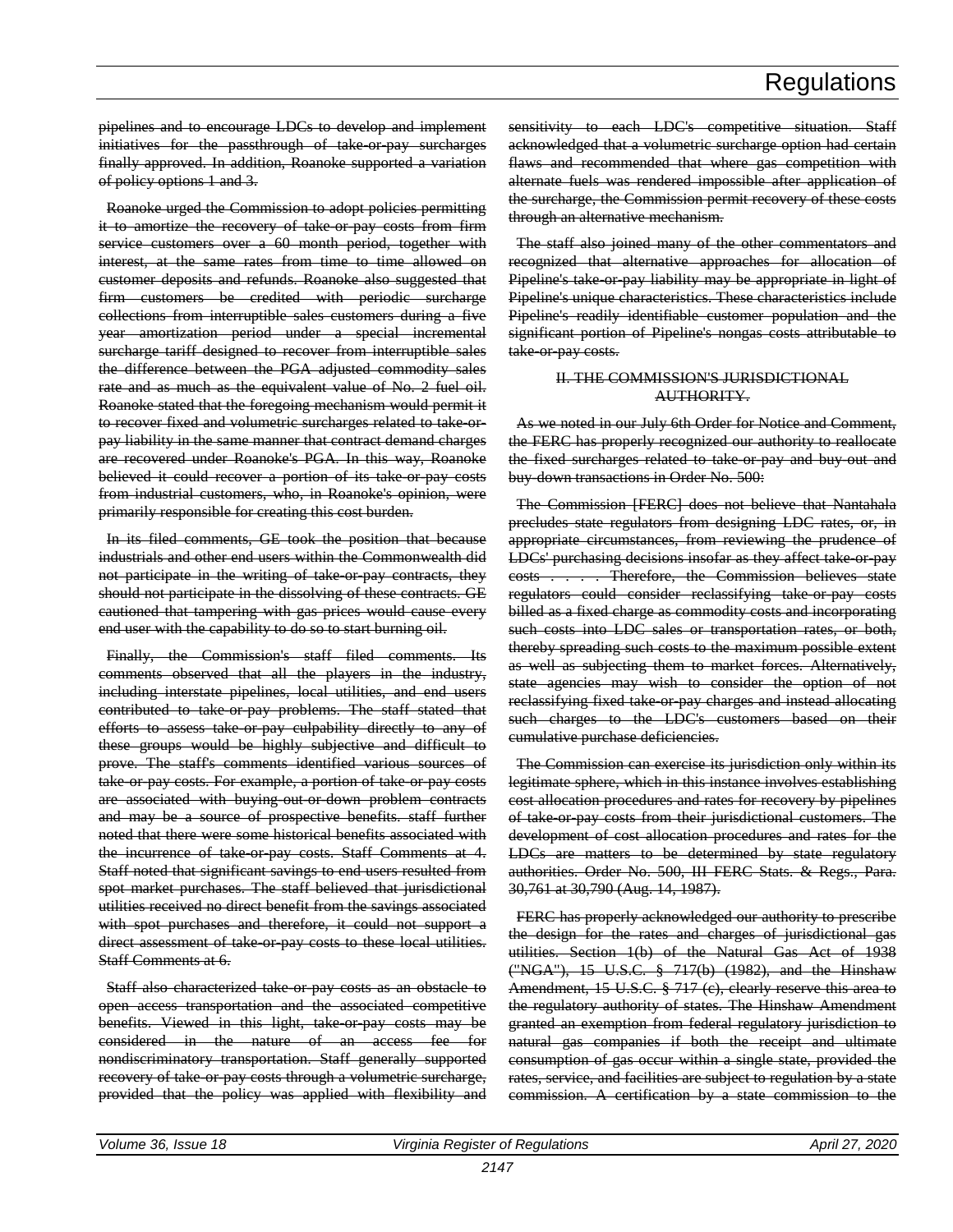pipelines and to encourage LDCs to develop and implement initiatives for the passthrough of take-or-pay surcharges finally approved. In addition, Roanoke supported a variation of policy options 1 and 3.

Roanoke urged the Commission to adopt policies permitting it to amortize the recovery of take-or-pay costs from firm service customers over a 60 month period, together with interest, at the same rates from time to time allowed on customer deposits and refunds. Roanoke also suggested that firm customers be credited with periodic surcharge collections from interruptible sales customers during a five year amortization period under a special incremental surcharge tariff designed to recover from interruptible sales the difference between the PGA adjusted commodity sales rate and as much as the equivalent value of No. 2 fuel oil. Roanoke stated that the foregoing mechanism would permit it to recover fixed and volumetric surcharges related to take-or-pay liability in the same manner that contract demand charges are recovered under Roanoke's PGA. In this way, Roanoke believed it could recover a portion of its take-or-pay costs from industrial customers, who, in Roanoke's opinion, were primarily responsible for creating this cost burden.

In its filed comments, GE took the position that because industrials and other end users within the Commonwealth did not participate in the writing of take-or-pay contracts, they should not participate in the dissolving of these contracts. GE cautioned that tampering with gas prices would cause every end user with the capability to do so to start burning oil.

Finally, the Commission's staff filed comments. Its comments observed that all the players in the industry, including interstate pipelines, local utilities, and end users contributed to take-or-pay problems. The staff stated that efforts to assess take-or-pay culpability directly to any of these groups would be highly subjective and difficult to prove. The staff's comments identified various sources of take-or-pay costs. For example, a portion of take-or-pay costs are associated with buying-out-or-down problem contracts and may be a source of prospective benefits. staff further noted that there were some historical benefits associated with the incurrence of take-or-pay costs. Staff Comments at 4. Staff noted that significant savings to end users resulted from spot market purchases. The staff believed that jurisdictional utilities received no direct benefit from the savings associated with spot purchases and therefore, it could not support a direct assessment of take-or-pay costs to these local utilities. Staff Comments at 6.

Staff also characterized take-or-pay costs as an obstacle to open access transportation and the associated competitive benefits. Viewed in this light, take-or-pay costs may be considered in the nature of an access fee for nondiscriminatory transportation. Staff generally supported recovery of take-or-pay costs through a volumetric surcharge, provided that the policy was applied with flexibility and sensitivity to each LDC's competitive situation. Staff acknowledged that a volumetric surcharge option had certain flaws and recommended that where gas competition with alternate fuels was rendered impossible after application of the surcharge, the Commission permit recovery of these costs through an alternative mechanism.

The staff also joined many of the other commentators and recognized that alternative approaches for allocation of Pipeline's take-or-pay liability may be appropriate in light of Pipeline's unique characteristics. These characteristics include Pipeline's readily identifiable customer population and the significant portion of Pipeline's nongas costs attributable to take-or-pay costs.

## II. THE COMMISSION'S JURISDICTIONAL AUTHORITY.

As we noted in our July 6th Order for Notice and Comment, the FERC has properly recognized our authority to reallocate the fixed surcharges related to take-or-pay and buy-out and buy-down transactions in Order No. 500:

The Commission [FERC] does not believe that Nantahala precludes state regulators from designing LDC rates, or, in appropriate circumstances, from reviewing the prudence of LDCs' purchasing decisions insofar as they affect take-or-pay costs . . . . Therefore, the Commission believes state regulators could consider reclassifying take-or-pay costs billed as a fixed charge as commodity costs and incorporating such costs into LDC sales or transportation rates, or both, thereby spreading such costs to the maximum possible extent as well as subjecting them to market forces. Alternatively, state agencies may wish to consider the option of not reclassifying fixed take-or-pay charges and instead allocating such charges to the LDC's customers based on their cumulative purchase deficiencies.

The Commission can exercise its jurisdiction only within its legitimate sphere, which in this instance involves establishing cost allocation procedures and rates for recovery by pipelines of take-or-pay costs from their jurisdictional customers. The development of cost allocation procedures and rates for the LDCs are matters to be determined by state regulatory authorities. Order No. 500, III FERC Stats. & Regs., Para. 30,761 at 30,790 (Aug. 14, 1987).

FERC has properly acknowledged our authority to prescribe the design for the rates and charges of jurisdictional gas utilities. Section 1(b) of the Natural Gas Act of 1938 ("NGA"), 15 U.S.C. § 717(b) (1982), and the Hinshaw Amendment, 15 U.S.C. § 717 (c), clearly reserve this area to the regulatory authority of states. The Hinshaw Amendment granted an exemption from federal regulatory jurisdiction to natural gas companies if both the receipt and ultimate consumption of gas occur within a single state, provided the rates, service, and facilities are subject to regulation by a state commission. A certification by a state commission to the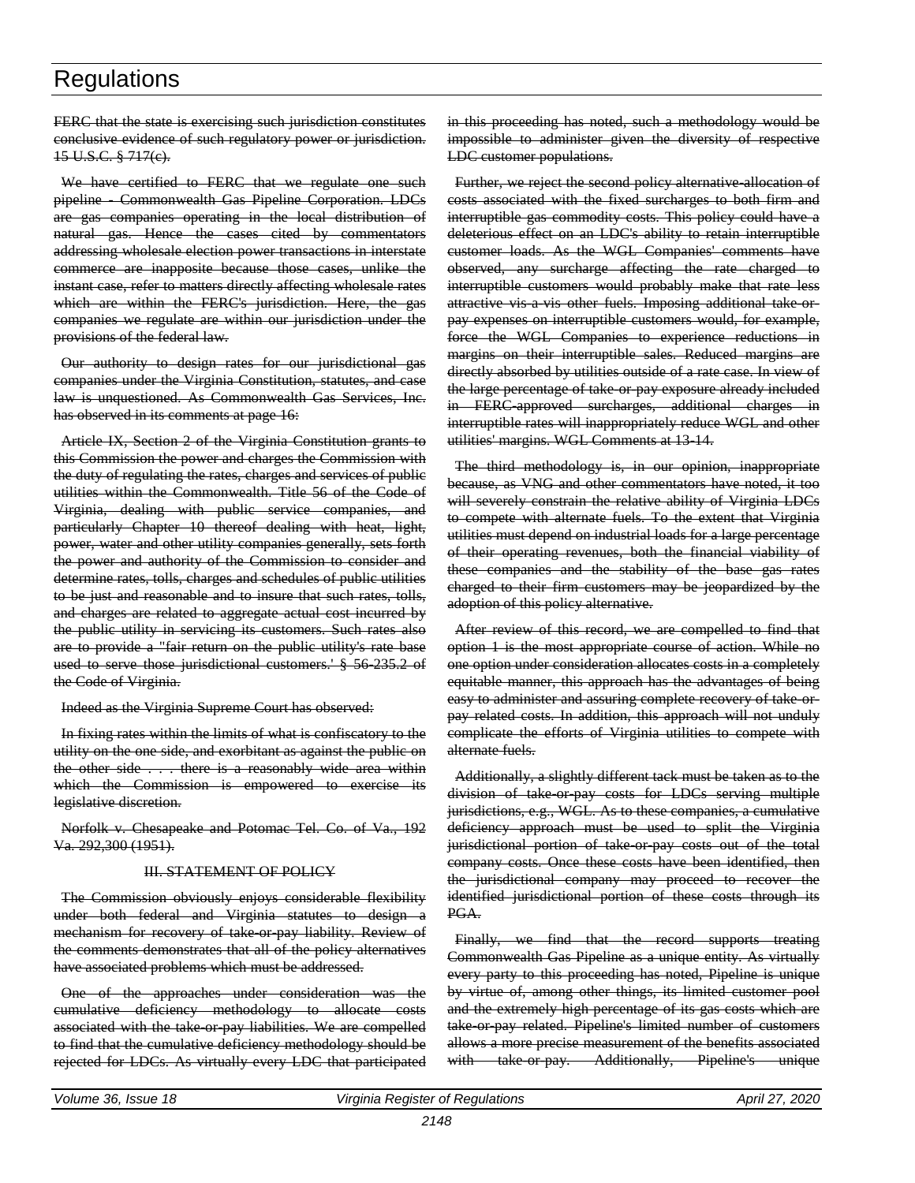FERC that the state is exercising such jurisdiction constitutes conclusive evidence of such regulatory power or jurisdiction. 15 U.S.C. § 717(c).

We have certified to FERC that we regulate one such pipeline - Commonwealth Gas Pipeline Corporation. LDCs are gas companies operating in the local distribution of natural gas. Hence the cases cited by commentators addressing wholesale election power transactions in interstate commerce are inapposite because those cases, unlike the instant case, refer to matters directly affecting wholesale rates which are within the FERC's jurisdiction. Here, the gas companies we regulate are within our jurisdiction under the provisions of the federal law.

Our authority to design rates for our jurisdictional gas companies under the Virginia Constitution, statutes, and case law is unquestioned. As Commonwealth Gas Services, Inc. has observed in its comments at page 16:

Article IX, Section 2 of the Virginia Constitution grants to this Commission the power and charges the Commission with the duty of regulating the rates, charges and services of public utilities within the Commonwealth. Title 56 of the Code of Virginia, dealing with public service companies, and particularly Chapter 10 thereof dealing with heat, light, power, water and other utility companies generally, sets forth the power and authority of the Commission to consider and determine rates, tolls, charges and schedules of public utilities to be just and reasonable and to insure that such rates, tolls, and charges are related to aggregate actual cost incurred by the public utility in servicing its customers. Such rates also are to provide a "fair return on the public utility's rate base used to serve those jurisdictional customers.' § 56-235.2 of the Code of Virginia.

Indeed as the Virginia Supreme Court has observed:

In fixing rates within the limits of what is confiscatory to the utility on the one side, and exorbitant as against the public on the other side . . . there is a reasonably wide area within which the Commission is empowered to exercise its legislative discretion.

Norfolk v. Chesapeake and Potomac Tel. Co. of Va., 192 Va. 292,300 (1951).

### III. STATEMENT OF POLICY

The Commission obviously enjoys considerable flexibility under both federal and Virginia statutes to design a mechanism for recovery of take-or-pay liability. Review of the comments demonstrates that all of the policy alternatives have associated problems which must be addressed.

One of the approaches under consideration was the cumulative deficiency methodology to allocate costs associated with the take-or-pay liabilities. We are compelled to find that the cumulative deficiency methodology should be rejected for LDCs. As virtually every LDC that participated in this proceeding has noted, such a methodology would be impossible to administer given the diversity of respective LDC customer populations.

Further, we reject the second policy alternative-allocation of costs associated with the fixed surcharges to both firm and interruptible gas commodity costs. This policy could have a deleterious effect on an LDC's ability to retain interruptible customer loads. As the WGL Companies' comments have observed, any surcharge affecting the rate charged to interruptible customers would probably make that rate less attractive vis-a-vis other fuels. Imposing additional take-or-pay expenses on interruptible customers would, for example, force the WGL Companies to experience reductions in margins on their interruptible sales. Reduced margins are directly absorbed by utilities outside of a rate case. In view of the large percentage of take-or-pay exposure already included in FERC-approved surcharges, additional charges in interruptible rates will inappropriately reduce WGL and other utilities' margins. WGL Comments at 13-14.

The third methodology is, in our opinion, inappropriate because, as VNG and other commentators have noted, it too will severely constrain the relative ability of Virginia LDCs to compete with alternate fuels. To the extent that Virginia utilities must depend on industrial loads for a large percentage of their operating revenues, both the financial viability of these companies and the stability of the base gas rates charged to their firm customers may be jeopardized by the adoption of this policy alternative.

After review of this record, we are compelled to find that option 1 is the most appropriate course of action. While no one option under consideration allocates costs in a completely equitable manner, this approach has the advantages of being easy to administer and assuring complete recovery of take-or-pay related costs. In addition, this approach will not unduly complicate the efforts of Virginia utilities to compete with alternate fuels.

Additionally, a slightly different tack must be taken as to the division of take-or-pay costs for LDCs serving multiple jurisdictions, e.g., WGL. As to these companies, a cumulative deficiency approach must be used to split the Virginia jurisdictional portion of take-or-pay costs out of the total company costs. Once these costs have been identified, then the jurisdictional company may proceed to recover the identified jurisdictional portion of these costs through its PGA.

Finally, we find that the record supports treating Commonwealth Gas Pipeline as a unique entity. As virtually every party to this proceeding has noted, Pipeline is unique by virtue of, among other things, its limited customer pool and the extremely high percentage of its gas costs which are take-or-pay related. Pipeline's limited number of customers allows a more precise measurement of the benefits associated with take-or-pay. Additionally, Pipeline's unique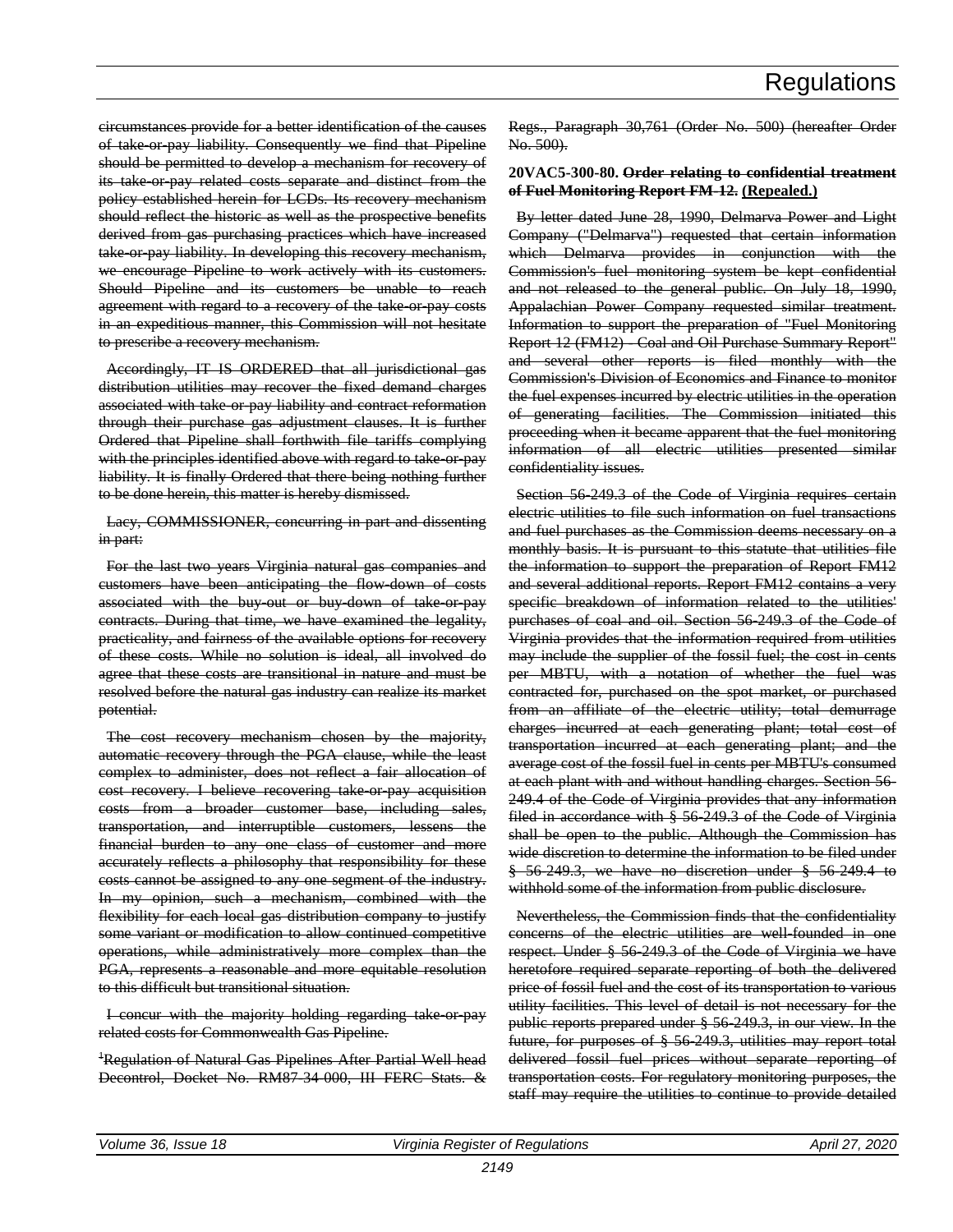circumstances provide for a better identification of the causes of take-or-pay liability. Consequently we find that Pipeline should be permitted to develop a mechanism for recovery of its take-or-pay related costs separate and distinct from the policy established herein for LCDs. Its recovery mechanism should reflect the historic as well as the prospective benefits derived from gas purchasing practices which have increased take-or-pay liability. In developing this recovery mechanism, we encourage Pipeline to work actively with its customers. Should Pipeline and its customers be unable to reach agreement with regard to a recovery of the take-or-pay costs in an expeditious manner, this Commission will not hesitate to prescribe a recovery mechanism.

Accordingly, IT IS ORDERED that all jurisdictional gas distribution utilities may recover the fixed demand charges associated with take-or-pay liability and contract reformation through their purchase gas adjustment clauses. It is further Ordered that Pipeline shall forthwith file tariffs complying with the principles identified above with regard to take-or-pay liability. It is finally Ordered that there being nothing further to be done herein, this matter is hereby dismissed.

Lacy, COMMISSIONER, concurring in part and dissenting in part:

For the last two years Virginia natural gas companies and customers have been anticipating the flow-down of costs associated with the buy-out or buy-down of take-or-pay contracts. During that time, we have examined the legality, practicality, and fairness of the available options for recovery of these costs. While no solution is ideal, all involved do agree that these costs are transitional in nature and must be resolved before the natural gas industry can realize its market potential.

The cost recovery mechanism chosen by the majority, automatic recovery through the PGA clause, while the least complex to administer, does not reflect a fair allocation of cost recovery. I believe recovering take-or-pay acquisition costs from a broader customer base, including sales, transportation, and interruptible customers, lessens the financial burden to any one class of customer and more accurately reflects a philosophy that responsibility for these costs cannot be assigned to any one segment of the industry. In my opinion, such a mechanism, combined with the flexibility for each local gas distribution company to justify some variant or modification to allow continued competitive operations, while administratively more complex than the PGA, represents a reasonable and more equitable resolution to this difficult but transitional situation.

I concur with the majority holding regarding take-or-pay related costs for Commonwealth Gas Pipeline.

[1]Regulation of Natural Gas Pipelines After Partial Well head Decontrol, Docket No. RM87-34-000, III FERC Stats. & Regs., Paragraph 30,761 (Order No. 500) (hereafter Order No. 500).

**20VAC5-300-80. ~~Order relating to confidential treatment of Fuel Monitoring Report FM-12.~~ (Repealed.)**

By letter dated June 28, 1990, Delmarva Power and Light Company ("Delmarva") requested that certain information which Delmarva provides in conjunction with the Commission's fuel monitoring system be kept confidential and not released to the general public. On July 18, 1990, Appalachian Power Company requested similar treatment. Information to support the preparation of "Fuel Monitoring Report 12 (FM12) - Coal and Oil Purchase Summary Report" and several other reports is filed monthly with the Commission's Division of Economics and Finance to monitor the fuel expenses incurred by electric utilities in the operation of generating facilities. The Commission initiated this proceeding when it became apparent that the fuel monitoring information of all electric utilities presented similar confidentiality issues.

Section 56-249.3 of the Code of Virginia requires certain electric utilities to file such information on fuel transactions and fuel purchases as the Commission deems necessary on a monthly basis. It is pursuant to this statute that utilities file the information to support the preparation of Report FM12 and several additional reports. Report FM12 contains a very specific breakdown of information related to the utilities' purchases of coal and oil. Section 56-249.3 of the Code of Virginia provides that the information required from utilities may include the supplier of the fossil fuel; the cost in cents per MBTU, with a notation of whether the fuel was contracted for, purchased on the spot market, or purchased from an affiliate of the electric utility; total demurrage charges incurred at each generating plant; total cost of transportation incurred at each generating plant; and the average cost of the fossil fuel in cents per MBTU's consumed at each plant with and without handling charges. Section 56-249.4 of the Code of Virginia provides that any information filed in accordance with § 56-249.3 of the Code of Virginia shall be open to the public. Although the Commission has wide discretion to determine the information to be filed under § 56-249.3, we have no discretion under § 56-249.4 to withhold some of the information from public disclosure.

Nevertheless, the Commission finds that the confidentiality concerns of the electric utilities are well-founded in one respect. Under § 56-249.3 of the Code of Virginia we have heretofore required separate reporting of both the delivered price of fossil fuel and the cost of its transportation to various utility facilities. This level of detail is not necessary for the public reports prepared under § 56-249.3, in our view. In the future, for purposes of § 56-249.3, utilities may report total delivered fossil fuel prices without separate reporting of transportation costs. For regulatory monitoring purposes, the staff may require the utilities to continue to provide detailed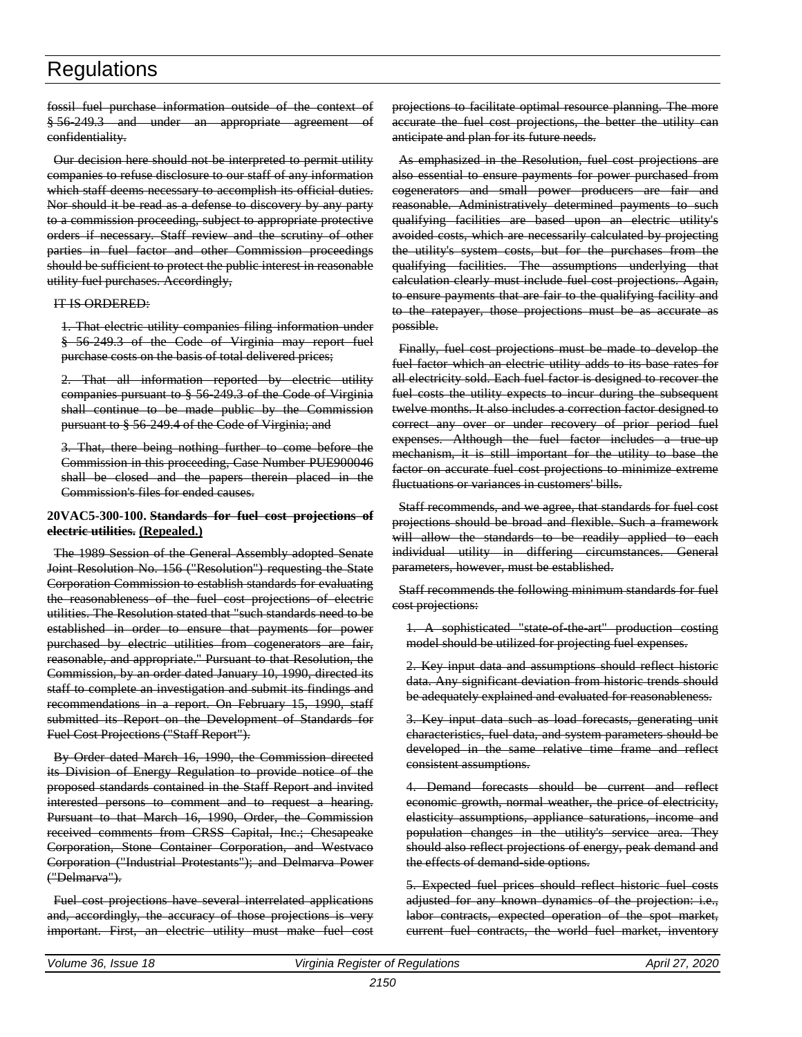fossil fuel purchase information outside of the context of § 56-249.3 and under an appropriate agreement of confidentiality.

Our decision here should not be interpreted to permit utility companies to refuse disclosure to our staff of any information which staff deems necessary to accomplish its official duties. Nor should it be read as a defense to discovery by any party to a commission proceeding, subject to appropriate protective orders if necessary. Staff review and the scrutiny of other parties in fuel factor and other Commission proceedings should be sufficient to protect the public interest in reasonable utility fuel purchases. Accordingly,

IT IS ORDERED:

1. That electric utility companies filing information under § 56-249.3 of the Code of Virginia may report fuel purchase costs on the basis of total delivered prices;

2. That all information reported by electric utility companies pursuant to § 56-249.3 of the Code of Virginia shall continue to be made public by the Commission pursuant to § 56-249.4 of the Code of Virginia; and

3. That, there being nothing further to come before the Commission in this proceeding, Case Number PUE900046 shall be closed and the papers therein placed in the Commission's files for ended causes.

**20VAC5-300-100. Standards for fuel cost projections of electric utilities. (Repealed.)**

The 1989 Session of the General Assembly adopted Senate Joint Resolution No. 156 ("Resolution") requesting the State Corporation Commission to establish standards for evaluating the reasonableness of the fuel cost projections of electric utilities. The Resolution stated that "such standards need to be established in order to ensure that payments for power purchased by electric utilities from cogenerators are fair, reasonable, and appropriate." Pursuant to that Resolution, the Commission, by an order dated January 10, 1990, directed its staff to complete an investigation and submit its findings and recommendations in a report. On February 15, 1990, staff submitted its Report on the Development of Standards for Fuel Cost Projections ("Staff Report").

By Order dated March 16, 1990, the Commission directed its Division of Energy Regulation to provide notice of the proposed standards contained in the Staff Report and invited interested persons to comment and to request a hearing. Pursuant to that March 16, 1990, Order, the Commission received comments from CRSS Capital, Inc.; Chesapeake Corporation, Stone Container Corporation, and Westvaco Corporation ("Industrial Protestants"); and Delmarva Power ("Delmarva").

Fuel cost projections have several interrelated applications and, accordingly, the accuracy of those projections is very important. First, an electric utility must make fuel cost projections to facilitate optimal resource planning. The more accurate the fuel cost projections, the better the utility can anticipate and plan for its future needs.

As emphasized in the Resolution, fuel cost projections are also essential to ensure payments for power purchased from cogenerators and small power producers are fair and reasonable. Administratively determined payments to such qualifying facilities are based upon an electric utility's avoided costs, which are necessarily calculated by projecting the utility's system costs, but for the purchases from the qualifying facilities. The assumptions underlying that calculation clearly must include fuel cost projections. Again, to ensure payments that are fair to the qualifying facility and to the ratepayer, those projections must be as accurate as possible.

Finally, fuel cost projections must be made to develop the fuel factor which an electric utility adds to its base rates for all electricity sold. Each fuel factor is designed to recover the fuel costs the utility expects to incur during the subsequent twelve months. It also includes a correction factor designed to correct any over or under recovery of prior period fuel expenses. Although the fuel factor includes a true-up mechanism, it is still important for the utility to base the factor on accurate fuel cost projections to minimize extreme fluctuations or variances in customers' bills.

Staff recommends, and we agree, that standards for fuel cost projections should be broad and flexible. Such a framework will allow the standards to be readily applied to each individual utility in differing circumstances. General parameters, however, must be established.

Staff recommends the following minimum standards for fuel cost projections:

1. A sophisticated "state-of-the-art" production costing model should be utilized for projecting fuel expenses.

2. Key input data and assumptions should reflect historic data. Any significant deviation from historic trends should be adequately explained and evaluated for reasonableness.

3. Key input data such as load forecasts, generating unit characteristics, fuel data, and system parameters should be developed in the same relative time frame and reflect consistent assumptions.

4. Demand forecasts should be current and reflect economic growth, normal weather, the price of electricity, elasticity assumptions, appliance saturations, income and population changes in the utility's service area. They should also reflect projections of energy, peak demand and the effects of demand-side options.

5. Expected fuel prices should reflect historic fuel costs adjusted for any known dynamics of the projection: i.e., labor contracts, expected operation of the spot market, current fuel contracts, the world fuel market, inventory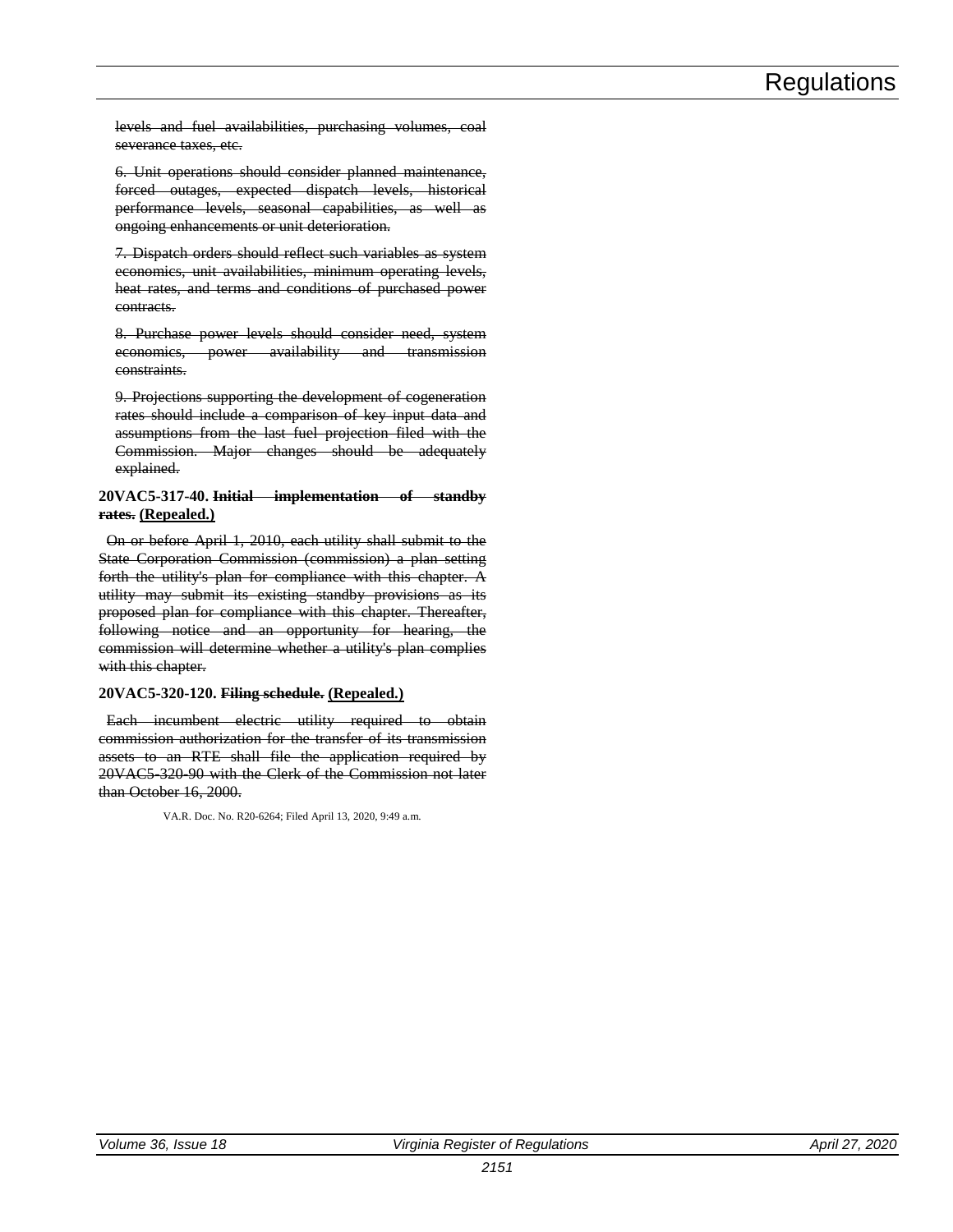~~levels and fuel availabilities, purchasing volumes, coal severance taxes, etc.~~

~~6. Unit operations should consider planned maintenance, forced outages, expected dispatch levels, historical performance levels, seasonal capabilities, as well as ongoing enhancements or unit deterioration.~~

~~7. Dispatch orders should reflect such variables as system economics, unit availabilities, minimum operating levels, heat rates, and terms and conditions of purchased power contracts.~~

~~8. Purchase power levels should consider need, system economics, power availability and transmission constraints.~~

~~9. Projections supporting the development of cogeneration rates should include a comparison of key input data and assumptions from the last fuel projection filed with the Commission. Major changes should be adequately explained.~~

**20VAC5-317-40. ~~Initial implementation of standby rates.~~ <u>(Repealed.)</u>**

~~On or before April 1, 2010, each utility shall submit to the State Corporation Commission (commission) a plan setting forth the utility's plan for compliance with this chapter. A utility may submit its existing standby provisions as its proposed plan for compliance with this chapter. Thereafter, following notice and an opportunity for hearing, the commission will determine whether a utility's plan complies with this chapter.~~

**20VAC5-320-120. ~~Filing schedule.~~ <u>(Repealed.)</u>**

~~Each incumbent electric utility required to obtain commission authorization for the transfer of its transmission assets to an RTE shall file the application required by 20VAC5-320-90 with the Clerk of the Commission not later than October 16, 2000.~~

VA.R. Doc. No. R20-6264; Filed April 13, 2020, 9:49 a.m.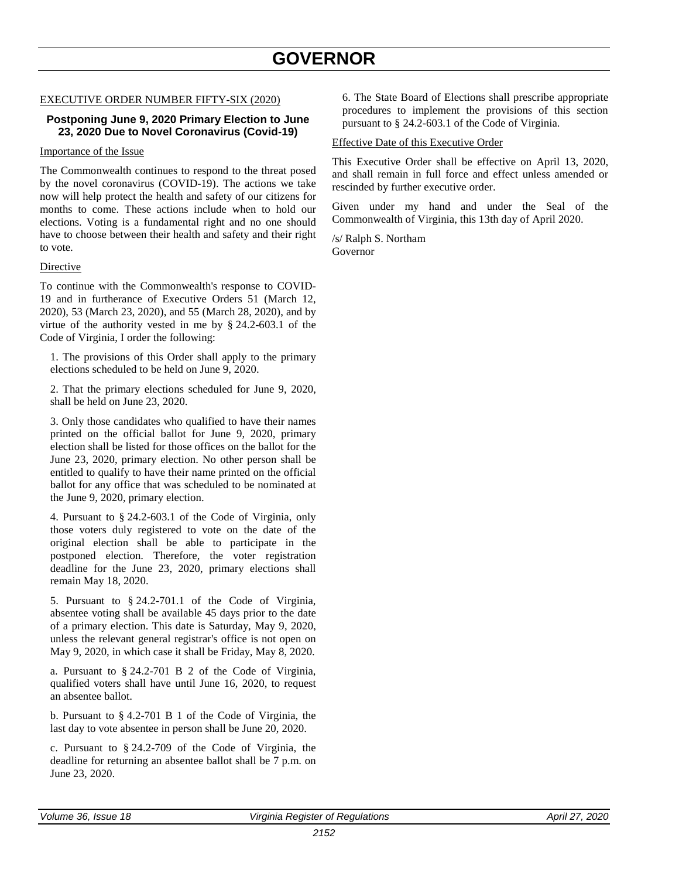# GOVERNOR

EXECUTIVE ORDER NUMBER FIFTY-SIX (2020)

### Postponing June 9, 2020 Primary Election to June 23, 2020 Due to Novel Coronavirus (Covid-19)

Importance of the Issue

The Commonwealth continues to respond to the threat posed by the novel coronavirus (COVID-19). The actions we take now will help protect the health and safety of our citizens for months to come. These actions include when to hold our elections. Voting is a fundamental right and no one should have to choose between their health and safety and their right to vote.

Directive

To continue with the Commonwealth's response to COVID-19 and in furtherance of Executive Orders 51 (March 12, 2020), 53 (March 23, 2020), and 55 (March 28, 2020), and by virtue of the authority vested in me by § 24.2-603.1 of the Code of Virginia, I order the following:

1. The provisions of this Order shall apply to the primary elections scheduled to be held on June 9, 2020.

2. That the primary elections scheduled for June 9, 2020, shall be held on June 23, 2020.

3. Only those candidates who qualified to have their names printed on the official ballot for June 9, 2020, primary election shall be listed for those offices on the ballot for the June 23, 2020, primary election. No other person shall be entitled to qualify to have their name printed on the official ballot for any office that was scheduled to be nominated at the June 9, 2020, primary election.

4. Pursuant to § 24.2-603.1 of the Code of Virginia, only those voters duly registered to vote on the date of the original election shall be able to participate in the postponed election. Therefore, the voter registration deadline for the June 23, 2020, primary elections shall remain May 18, 2020.

5. Pursuant to § 24.2-701.1 of the Code of Virginia, absentee voting shall be available 45 days prior to the date of a primary election. This date is Saturday, May 9, 2020, unless the relevant general registrar's office is not open on May 9, 2020, in which case it shall be Friday, May 8, 2020.

a. Pursuant to § 24.2-701 B 2 of the Code of Virginia, qualified voters shall have until June 16, 2020, to request an absentee ballot.

b. Pursuant to § 4.2-701 B 1 of the Code of Virginia, the last day to vote absentee in person shall be June 20, 2020.

c. Pursuant to § 24.2-709 of the Code of Virginia, the deadline for returning an absentee ballot shall be 7 p.m. on June 23, 2020.

6. The State Board of Elections shall prescribe appropriate procedures to implement the provisions of this section pursuant to § 24.2-603.1 of the Code of Virginia.

Effective Date of this Executive Order

This Executive Order shall be effective on April 13, 2020, and shall remain in full force and effect unless amended or rescinded by further executive order.

Given under my hand and under the Seal of the Commonwealth of Virginia, this 13th day of April 2020.

/s/ Ralph S. Northam
Governor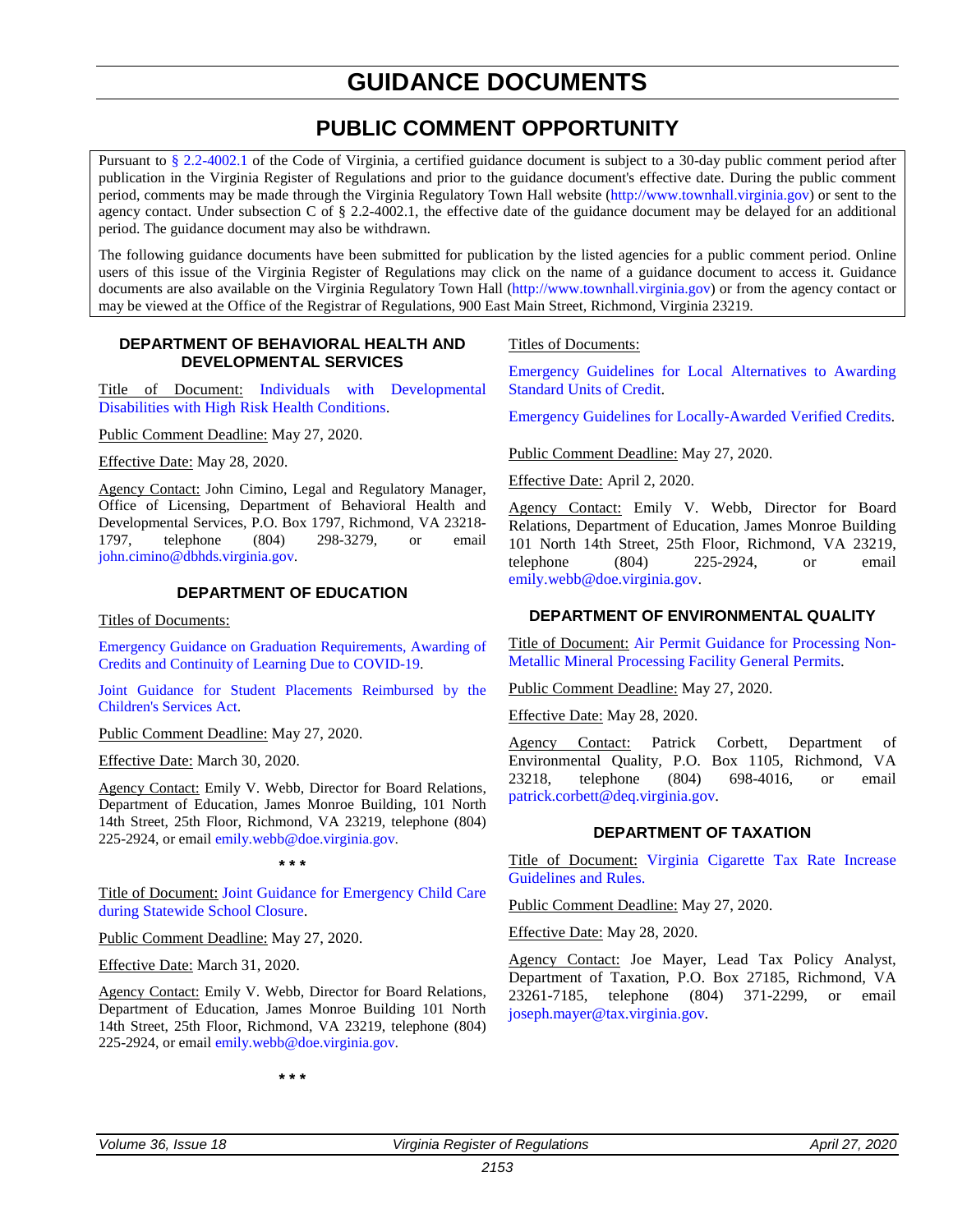# GUIDANCE DOCUMENTS

## PUBLIC COMMENT OPPORTUNITY

Pursuant to § 2.2-4002.1 of the Code of Virginia, a certified guidance document is subject to a 30-day public comment period after publication in the Virginia Register of Regulations and prior to the guidance document's effective date. During the public comment period, comments may be made through the Virginia Regulatory Town Hall website (http://www.townhall.virginia.gov) or sent to the agency contact. Under subsection C of § 2.2-4002.1, the effective date of the guidance document may be delayed for an additional period. The guidance document may also be withdrawn.

The following guidance documents have been submitted for publication by the listed agencies for a public comment period. Online users of this issue of the Virginia Register of Regulations may click on the name of a guidance document to access it. Guidance documents are also available on the Virginia Regulatory Town Hall (http://www.townhall.virginia.gov) or from the agency contact or may be viewed at the Office of the Registrar of Regulations, 900 East Main Street, Richmond, Virginia 23219.

### DEPARTMENT OF BEHAVIORAL HEALTH AND DEVELOPMENTAL SERVICES

Title of Document: Individuals with Developmental Disabilities with High Risk Health Conditions.

Public Comment Deadline: May 27, 2020.

Effective Date: May 28, 2020.

Agency Contact: John Cimino, Legal and Regulatory Manager, Office of Licensing, Department of Behavioral Health and Developmental Services, P.O. Box 1797, Richmond, VA 23218-1797, telephone (804) 298-3279, or email john.cimino@dbhds.virginia.gov.

### DEPARTMENT OF EDUCATION

Titles of Documents:

Emergency Guidance on Graduation Requirements, Awarding of Credits and Continuity of Learning Due to COVID-19.

Joint Guidance for Student Placements Reimbursed by the Children's Services Act.

Public Comment Deadline: May 27, 2020.

Effective Date: March 30, 2020.

Agency Contact: Emily V. Webb, Director for Board Relations, Department of Education, James Monroe Building, 101 North 14th Street, 25th Floor, Richmond, VA 23219, telephone (804) 225-2924, or email emily.webb@doe.virginia.gov.

\* \* \*

Title of Document: Joint Guidance for Emergency Child Care during Statewide School Closure.

Public Comment Deadline: May 27, 2020.

Effective Date: March 31, 2020.

Agency Contact: Emily V. Webb, Director for Board Relations, Department of Education, James Monroe Building 101 North 14th Street, 25th Floor, Richmond, VA 23219, telephone (804) 225-2924, or email emily.webb@doe.virginia.gov.

\* \* \*

Titles of Documents:

Emergency Guidelines for Local Alternatives to Awarding Standard Units of Credit.

Emergency Guidelines for Locally-Awarded Verified Credits.

Public Comment Deadline: May 27, 2020.

Effective Date: April 2, 2020.

Agency Contact: Emily V. Webb, Director for Board Relations, Department of Education, James Monroe Building 101 North 14th Street, 25th Floor, Richmond, VA 23219, telephone (804) 225-2924, or email emily.webb@doe.virginia.gov.

### DEPARTMENT OF ENVIRONMENTAL QUALITY

Title of Document: Air Permit Guidance for Processing Non-Metallic Mineral Processing Facility General Permits.

Public Comment Deadline: May 27, 2020.

Effective Date: May 28, 2020.

Agency Contact: Patrick Corbett, Department of Environmental Quality, P.O. Box 1105, Richmond, VA 23218, telephone (804) 698-4016, or email patrick.corbett@deq.virginia.gov.

### DEPARTMENT OF TAXATION

Title of Document: Virginia Cigarette Tax Rate Increase Guidelines and Rules.

Public Comment Deadline: May 27, 2020.

Effective Date: May 28, 2020.

Agency Contact: Joe Mayer, Lead Tax Policy Analyst, Department of Taxation, P.O. Box 27185, Richmond, VA 23261-7185, telephone (804) 371-2299, or email joseph.mayer@tax.virginia.gov.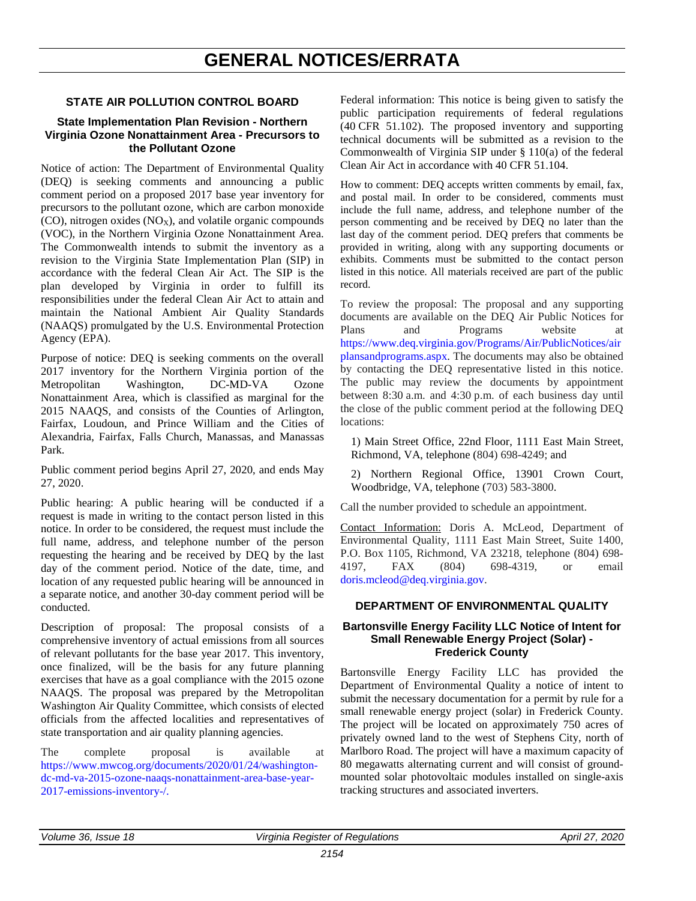# GENERAL NOTICES/ERRATA

## STATE AIR POLLUTION CONTROL BOARD

### State Implementation Plan Revision - Northern Virginia Ozone Nonattainment Area - Precursors to the Pollutant Ozone

Notice of action: The Department of Environmental Quality (DEQ) is seeking comments and announcing a public comment period on a proposed 2017 base year inventory for precursors to the pollutant ozone, which are carbon monoxide (CO), nitrogen oxides ($NO_X$), and volatile organic compounds (VOC), in the Northern Virginia Ozone Nonattainment Area. The Commonwealth intends to submit the inventory as a revision to the Virginia State Implementation Plan (SIP) in accordance with the federal Clean Air Act. The SIP is the plan developed by Virginia in order to fulfill its responsibilities under the federal Clean Air Act to attain and maintain the National Ambient Air Quality Standards (NAAQS) promulgated by the U.S. Environmental Protection Agency (EPA).

Purpose of notice: DEQ is seeking comments on the overall 2017 inventory for the Northern Virginia portion of the Metropolitan Washington, DC-MD-VA Ozone Nonattainment Area, which is classified as marginal for the 2015 NAAQS, and consists of the Counties of Arlington, Fairfax, Loudoun, and Prince William and the Cities of Alexandria, Fairfax, Falls Church, Manassas, and Manassas Park.

Public comment period begins April 27, 2020, and ends May 27, 2020.

Public hearing: A public hearing will be conducted if a request is made in writing to the contact person listed in this notice. In order to be considered, the request must include the full name, address, and telephone number of the person requesting the hearing and be received by DEQ by the last day of the comment period. Notice of the date, time, and location of any requested public hearing will be announced in a separate notice, and another 30-day comment period will be conducted.

Description of proposal: The proposal consists of a comprehensive inventory of actual emissions from all sources of relevant pollutants for the base year 2017. This inventory, once finalized, will be the basis for any future planning exercises that have as a goal compliance with the 2015 ozone NAAQS. The proposal was prepared by the Metropolitan Washington Air Quality Committee, which consists of elected officials from the affected localities and representatives of state transportation and air quality planning agencies.

The complete proposal is available at https://www.mwcog.org/documents/2020/01/24/washington-dc-md-va-2015-ozone-naaqs-nonattainment-area-base-year-2017-emissions-inventory-/.

Federal information: This notice is being given to satisfy the public participation requirements of federal regulations (40 CFR 51.102). The proposed inventory and supporting technical documents will be submitted as a revision to the Commonwealth of Virginia SIP under § 110(a) of the federal Clean Air Act in accordance with 40 CFR 51.104.

How to comment: DEQ accepts written comments by email, fax, and postal mail. In order to be considered, comments must include the full name, address, and telephone number of the person commenting and be received by DEQ no later than the last day of the comment period. DEQ prefers that comments be provided in writing, along with any supporting documents or exhibits. Comments must be submitted to the contact person listed in this notice. All materials received are part of the public record.

To review the proposal: The proposal and any supporting documents are available on the DEQ Air Public Notices for Plans and Programs website at https://www.deq.virginia.gov/Programs/Air/PublicNotices/airplansandprograms.aspx. The documents may also be obtained by contacting the DEQ representative listed in this notice. The public may review the documents by appointment between 8:30 a.m. and 4:30 p.m. of each business day until the close of the public comment period at the following DEQ locations:

1) Main Street Office, 22nd Floor, 1111 East Main Street, Richmond, VA, telephone (804) 698-4249; and

2) Northern Regional Office, 13901 Crown Court, Woodbridge, VA, telephone (703) 583-3800.

Call the number provided to schedule an appointment.

Contact Information: Doris A. McLeod, Department of Environmental Quality, 1111 East Main Street, Suite 1400, P.O. Box 1105, Richmond, VA 23218, telephone (804) 698-4197, FAX (804) 698-4319, or email doris.mcleod@deq.virginia.gov.

## DEPARTMENT OF ENVIRONMENTAL QUALITY

### Bartonsville Energy Facility LLC Notice of Intent for Small Renewable Energy Project (Solar) - Frederick County

Bartonsville Energy Facility LLC has provided the Department of Environmental Quality a notice of intent to submit the necessary documentation for a permit by rule for a small renewable energy project (solar) in Frederick County. The project will be located on approximately 750 acres of privately owned land to the west of Stephens City, north of Marlboro Road. The project will have a maximum capacity of 80 megawatts alternating current and will consist of ground-mounted solar photovoltaic modules installed on single-axis tracking structures and associated inverters.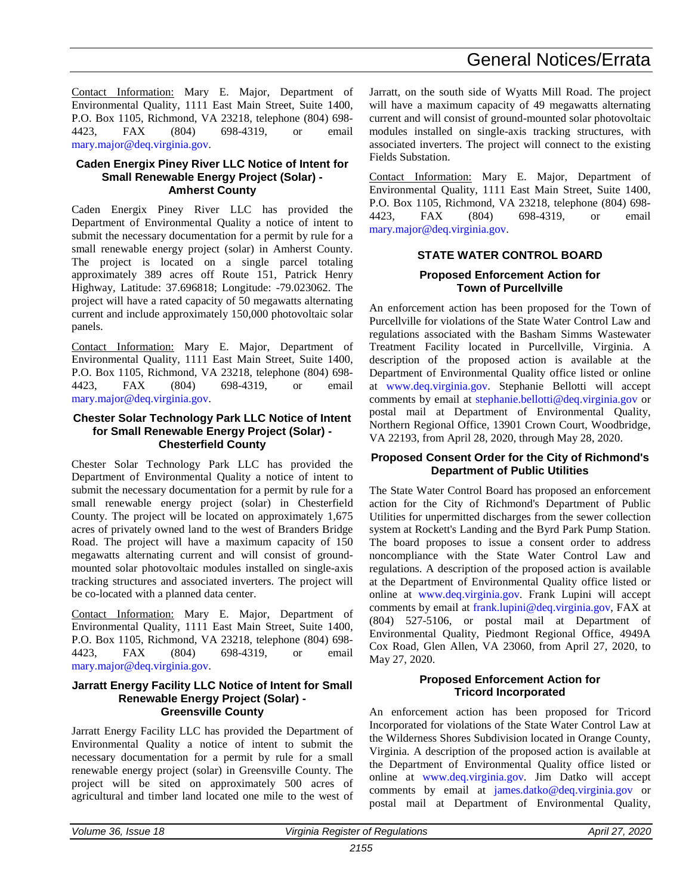Contact Information: Mary E. Major, Department of Environmental Quality, 1111 East Main Street, Suite 1400, P.O. Box 1105, Richmond, VA 23218, telephone (804) 698-4423, FAX (804) 698-4319, or email mary.major@deq.virginia.gov.

### Caden Energix Piney River LLC Notice of Intent for Small Renewable Energy Project (Solar) - Amherst County

Caden Energix Piney River LLC has provided the Department of Environmental Quality a notice of intent to submit the necessary documentation for a permit by rule for a small renewable energy project (solar) in Amherst County. The project is located on a single parcel totaling approximately 389 acres off Route 151, Patrick Henry Highway, Latitude: 37.696818; Longitude: -79.023062. The project will have a rated capacity of 50 megawatts alternating current and include approximately 150,000 photovoltaic solar panels.

Contact Information: Mary E. Major, Department of Environmental Quality, 1111 East Main Street, Suite 1400, P.O. Box 1105, Richmond, VA 23218, telephone (804) 698-4423, FAX (804) 698-4319, or email mary.major@deq.virginia.gov.

### Chester Solar Technology Park LLC Notice of Intent for Small Renewable Energy Project (Solar) - Chesterfield County

Chester Solar Technology Park LLC has provided the Department of Environmental Quality a notice of intent to submit the necessary documentation for a permit by rule for a small renewable energy project (solar) in Chesterfield County. The project will be located on approximately 1,675 acres of privately owned land to the west of Branders Bridge Road. The project will have a maximum capacity of 150 megawatts alternating current and will consist of ground-mounted solar photovoltaic modules installed on single-axis tracking structures and associated inverters. The project will be co-located with a planned data center.

Contact Information: Mary E. Major, Department of Environmental Quality, 1111 East Main Street, Suite 1400, P.O. Box 1105, Richmond, VA 23218, telephone (804) 698-4423, FAX (804) 698-4319, or email mary.major@deq.virginia.gov.

### Jarratt Energy Facility LLC Notice of Intent for Small Renewable Energy Project (Solar) - Greensville County

Jarratt Energy Facility LLC has provided the Department of Environmental Quality a notice of intent to submit the necessary documentation for a permit by rule for a small renewable energy project (solar) in Greensville County. The project will be sited on approximately 500 acres of agricultural and timber land located one mile to the west of Jarratt, on the south side of Wyatts Mill Road. The project will have a maximum capacity of 49 megawatts alternating current and will consist of ground-mounted solar photovoltaic modules installed on single-axis tracking structures, with associated inverters. The project will connect to the existing Fields Substation.

Contact Information: Mary E. Major, Department of Environmental Quality, 1111 East Main Street, Suite 1400, P.O. Box 1105, Richmond, VA 23218, telephone (804) 698-4423, FAX (804) 698-4319, or email mary.major@deq.virginia.gov.

## STATE WATER CONTROL BOARD

### Proposed Enforcement Action for Town of Purcellville

An enforcement action has been proposed for the Town of Purcellville for violations of the State Water Control Law and regulations associated with the Basham Simms Wastewater Treatment Facility located in Purcellville, Virginia. A description of the proposed action is available at the Department of Environmental Quality office listed or online at www.deq.virginia.gov. Stephanie Bellotti will accept comments by email at stephanie.bellotti@deq.virginia.gov or postal mail at Department of Environmental Quality, Northern Regional Office, 13901 Crown Court, Woodbridge, VA 22193, from April 28, 2020, through May 28, 2020.

### Proposed Consent Order for the City of Richmond's Department of Public Utilities

The State Water Control Board has proposed an enforcement action for the City of Richmond's Department of Public Utilities for unpermitted discharges from the sewer collection system at Rockett's Landing and the Byrd Park Pump Station. The board proposes to issue a consent order to address noncompliance with the State Water Control Law and regulations. A description of the proposed action is available at the Department of Environmental Quality office listed or online at www.deq.virginia.gov. Frank Lupini will accept comments by email at frank.lupini@deq.virginia.gov, FAX at (804) 527-5106, or postal mail at Department of Environmental Quality, Piedmont Regional Office, 4949A Cox Road, Glen Allen, VA 23060, from April 27, 2020, to May 27, 2020.

### Proposed Enforcement Action for Tricord Incorporated

An enforcement action has been proposed for Tricord Incorporated for violations of the State Water Control Law at the Wilderness Shores Subdivision located in Orange County, Virginia. A description of the proposed action is available at the Department of Environmental Quality office listed or online at www.deq.virginia.gov. Jim Datko will accept comments by email at james.datko@deq.virginia.gov or postal mail at Department of Environmental Quality,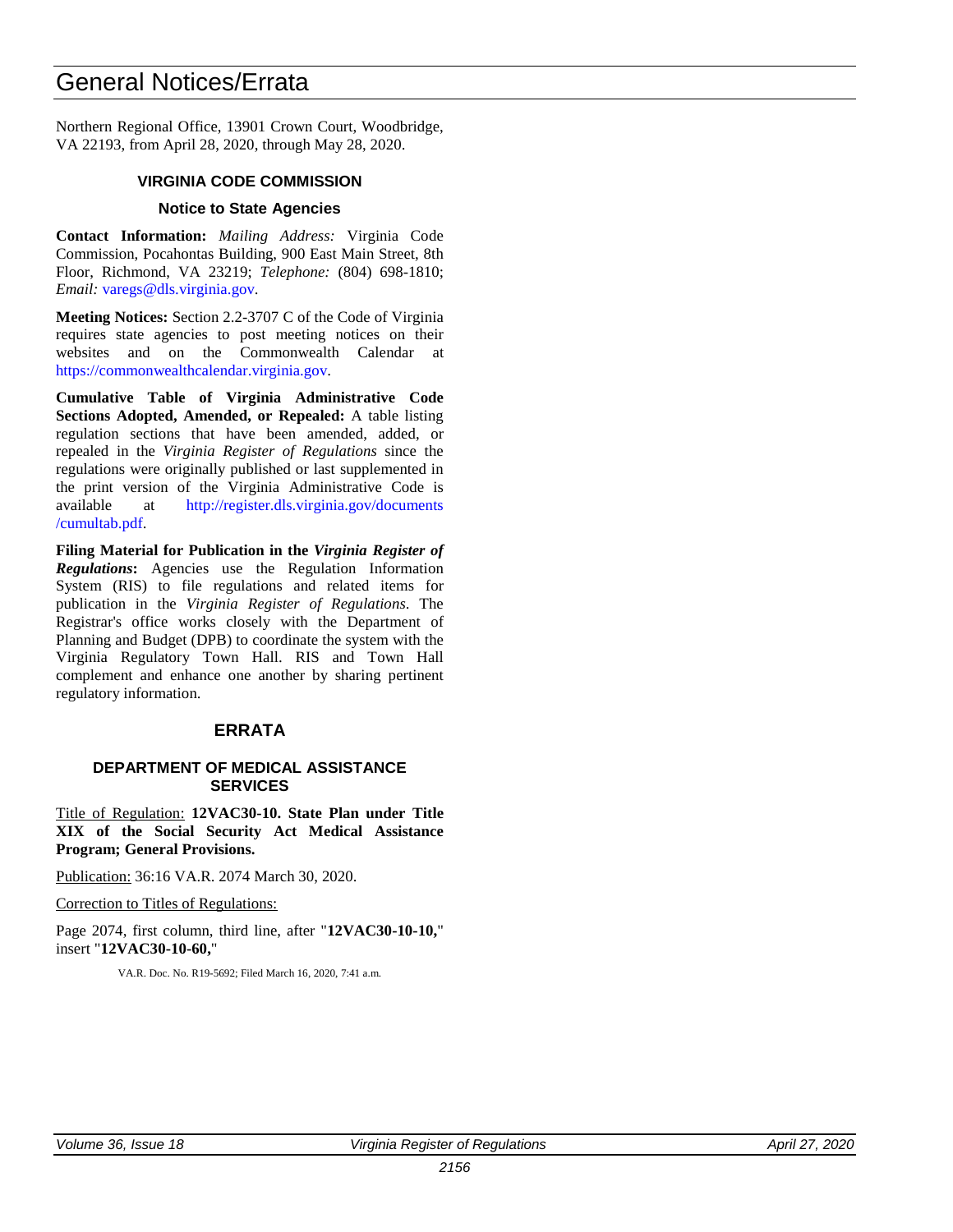Northern Regional Office, 13901 Crown Court, Woodbridge, VA 22193, from April 28, 2020, through May 28, 2020.

### VIRGINIA CODE COMMISSION

#### Notice to State Agencies

**Contact Information:** *Mailing Address:* Virginia Code Commission, Pocahontas Building, 900 East Main Street, 8th Floor, Richmond, VA 23219; *Telephone:* (804) 698-1810; *Email:* varegs@dls.virginia.gov.

**Meeting Notices:** Section 2.2-3707 C of the Code of Virginia requires state agencies to post meeting notices on their websites and on the Commonwealth Calendar at https://commonwealthcalendar.virginia.gov.

**Cumulative Table of Virginia Administrative Code Sections Adopted, Amended, or Repealed:** A table listing regulation sections that have been amended, added, or repealed in the *Virginia Register of Regulations* since the regulations were originally published or last supplemented in the print version of the Virginia Administrative Code is available at http://register.dls.virginia.gov/documents/cumultab.pdf.

**Filing Material for Publication in the *Virginia Register of Regulations*:** Agencies use the Regulation Information System (RIS) to file regulations and related items for publication in the *Virginia Register of Regulations*. The Registrar's office works closely with the Department of Planning and Budget (DPB) to coordinate the system with the Virginia Regulatory Town Hall. RIS and Town Hall complement and enhance one another by sharing pertinent regulatory information.

## ERRATA

### DEPARTMENT OF MEDICAL ASSISTANCE SERVICES

Title of Regulation: **12VAC30-10. State Plan under Title XIX of the Social Security Act Medical Assistance Program; General Provisions.**

Publication: 36:16 VA.R. 2074 March 30, 2020.

Correction to Titles of Regulations:

Page 2074, first column, third line, after "**12VAC30-10-10,**" insert "**12VAC30-10-60,**"

VA.R. Doc. No. R19-5692; Filed March 16, 2020, 7:41 a.m.